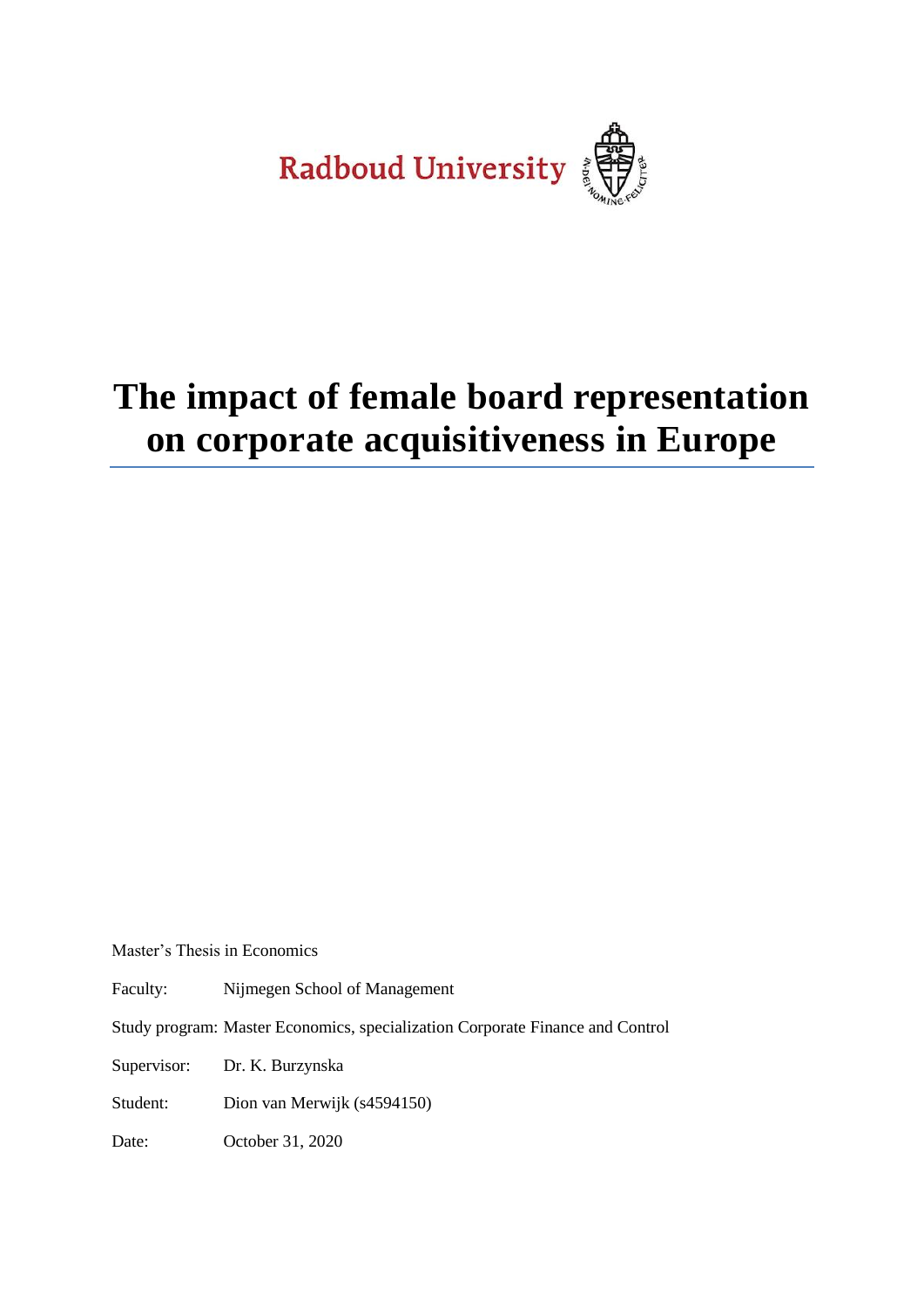Radboud University

# The impact of female board representation on corporate acquisitiveness in Europe

Master's Thesis in Economics

Faculty: Nijmegen School of Management

Study program: Master Economics, specialization Corporate Finance and Control

Supervisor: Dr. K. Burzynska

Student: Dion van Merwijk (s4594150)

Date: October 31, 2020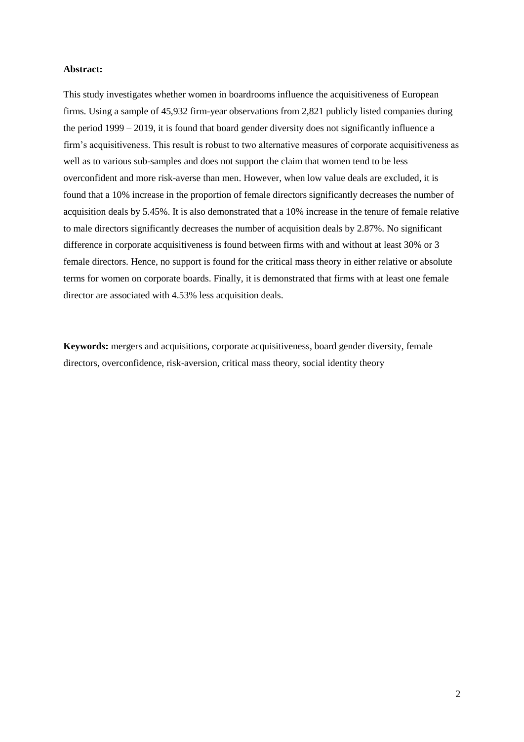**Abstract:**

This study investigates whether women in boardrooms influence the acquisitiveness of European firms. Using a sample of 45,932 firm-year observations from 2,821 publicly listed companies during the period 1999 – 2019, it is found that board gender diversity does not significantly influence a firm's acquisitiveness. This result is robust to two alternative measures of corporate acquisitiveness as well as to various sub-samples and does not support the claim that women tend to be less overconfident and more risk-averse than men. However, when low value deals are excluded, it is found that a 10% increase in the proportion of female directors significantly decreases the number of acquisition deals by 5.45%. It is also demonstrated that a 10% increase in the tenure of female relative to male directors significantly decreases the number of acquisition deals by 2.87%. No significant difference in corporate acquisitiveness is found between firms with and without at least 30% or 3 female directors. Hence, no support is found for the critical mass theory in either relative or absolute terms for women on corporate boards. Finally, it is demonstrated that firms with at least one female director are associated with 4.53% less acquisition deals.

**Keywords:** mergers and acquisitions, corporate acquisitiveness, board gender diversity, female directors, overconfidence, risk-aversion, critical mass theory, social identity theory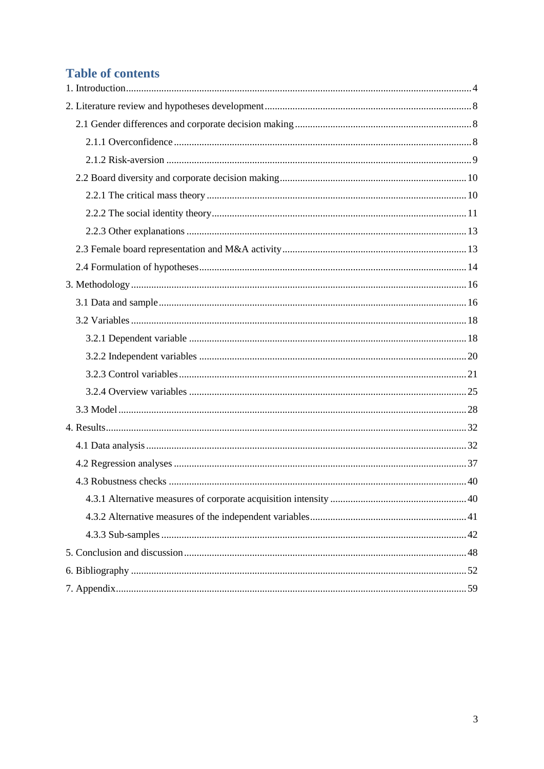# Table of contents

1. Introduction ........................................................................................................................ 4

2. Literature review and hypotheses development ................................................................. 8

  2.1 Gender differences and corporate decision making ...................................................... 8

    2.1.1 Overconfidence ....................................................................................................... 8

    2.1.2 Risk-aversion ........................................................................................................... 9

  2.2 Board diversity and corporate decision making ........................................................... 10

    2.2.1 The critical mass theory ......................................................................................... 10

    2.2.2 The social identity theory ....................................................................................... 11

    2.2.3 Other explanations ................................................................................................. 13

  2.3 Female board representation and M&A activity .......................................................... 13

  2.4 Formulation of hypotheses ........................................................................................... 14

3. Methodology .................................................................................................................... 16

  3.1 Data and sample ........................................................................................................... 16

  3.2 Variables ...................................................................................................................... 18

    3.2.1 Dependent variable ................................................................................................ 18

    3.2.2 Independent variables ............................................................................................ 20

    3.2.3 Control variables .................................................................................................... 21

    3.2.4 Overview variables ................................................................................................ 25

  3.3 Model ........................................................................................................................... 28

4. Results .............................................................................................................................. 32

  4.1 Data analysis ................................................................................................................ 32

  4.2 Regression analyses ..................................................................................................... 37

  4.3 Robustness checks ........................................................................................................ 40

    4.3.1 Alternative measures of corporate acquisition intensity ....................................... 40

    4.3.2 Alternative measures of the independent variables ............................................... 41

    4.3.3 Sub-samples ........................................................................................................... 42

5. Conclusion and discussion ............................................................................................... 48

6. Bibliography .................................................................................................................... 52

7. Appendix .......................................................................................................................... 59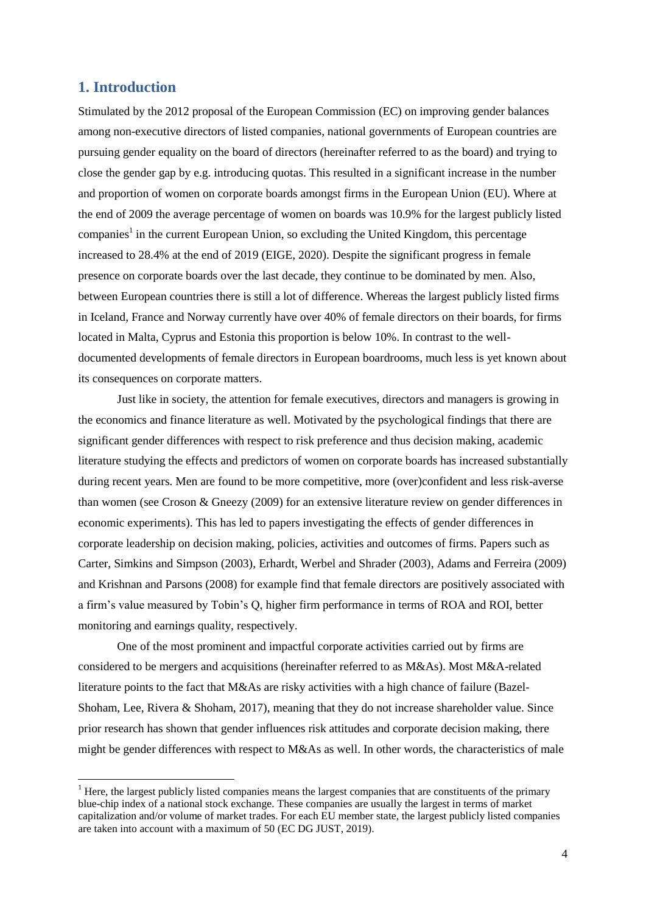## 1. Introduction

Stimulated by the 2012 proposal of the European Commission (EC) on improving gender balances among non-executive directors of listed companies, national governments of European countries are pursuing gender equality on the board of directors (hereinafter referred to as the board) and trying to close the gender gap by e.g. introducing quotas. This resulted in a significant increase in the number and proportion of women on corporate boards amongst firms in the European Union (EU). Where at the end of 2009 the average percentage of women on boards was 10.9% for the largest publicly listed companies[1] in the current European Union, so excluding the United Kingdom, this percentage increased to 28.4% at the end of 2019 (EIGE, 2020). Despite the significant progress in female presence on corporate boards over the last decade, they continue to be dominated by men. Also, between European countries there is still a lot of difference. Whereas the largest publicly listed firms in Iceland, France and Norway currently have over 40% of female directors on their boards, for firms located in Malta, Cyprus and Estonia this proportion is below 10%. In contrast to the well-documented developments of female directors in European boardrooms, much less is yet known about its consequences on corporate matters.

Just like in society, the attention for female executives, directors and managers is growing in the economics and finance literature as well. Motivated by the psychological findings that there are significant gender differences with respect to risk preference and thus decision making, academic literature studying the effects and predictors of women on corporate boards has increased substantially during recent years. Men are found to be more competitive, more (over)confident and less risk-averse than women (see Croson & Gneezy (2009) for an extensive literature review on gender differences in economic experiments). This has led to papers investigating the effects of gender differences in corporate leadership on decision making, policies, activities and outcomes of firms. Papers such as Carter, Simkins and Simpson (2003), Erhardt, Werbel and Shrader (2003), Adams and Ferreira (2009) and Krishnan and Parsons (2008) for example find that female directors are positively associated with a firm's value measured by Tobin's Q, higher firm performance in terms of ROA and ROI, better monitoring and earnings quality, respectively.

One of the most prominent and impactful corporate activities carried out by firms are considered to be mergers and acquisitions (hereinafter referred to as M&As). Most M&A-related literature points to the fact that M&As are risky activities with a high chance of failure (Bazel-Shoham, Lee, Rivera & Shoham, 2017), meaning that they do not increase shareholder value. Since prior research has shown that gender influences risk attitudes and corporate decision making, there might be gender differences with respect to M&As as well. In other words, the characteristics of male

[1] Here, the largest publicly listed companies means the largest companies that are constituents of the primary blue-chip index of a national stock exchange. These companies are usually the largest in terms of market capitalization and/or volume of market trades. For each EU member state, the largest publicly listed companies are taken into account with a maximum of 50 (EC DG JUST, 2019).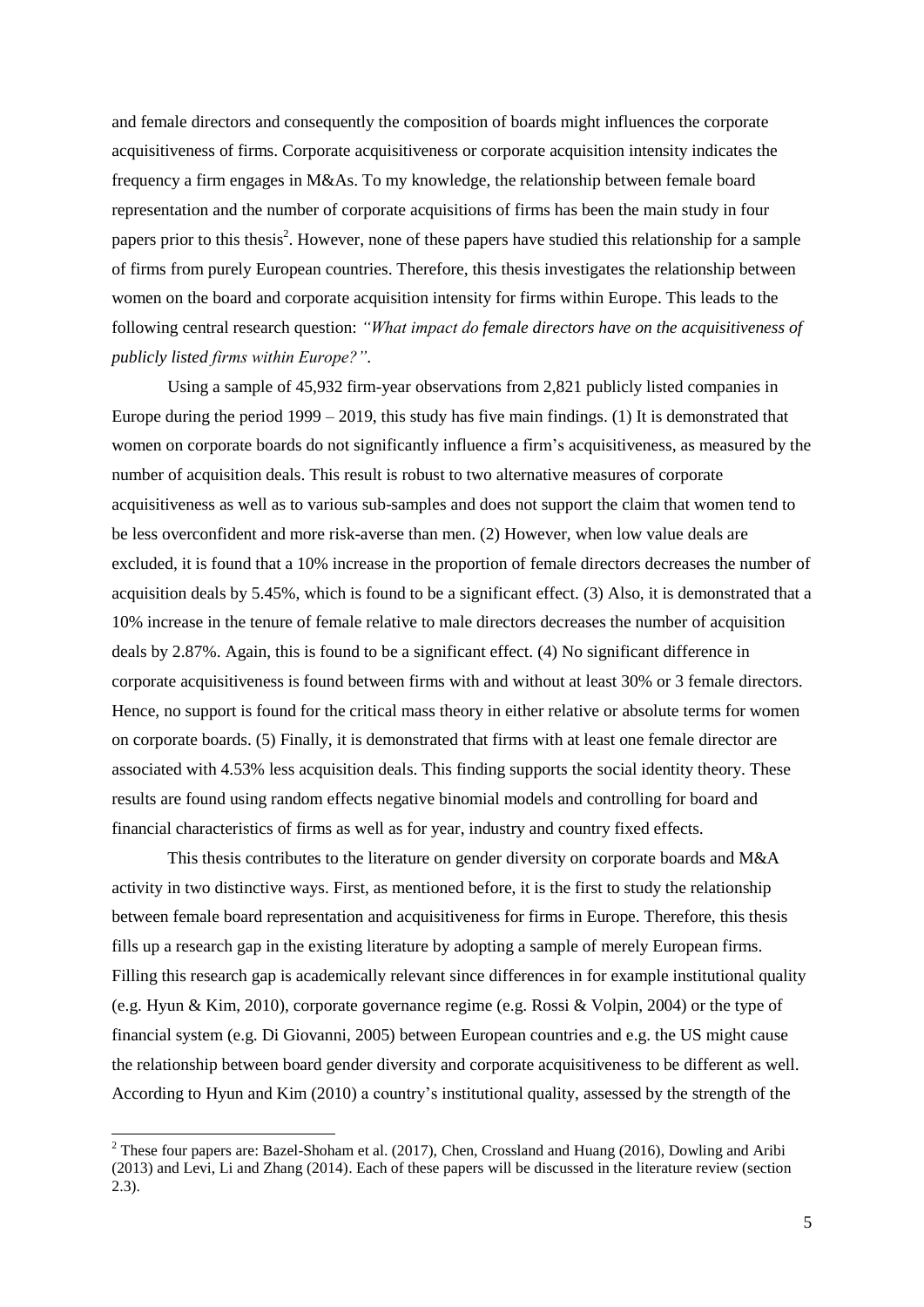and female directors and consequently the composition of boards might influences the corporate acquisitiveness of firms. Corporate acquisitiveness or corporate acquisition intensity indicates the frequency a firm engages in M&As. To my knowledge, the relationship between female board representation and the number of corporate acquisitions of firms has been the main study in four papers prior to this thesis[2]. However, none of these papers have studied this relationship for a sample of firms from purely European countries. Therefore, this thesis investigates the relationship between women on the board and corporate acquisition intensity for firms within Europe. This leads to the following central research question: *"What impact do female directors have on the acquisitiveness of publicly listed firms within Europe?"*.

Using a sample of 45,932 firm-year observations from 2,821 publicly listed companies in Europe during the period 1999 – 2019, this study has five main findings. (1) It is demonstrated that women on corporate boards do not significantly influence a firm's acquisitiveness, as measured by the number of acquisition deals. This result is robust to two alternative measures of corporate acquisitiveness as well as to various sub-samples and does not support the claim that women tend to be less overconfident and more risk-averse than men. (2) However, when low value deals are excluded, it is found that a 10% increase in the proportion of female directors decreases the number of acquisition deals by 5.45%, which is found to be a significant effect. (3) Also, it is demonstrated that a 10% increase in the tenure of female relative to male directors decreases the number of acquisition deals by 2.87%. Again, this is found to be a significant effect. (4) No significant difference in corporate acquisitiveness is found between firms with and without at least 30% or 3 female directors. Hence, no support is found for the critical mass theory in either relative or absolute terms for women on corporate boards. (5) Finally, it is demonstrated that firms with at least one female director are associated with 4.53% less acquisition deals. This finding supports the social identity theory. These results are found using random effects negative binomial models and controlling for board and financial characteristics of firms as well as for year, industry and country fixed effects.

This thesis contributes to the literature on gender diversity on corporate boards and M&A activity in two distinctive ways. First, as mentioned before, it is the first to study the relationship between female board representation and acquisitiveness for firms in Europe. Therefore, this thesis fills up a research gap in the existing literature by adopting a sample of merely European firms. Filling this research gap is academically relevant since differences in for example institutional quality (e.g. Hyun & Kim, 2010), corporate governance regime (e.g. Rossi & Volpin, 2004) or the type of financial system (e.g. Di Giovanni, 2005) between European countries and e.g. the US might cause the relationship between board gender diversity and corporate acquisitiveness to be different as well. According to Hyun and Kim (2010) a country's institutional quality, assessed by the strength of the

---

[2] These four papers are: Bazel-Shoham et al. (2017), Chen, Crossland and Huang (2016), Dowling and Aribi (2013) and Levi, Li and Zhang (2014). Each of these papers will be discussed in the literature review (section 2.3).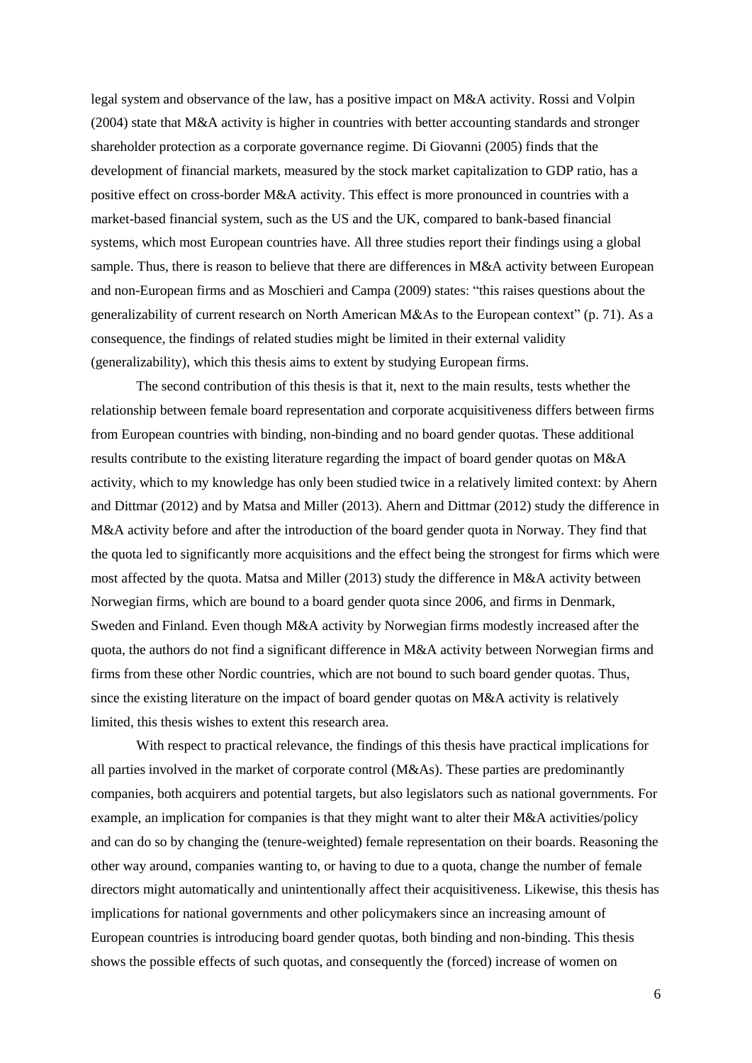legal system and observance of the law, has a positive impact on M&A activity. Rossi and Volpin (2004) state that M&A activity is higher in countries with better accounting standards and stronger shareholder protection as a corporate governance regime. Di Giovanni (2005) finds that the development of financial markets, measured by the stock market capitalization to GDP ratio, has a positive effect on cross-border M&A activity. This effect is more pronounced in countries with a market-based financial system, such as the US and the UK, compared to bank-based financial systems, which most European countries have. All three studies report their findings using a global sample. Thus, there is reason to believe that there are differences in M&A activity between European and non-European firms and as Moschieri and Campa (2009) states: "this raises questions about the generalizability of current research on North American M&As to the European context" (p. 71). As a consequence, the findings of related studies might be limited in their external validity (generalizability), which this thesis aims to extent by studying European firms.

The second contribution of this thesis is that it, next to the main results, tests whether the relationship between female board representation and corporate acquisitiveness differs between firms from European countries with binding, non-binding and no board gender quotas. These additional results contribute to the existing literature regarding the impact of board gender quotas on M&A activity, which to my knowledge has only been studied twice in a relatively limited context: by Ahern and Dittmar (2012) and by Matsa and Miller (2013). Ahern and Dittmar (2012) study the difference in M&A activity before and after the introduction of the board gender quota in Norway. They find that the quota led to significantly more acquisitions and the effect being the strongest for firms which were most affected by the quota. Matsa and Miller (2013) study the difference in M&A activity between Norwegian firms, which are bound to a board gender quota since 2006, and firms in Denmark, Sweden and Finland. Even though M&A activity by Norwegian firms modestly increased after the quota, the authors do not find a significant difference in M&A activity between Norwegian firms and firms from these other Nordic countries, which are not bound to such board gender quotas. Thus, since the existing literature on the impact of board gender quotas on M&A activity is relatively limited, this thesis wishes to extent this research area.

With respect to practical relevance, the findings of this thesis have practical implications for all parties involved in the market of corporate control (M&As). These parties are predominantly companies, both acquirers and potential targets, but also legislators such as national governments. For example, an implication for companies is that they might want to alter their M&A activities/policy and can do so by changing the (tenure-weighted) female representation on their boards. Reasoning the other way around, companies wanting to, or having to due to a quota, change the number of female directors might automatically and unintentionally affect their acquisitiveness. Likewise, this thesis has implications for national governments and other policymakers since an increasing amount of European countries is introducing board gender quotas, both binding and non-binding. This thesis shows the possible effects of such quotas, and consequently the (forced) increase of women on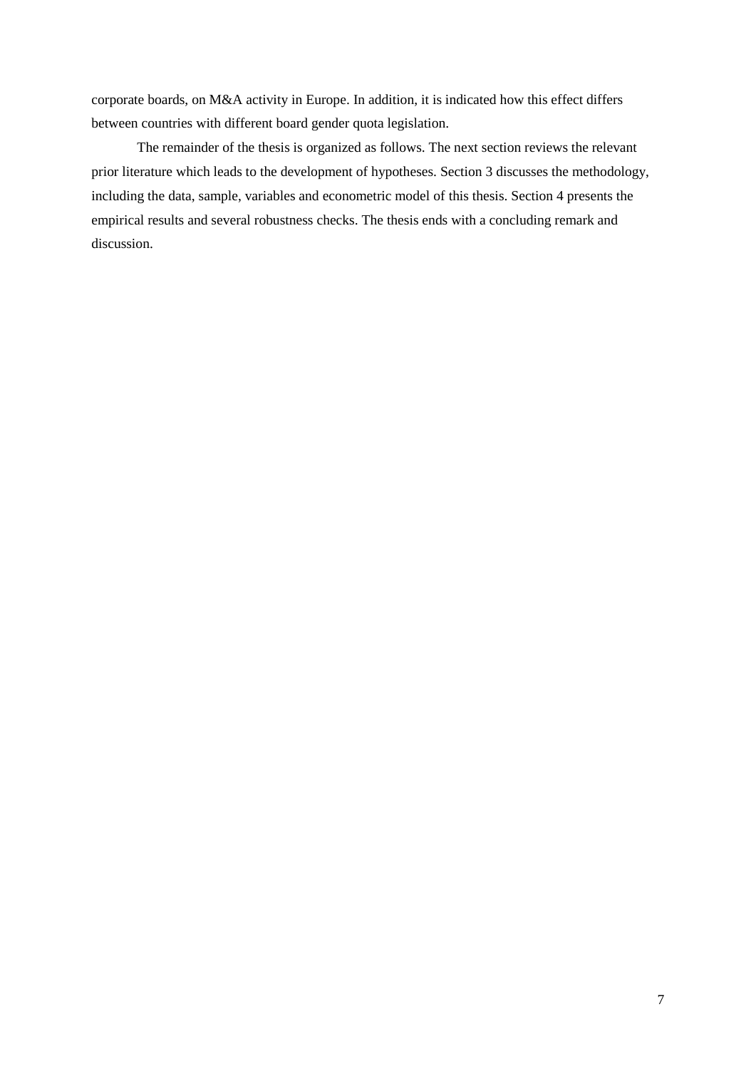corporate boards, on M&A activity in Europe. In addition, it is indicated how this effect differs between countries with different board gender quota legislation.

The remainder of the thesis is organized as follows. The next section reviews the relevant prior literature which leads to the development of hypotheses. Section 3 discusses the methodology, including the data, sample, variables and econometric model of this thesis. Section 4 presents the empirical results and several robustness checks. The thesis ends with a concluding remark and discussion.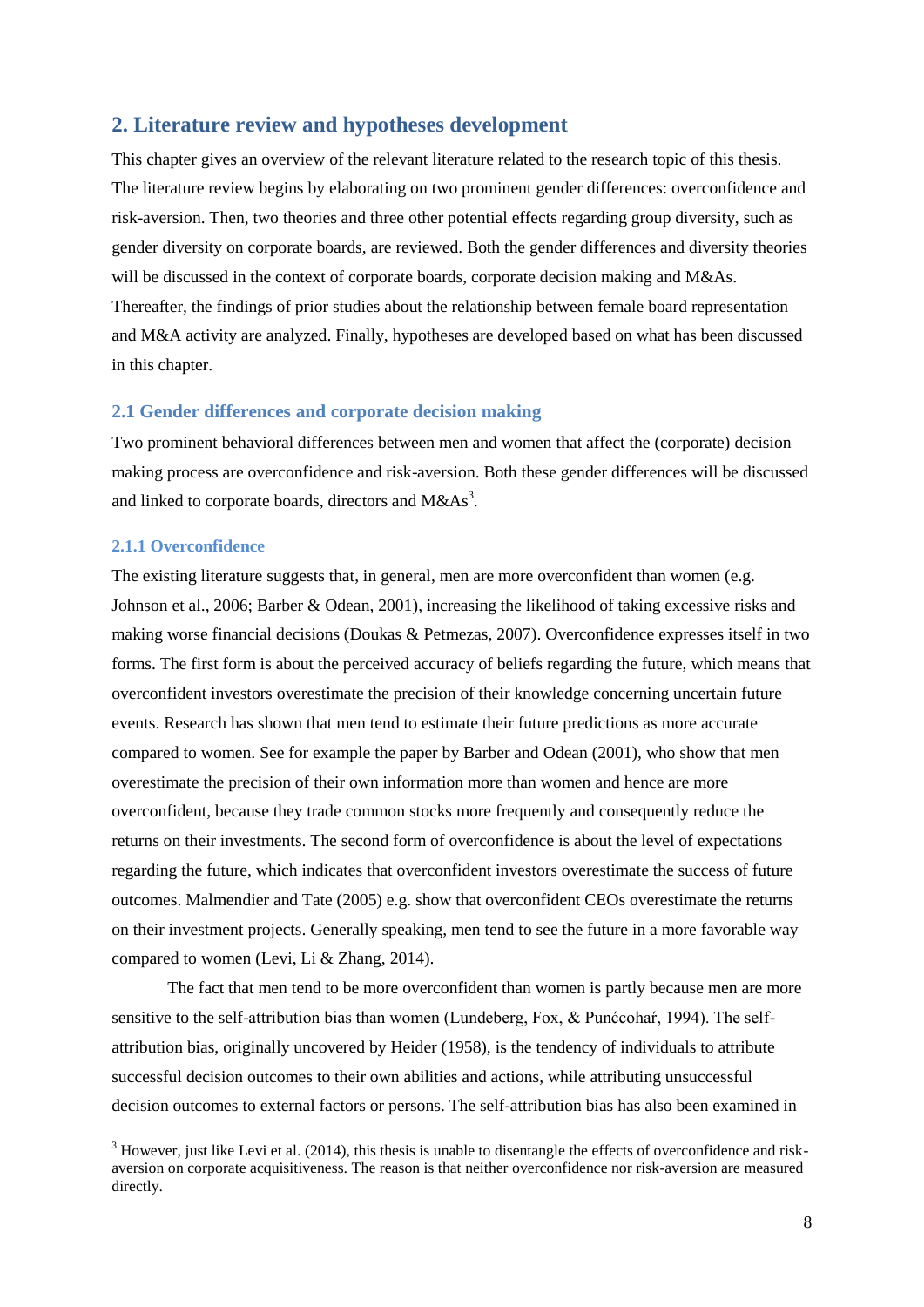## 2. Literature review and hypotheses development

This chapter gives an overview of the relevant literature related to the research topic of this thesis. The literature review begins by elaborating on two prominent gender differences: overconfidence and risk-aversion. Then, two theories and three other potential effects regarding group diversity, such as gender diversity on corporate boards, are reviewed. Both the gender differences and diversity theories will be discussed in the context of corporate boards, corporate decision making and M&As. Thereafter, the findings of prior studies about the relationship between female board representation and M&A activity are analyzed. Finally, hypotheses are developed based on what has been discussed in this chapter.

### 2.1 Gender differences and corporate decision making

Two prominent behavioral differences between men and women that affect the (corporate) decision making process are overconfidence and risk-aversion. Both these gender differences will be discussed and linked to corporate boards, directors and M&As[3].

#### 2.1.1 Overconfidence

The existing literature suggests that, in general, men are more overconfident than women (e.g. Johnson et al., 2006; Barber & Odean, 2001), increasing the likelihood of taking excessive risks and making worse financial decisions (Doukas & Petmezas, 2007). Overconfidence expresses itself in two forms. The first form is about the perceived accuracy of beliefs regarding the future, which means that overconfident investors overestimate the precision of their knowledge concerning uncertain future events. Research has shown that men tend to estimate their future predictions as more accurate compared to women. See for example the paper by Barber and Odean (2001), who show that men overestimate the precision of their own information more than women and hence are more overconfident, because they trade common stocks more frequently and consequently reduce the returns on their investments. The second form of overconfidence is about the level of expectations regarding the future, which indicates that overconfident investors overestimate the success of future outcomes. Malmendier and Tate (2005) e.g. show that overconfident CEOs overestimate the returns on their investment projects. Generally speaking, men tend to see the future in a more favorable way compared to women (Levi, Li & Zhang, 2014).

The fact that men tend to be more overconfident than women is partly because men are more sensitive to the self-attribution bias than women (Lundeberg, Fox, & Punćcohaŕ, 1994). The self-attribution bias, originally uncovered by Heider (1958), is the tendency of individuals to attribute successful decision outcomes to their own abilities and actions, while attributing unsuccessful decision outcomes to external factors or persons. The self-attribution bias has also been examined in

[3] However, just like Levi et al. (2014), this thesis is unable to disentangle the effects of overconfidence and risk-aversion on corporate acquisitiveness. The reason is that neither overconfidence nor risk-aversion are measured directly.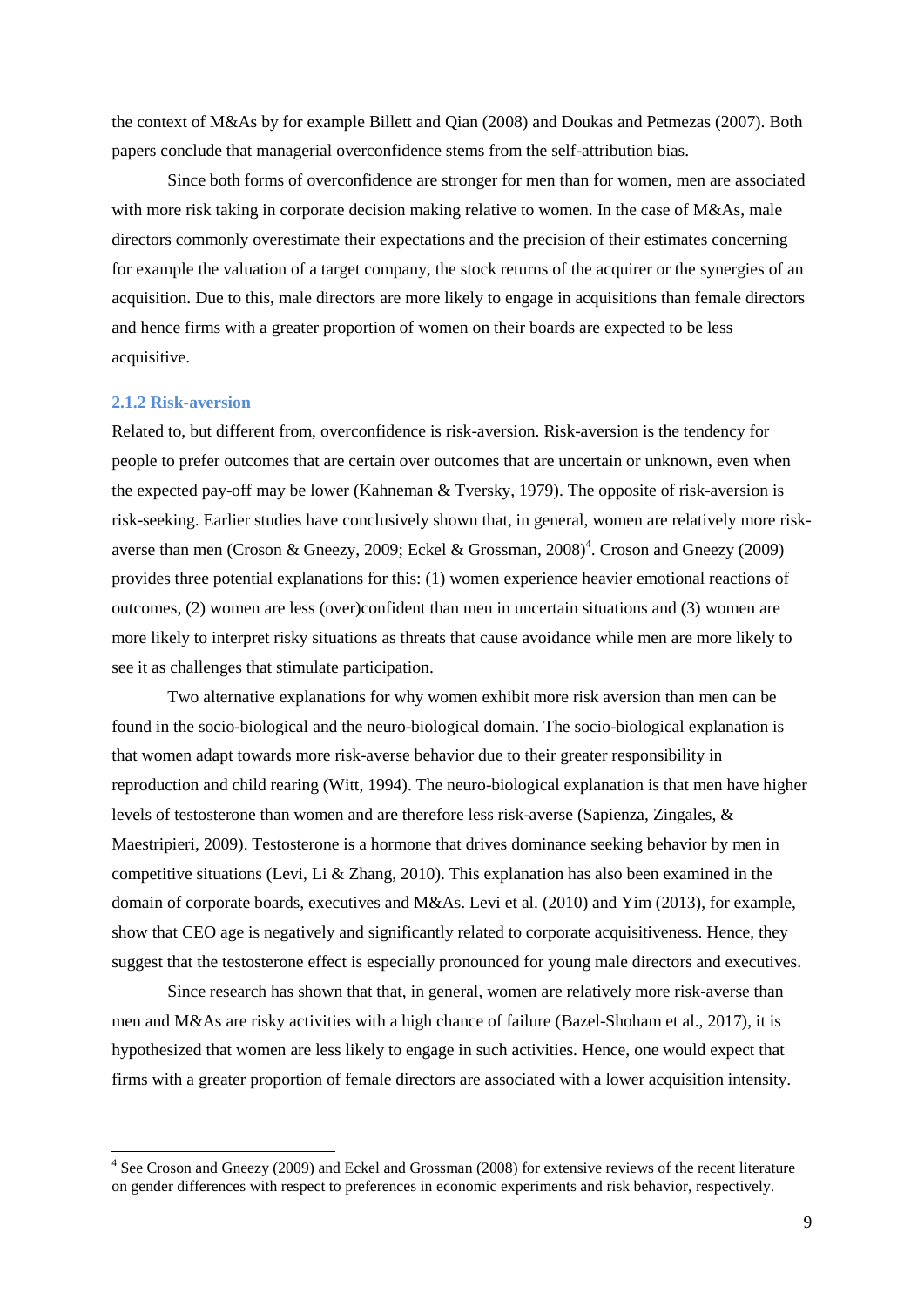the context of M&As by for example Billett and Qian (2008) and Doukas and Petmezas (2007). Both papers conclude that managerial overconfidence stems from the self-attribution bias.

Since both forms of overconfidence are stronger for men than for women, men are associated with more risk taking in corporate decision making relative to women. In the case of M&As, male directors commonly overestimate their expectations and the precision of their estimates concerning for example the valuation of a target company, the stock returns of the acquirer or the synergies of an acquisition. Due to this, male directors are more likely to engage in acquisitions than female directors and hence firms with a greater proportion of women on their boards are expected to be less acquisitive.

### 2.1.2 Risk-aversion

Related to, but different from, overconfidence is risk-aversion. Risk-aversion is the tendency for people to prefer outcomes that are certain over outcomes that are uncertain or unknown, even when the expected pay-off may be lower (Kahneman & Tversky, 1979). The opposite of risk-aversion is risk-seeking. Earlier studies have conclusively shown that, in general, women are relatively more risk-averse than men (Croson & Gneezy, 2009; Eckel & Grossman, 2008)[4]. Croson and Gneezy (2009) provides three potential explanations for this: (1) women experience heavier emotional reactions of outcomes, (2) women are less (over)confident than men in uncertain situations and (3) women are more likely to interpret risky situations as threats that cause avoidance while men are more likely to see it as challenges that stimulate participation.

Two alternative explanations for why women exhibit more risk aversion than men can be found in the socio-biological and the neuro-biological domain. The socio-biological explanation is that women adapt towards more risk-averse behavior due to their greater responsibility in reproduction and child rearing (Witt, 1994). The neuro-biological explanation is that men have higher levels of testosterone than women and are therefore less risk-averse (Sapienza, Zingales, & Maestripieri, 2009). Testosterone is a hormone that drives dominance seeking behavior by men in competitive situations (Levi, Li & Zhang, 2010). This explanation has also been examined in the domain of corporate boards, executives and M&As. Levi et al. (2010) and Yim (2013), for example, show that CEO age is negatively and significantly related to corporate acquisitiveness. Hence, they suggest that the testosterone effect is especially pronounced for young male directors and executives.

Since research has shown that that, in general, women are relatively more risk-averse than men and M&As are risky activities with a high chance of failure (Bazel-Shoham et al., 2017), it is hypothesized that women are less likely to engage in such activities. Hence, one would expect that firms with a greater proportion of female directors are associated with a lower acquisition intensity.

[4] See Croson and Gneezy (2009) and Eckel and Grossman (2008) for extensive reviews of the recent literature on gender differences with respect to preferences in economic experiments and risk behavior, respectively.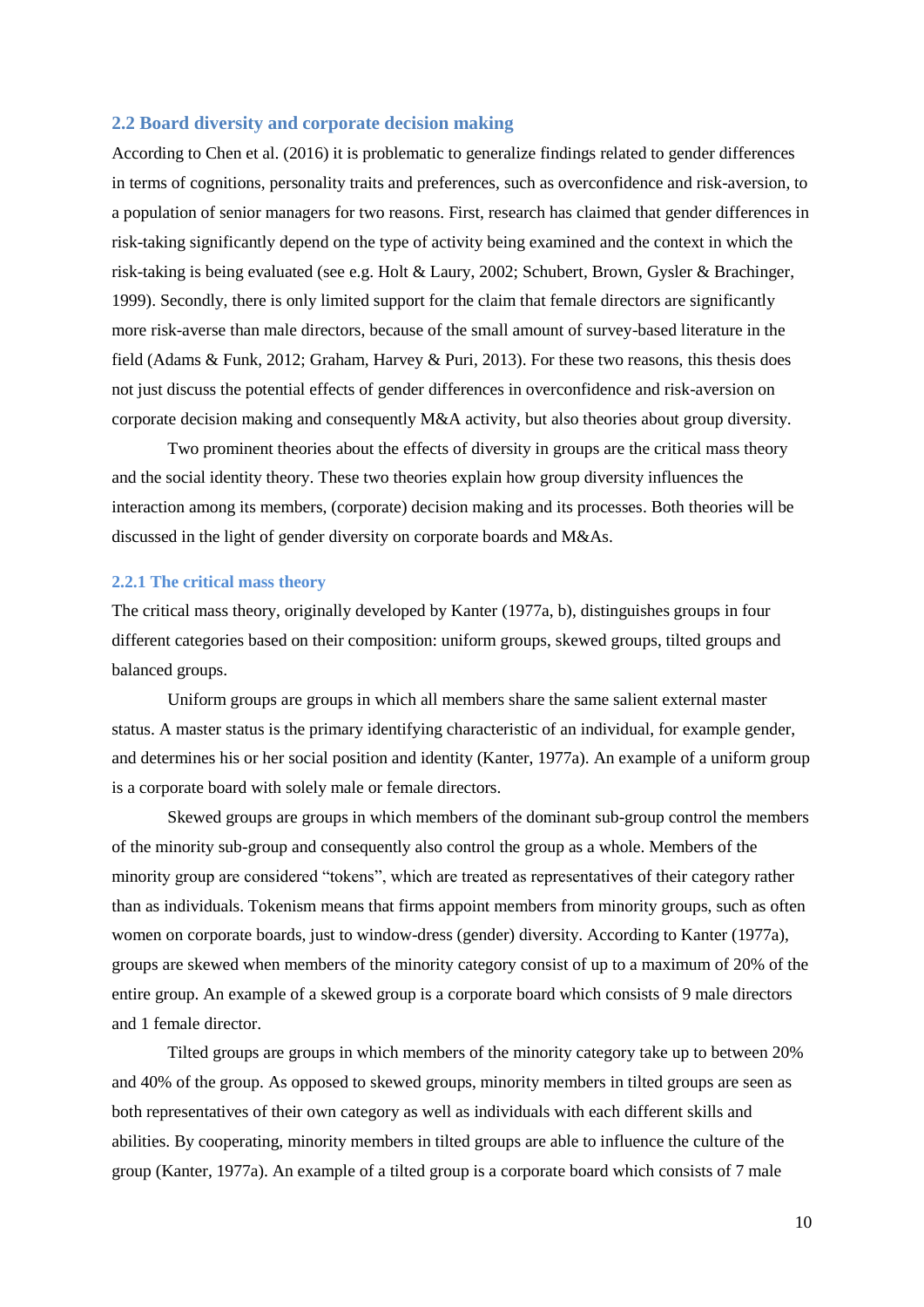## 2.2 Board diversity and corporate decision making

According to Chen et al. (2016) it is problematic to generalize findings related to gender differences in terms of cognitions, personality traits and preferences, such as overconfidence and risk-aversion, to a population of senior managers for two reasons. First, research has claimed that gender differences in risk-taking significantly depend on the type of activity being examined and the context in which the risk-taking is being evaluated (see e.g. Holt & Laury, 2002; Schubert, Brown, Gysler & Brachinger, 1999). Secondly, there is only limited support for the claim that female directors are significantly more risk-averse than male directors, because of the small amount of survey-based literature in the field (Adams & Funk, 2012; Graham, Harvey & Puri, 2013). For these two reasons, this thesis does not just discuss the potential effects of gender differences in overconfidence and risk-aversion on corporate decision making and consequently M&A activity, but also theories about group diversity.

Two prominent theories about the effects of diversity in groups are the critical mass theory and the social identity theory. These two theories explain how group diversity influences the interaction among its members, (corporate) decision making and its processes. Both theories will be discussed in the light of gender diversity on corporate boards and M&As.

### 2.2.1 The critical mass theory

The critical mass theory, originally developed by Kanter (1977a, b), distinguishes groups in four different categories based on their composition: uniform groups, skewed groups, tilted groups and balanced groups.

Uniform groups are groups in which all members share the same salient external master status. A master status is the primary identifying characteristic of an individual, for example gender, and determines his or her social position and identity (Kanter, 1977a). An example of a uniform group is a corporate board with solely male or female directors.

Skewed groups are groups in which members of the dominant sub-group control the members of the minority sub-group and consequently also control the group as a whole. Members of the minority group are considered "tokens", which are treated as representatives of their category rather than as individuals. Tokenism means that firms appoint members from minority groups, such as often women on corporate boards, just to window-dress (gender) diversity. According to Kanter (1977a), groups are skewed when members of the minority category consist of up to a maximum of 20% of the entire group. An example of a skewed group is a corporate board which consists of 9 male directors and 1 female director.

Tilted groups are groups in which members of the minority category take up to between 20% and 40% of the group. As opposed to skewed groups, minority members in tilted groups are seen as both representatives of their own category as well as individuals with each different skills and abilities. By cooperating, minority members in tilted groups are able to influence the culture of the group (Kanter, 1977a). An example of a tilted group is a corporate board which consists of 7 male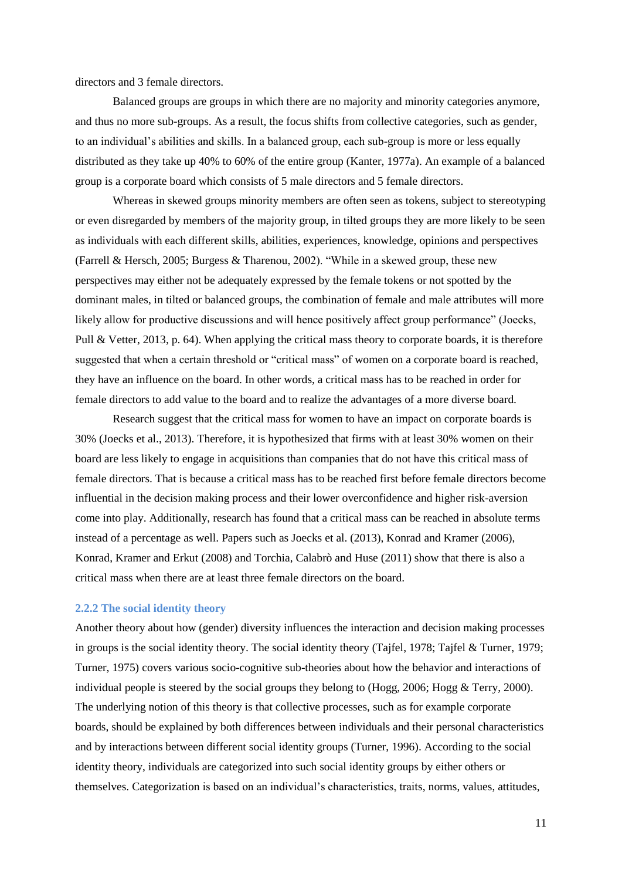directors and 3 female directors.

Balanced groups are groups in which there are no majority and minority categories anymore, and thus no more sub-groups. As a result, the focus shifts from collective categories, such as gender, to an individual's abilities and skills. In a balanced group, each sub-group is more or less equally distributed as they take up 40% to 60% of the entire group (Kanter, 1977a). An example of a balanced group is a corporate board which consists of 5 male directors and 5 female directors.

Whereas in skewed groups minority members are often seen as tokens, subject to stereotyping or even disregarded by members of the majority group, in tilted groups they are more likely to be seen as individuals with each different skills, abilities, experiences, knowledge, opinions and perspectives (Farrell & Hersch, 2005; Burgess & Tharenou, 2002). "While in a skewed group, these new perspectives may either not be adequately expressed by the female tokens or not spotted by the dominant males, in tilted or balanced groups, the combination of female and male attributes will more likely allow for productive discussions and will hence positively affect group performance" (Joecks, Pull & Vetter, 2013, p. 64). When applying the critical mass theory to corporate boards, it is therefore suggested that when a certain threshold or "critical mass" of women on a corporate board is reached, they have an influence on the board. In other words, a critical mass has to be reached in order for female directors to add value to the board and to realize the advantages of a more diverse board.

Research suggest that the critical mass for women to have an impact on corporate boards is 30% (Joecks et al., 2013). Therefore, it is hypothesized that firms with at least 30% women on their board are less likely to engage in acquisitions than companies that do not have this critical mass of female directors. That is because a critical mass has to be reached first before female directors become influential in the decision making process and their lower overconfidence and higher risk-aversion come into play. Additionally, research has found that a critical mass can be reached in absolute terms instead of a percentage as well. Papers such as Joecks et al. (2013), Konrad and Kramer (2006), Konrad, Kramer and Erkut (2008) and Torchia, Calabrò and Huse (2011) show that there is also a critical mass when there are at least three female directors on the board.

### 2.2.2 The social identity theory

Another theory about how (gender) diversity influences the interaction and decision making processes in groups is the social identity theory. The social identity theory (Tajfel, 1978; Tajfel & Turner, 1979; Turner, 1975) covers various socio-cognitive sub-theories about how the behavior and interactions of individual people is steered by the social groups they belong to (Hogg, 2006; Hogg & Terry, 2000). The underlying notion of this theory is that collective processes, such as for example corporate boards, should be explained by both differences between individuals and their personal characteristics and by interactions between different social identity groups (Turner, 1996). According to the social identity theory, individuals are categorized into such social identity groups by either others or themselves. Categorization is based on an individual's characteristics, traits, norms, values, attitudes,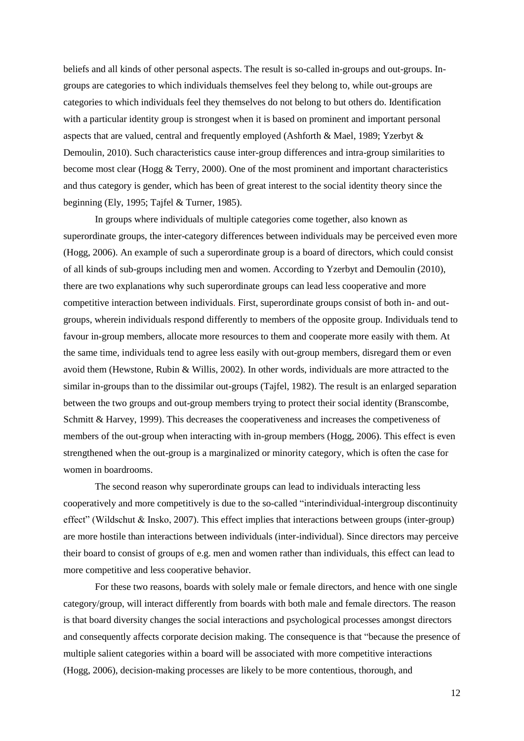beliefs and all kinds of other personal aspects. The result is so-called in-groups and out-groups. In-groups are categories to which individuals themselves feel they belong to, while out-groups are categories to which individuals feel they themselves do not belong to but others do. Identification with a particular identity group is strongest when it is based on prominent and important personal aspects that are valued, central and frequently employed (Ashforth & Mael, 1989; Yzerbyt & Demoulin, 2010). Such characteristics cause inter-group differences and intra-group similarities to become most clear (Hogg & Terry, 2000). One of the most prominent and important characteristics and thus category is gender, which has been of great interest to the social identity theory since the beginning (Ely, 1995; Tajfel & Turner, 1985).

In groups where individuals of multiple categories come together, also known as superordinate groups, the inter-category differences between individuals may be perceived even more (Hogg, 2006). An example of such a superordinate group is a board of directors, which could consist of all kinds of sub-groups including men and women. According to Yzerbyt and Demoulin (2010), there are two explanations why such superordinate groups can lead less cooperative and more competitive interaction between individuals. First, superordinate groups consist of both in- and out-groups, wherein individuals respond differently to members of the opposite group. Individuals tend to favour in-group members, allocate more resources to them and cooperate more easily with them. At the same time, individuals tend to agree less easily with out-group members, disregard them or even avoid them (Hewstone, Rubin & Willis, 2002). In other words, individuals are more attracted to the similar in-groups than to the dissimilar out-groups (Tajfel, 1982). The result is an enlarged separation between the two groups and out-group members trying to protect their social identity (Branscombe, Schmitt & Harvey, 1999). This decreases the cooperativeness and increases the competiveness of members of the out-group when interacting with in-group members (Hogg, 2006). This effect is even strengthened when the out-group is a marginalized or minority category, which is often the case for women in boardrooms.

The second reason why superordinate groups can lead to individuals interacting less cooperatively and more competitively is due to the so-called "interindividual-intergroup discontinuity effect" (Wildschut & Insko, 2007). This effect implies that interactions between groups (inter-group) are more hostile than interactions between individuals (inter-individual). Since directors may perceive their board to consist of groups of e.g. men and women rather than individuals, this effect can lead to more competitive and less cooperative behavior.

For these two reasons, boards with solely male or female directors, and hence with one single category/group, will interact differently from boards with both male and female directors. The reason is that board diversity changes the social interactions and psychological processes amongst directors and consequently affects corporate decision making. The consequence is that "because the presence of multiple salient categories within a board will be associated with more competitive interactions (Hogg, 2006), decision-making processes are likely to be more contentious, thorough, and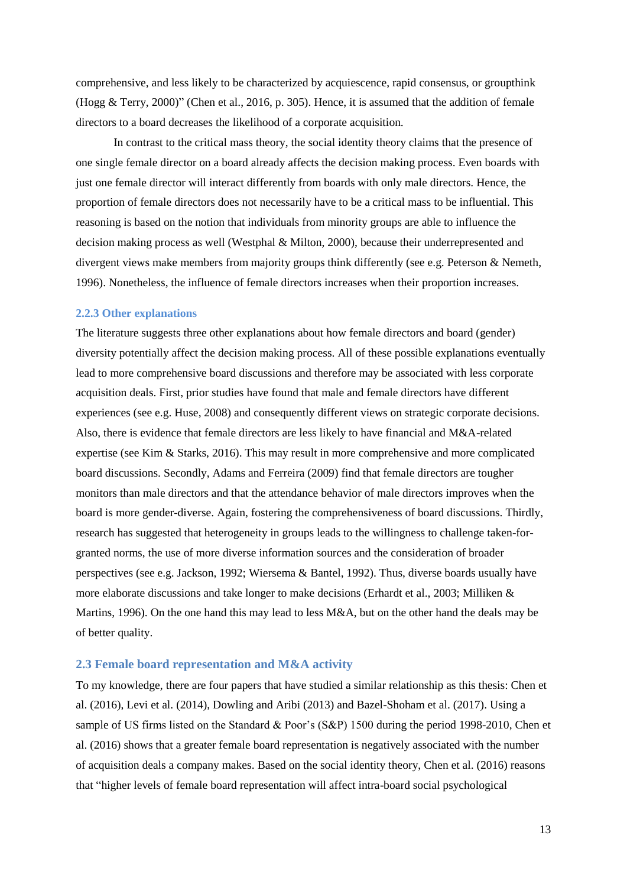comprehensive, and less likely to be characterized by acquiescence, rapid consensus, or groupthink (Hogg & Terry, 2000)" (Chen et al., 2016, p. 305). Hence, it is assumed that the addition of female directors to a board decreases the likelihood of a corporate acquisition.

In contrast to the critical mass theory, the social identity theory claims that the presence of one single female director on a board already affects the decision making process. Even boards with just one female director will interact differently from boards with only male directors. Hence, the proportion of female directors does not necessarily have to be a critical mass to be influential. This reasoning is based on the notion that individuals from minority groups are able to influence the decision making process as well (Westphal & Milton, 2000), because their underrepresented and divergent views make members from majority groups think differently (see e.g. Peterson & Nemeth, 1996). Nonetheless, the influence of female directors increases when their proportion increases.

### 2.2.3 Other explanations

The literature suggests three other explanations about how female directors and board (gender) diversity potentially affect the decision making process. All of these possible explanations eventually lead to more comprehensive board discussions and therefore may be associated with less corporate acquisition deals. First, prior studies have found that male and female directors have different experiences (see e.g. Huse, 2008) and consequently different views on strategic corporate decisions. Also, there is evidence that female directors are less likely to have financial and M&A-related expertise (see Kim & Starks, 2016). This may result in more comprehensive and more complicated board discussions. Secondly, Adams and Ferreira (2009) find that female directors are tougher monitors than male directors and that the attendance behavior of male directors improves when the board is more gender-diverse. Again, fostering the comprehensiveness of board discussions. Thirdly, research has suggested that heterogeneity in groups leads to the willingness to challenge taken-for-granted norms, the use of more diverse information sources and the consideration of broader perspectives (see e.g. Jackson, 1992; Wiersema & Bantel, 1992). Thus, diverse boards usually have more elaborate discussions and take longer to make decisions (Erhardt et al., 2003; Milliken & Martins, 1996). On the one hand this may lead to less M&A, but on the other hand the deals may be of better quality.

## 2.3 Female board representation and M&A activity

To my knowledge, there are four papers that have studied a similar relationship as this thesis: Chen et al. (2016), Levi et al. (2014), Dowling and Aribi (2013) and Bazel-Shoham et al. (2017). Using a sample of US firms listed on the Standard & Poor's (S&P) 1500 during the period 1998-2010, Chen et al. (2016) shows that a greater female board representation is negatively associated with the number of acquisition deals a company makes. Based on the social identity theory, Chen et al. (2016) reasons that "higher levels of female board representation will affect intra-board social psychological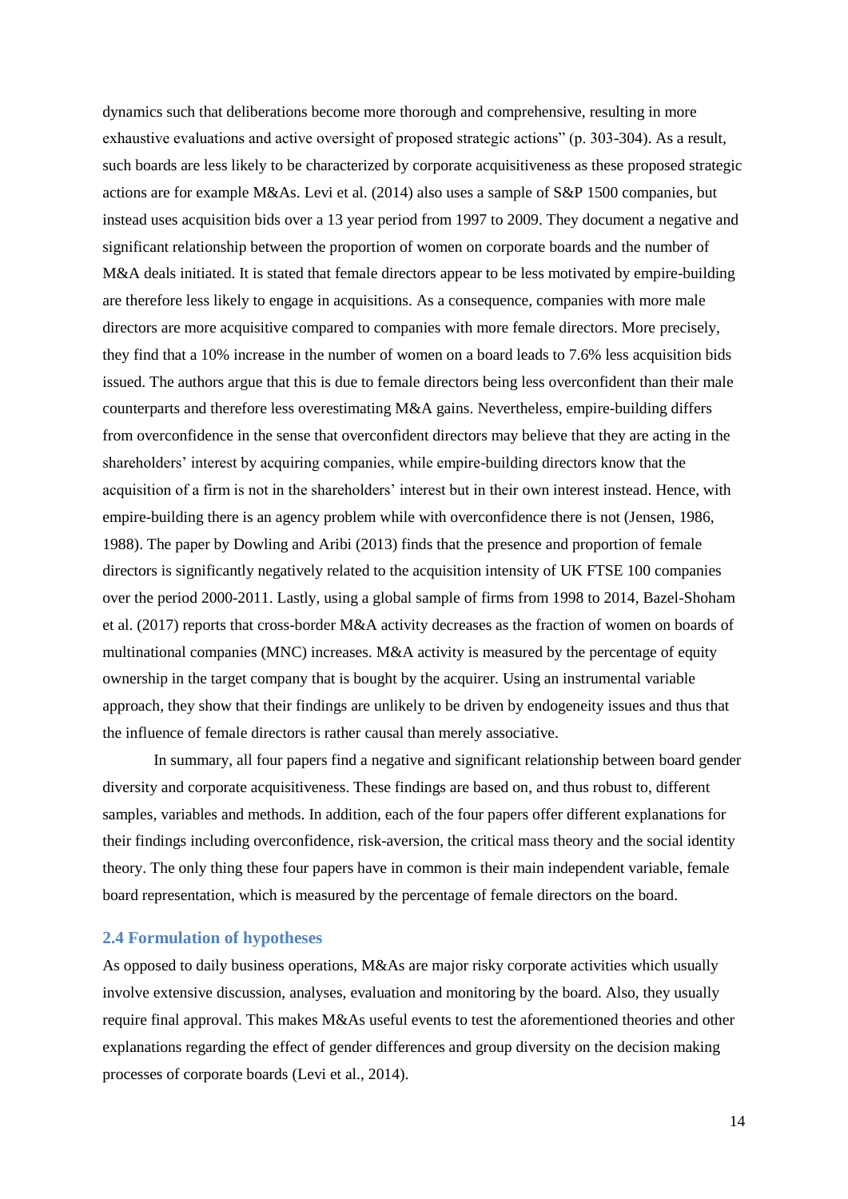dynamics such that deliberations become more thorough and comprehensive, resulting in more exhaustive evaluations and active oversight of proposed strategic actions" (p. 303-304). As a result, such boards are less likely to be characterized by corporate acquisitiveness as these proposed strategic actions are for example M&As. Levi et al. (2014) also uses a sample of S&P 1500 companies, but instead uses acquisition bids over a 13 year period from 1997 to 2009. They document a negative and significant relationship between the proportion of women on corporate boards and the number of M&A deals initiated. It is stated that female directors appear to be less motivated by empire-building are therefore less likely to engage in acquisitions. As a consequence, companies with more male directors are more acquisitive compared to companies with more female directors. More precisely, they find that a 10% increase in the number of women on a board leads to 7.6% less acquisition bids issued. The authors argue that this is due to female directors being less overconfident than their male counterparts and therefore less overestimating M&A gains. Nevertheless, empire-building differs from overconfidence in the sense that overconfident directors may believe that they are acting in the shareholders' interest by acquiring companies, while empire-building directors know that the acquisition of a firm is not in the shareholders' interest but in their own interest instead. Hence, with empire-building there is an agency problem while with overconfidence there is not (Jensen, 1986, 1988). The paper by Dowling and Aribi (2013) finds that the presence and proportion of female directors is significantly negatively related to the acquisition intensity of UK FTSE 100 companies over the period 2000-2011. Lastly, using a global sample of firms from 1998 to 2014, Bazel-Shoham et al. (2017) reports that cross-border M&A activity decreases as the fraction of women on boards of multinational companies (MNC) increases. M&A activity is measured by the percentage of equity ownership in the target company that is bought by the acquirer. Using an instrumental variable approach, they show that their findings are unlikely to be driven by endogeneity issues and thus that the influence of female directors is rather causal than merely associative.

In summary, all four papers find a negative and significant relationship between board gender diversity and corporate acquisitiveness. These findings are based on, and thus robust to, different samples, variables and methods. In addition, each of the four papers offer different explanations for their findings including overconfidence, risk-aversion, the critical mass theory and the social identity theory. The only thing these four papers have in common is their main independent variable, female board representation, which is measured by the percentage of female directors on the board.

### 2.4 Formulation of hypotheses

As opposed to daily business operations, M&As are major risky corporate activities which usually involve extensive discussion, analyses, evaluation and monitoring by the board. Also, they usually require final approval. This makes M&As useful events to test the aforementioned theories and other explanations regarding the effect of gender differences and group diversity on the decision making processes of corporate boards (Levi et al., 2014).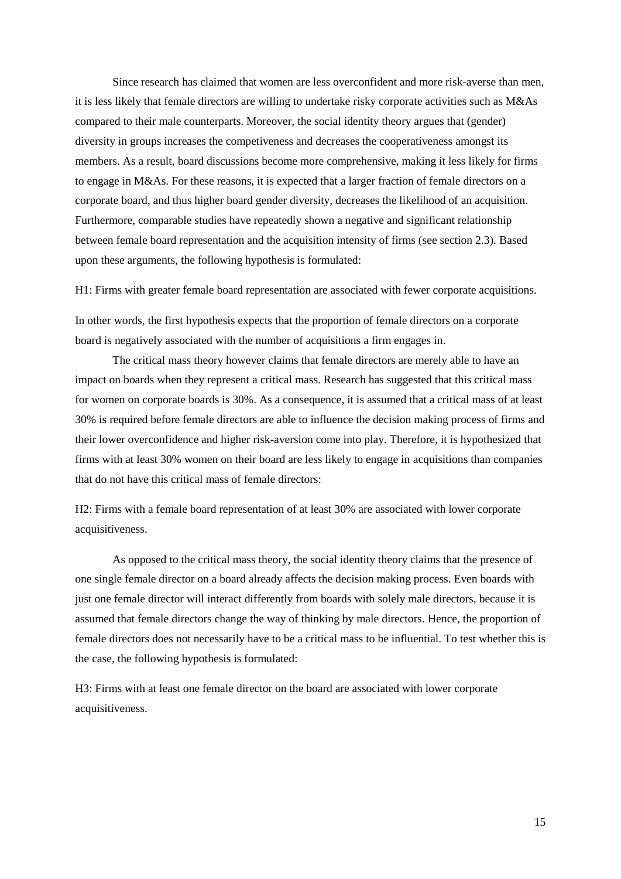Since research has claimed that women are less overconfident and more risk-averse than men, it is less likely that female directors are willing to undertake risky corporate activities such as M&As compared to their male counterparts. Moreover, the social identity theory argues that (gender) diversity in groups increases the competiveness and decreases the cooperativeness amongst its members. As a result, board discussions become more comprehensive, making it less likely for firms to engage in M&As. For these reasons, it is expected that a larger fraction of female directors on a corporate board, and thus higher board gender diversity, decreases the likelihood of an acquisition. Furthermore, comparable studies have repeatedly shown a negative and significant relationship between female board representation and the acquisition intensity of firms (see section 2.3). Based upon these arguments, the following hypothesis is formulated:

H1: Firms with greater female board representation are associated with fewer corporate acquisitions.

In other words, the first hypothesis expects that the proportion of female directors on a corporate board is negatively associated with the number of acquisitions a firm engages in.

The critical mass theory however claims that female directors are merely able to have an impact on boards when they represent a critical mass. Research has suggested that this critical mass for women on corporate boards is 30%. As a consequence, it is assumed that a critical mass of at least 30% is required before female directors are able to influence the decision making process of firms and their lower overconfidence and higher risk-aversion come into play. Therefore, it is hypothesized that firms with at least 30% women on their board are less likely to engage in acquisitions than companies that do not have this critical mass of female directors:

H2: Firms with a female board representation of at least 30% are associated with lower corporate acquisitiveness.

As opposed to the critical mass theory, the social identity theory claims that the presence of one single female director on a board already affects the decision making process. Even boards with just one female director will interact differently from boards with solely male directors, because it is assumed that female directors change the way of thinking by male directors. Hence, the proportion of female directors does not necessarily have to be a critical mass to be influential. To test whether this is the case, the following hypothesis is formulated:

H3: Firms with at least one female director on the board are associated with lower corporate acquisitiveness.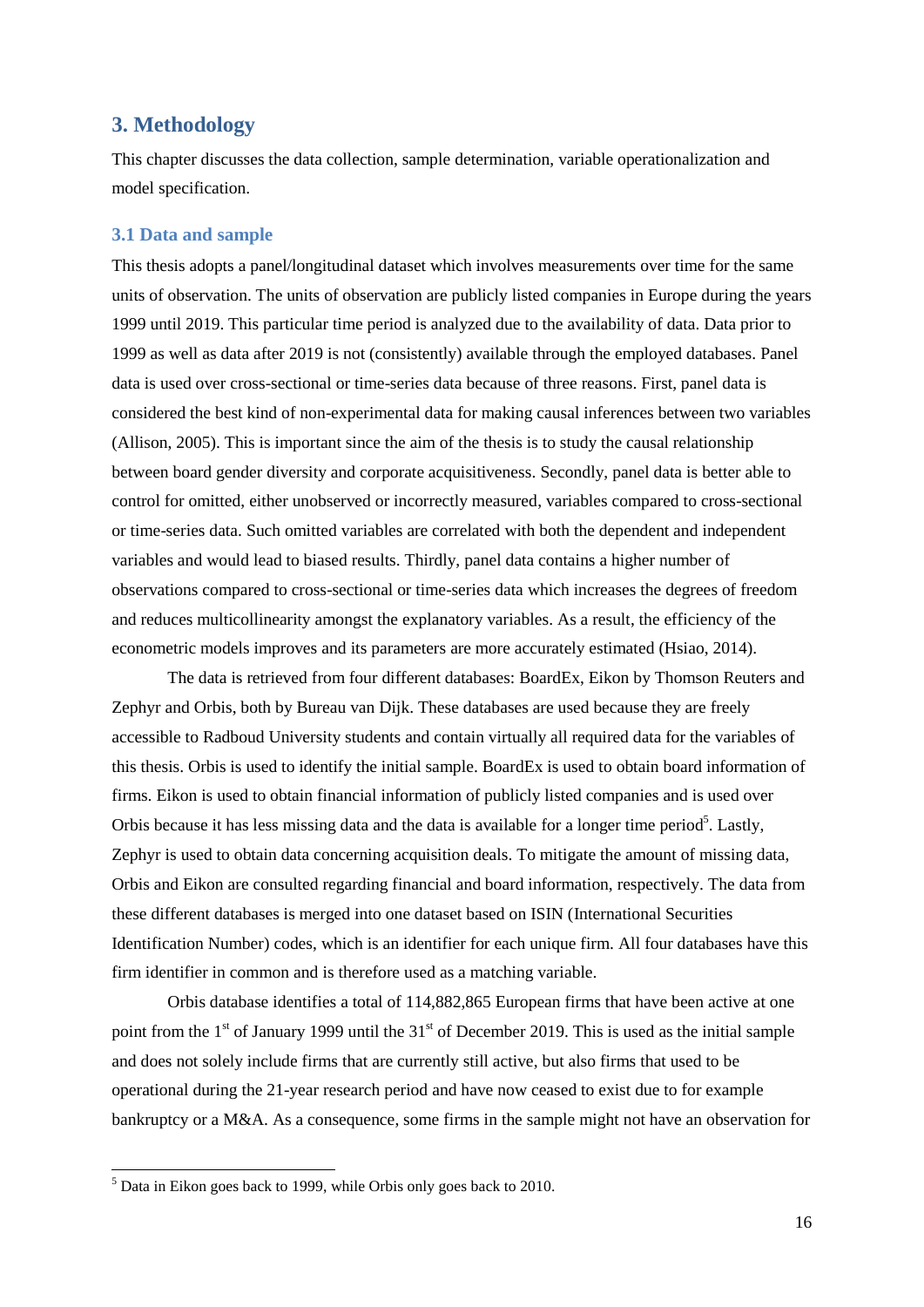## 3. Methodology

This chapter discusses the data collection, sample determination, variable operationalization and model specification.

### 3.1 Data and sample

This thesis adopts a panel/longitudinal dataset which involves measurements over time for the same units of observation. The units of observation are publicly listed companies in Europe during the years 1999 until 2019. This particular time period is analyzed due to the availability of data. Data prior to 1999 as well as data after 2019 is not (consistently) available through the employed databases. Panel data is used over cross-sectional or time-series data because of three reasons. First, panel data is considered the best kind of non-experimental data for making causal inferences between two variables (Allison, 2005). This is important since the aim of the thesis is to study the causal relationship between board gender diversity and corporate acquisitiveness. Secondly, panel data is better able to control for omitted, either unobserved or incorrectly measured, variables compared to cross-sectional or time-series data. Such omitted variables are correlated with both the dependent and independent variables and would lead to biased results. Thirdly, panel data contains a higher number of observations compared to cross-sectional or time-series data which increases the degrees of freedom and reduces multicollinearity amongst the explanatory variables. As a result, the efficiency of the econometric models improves and its parameters are more accurately estimated (Hsiao, 2014).

The data is retrieved from four different databases: BoardEx, Eikon by Thomson Reuters and Zephyr and Orbis, both by Bureau van Dijk. These databases are used because they are freely accessible to Radboud University students and contain virtually all required data for the variables of this thesis. Orbis is used to identify the initial sample. BoardEx is used to obtain board information of firms. Eikon is used to obtain financial information of publicly listed companies and is used over Orbis because it has less missing data and the data is available for a longer time period[5]. Lastly, Zephyr is used to obtain data concerning acquisition deals. To mitigate the amount of missing data, Orbis and Eikon are consulted regarding financial and board information, respectively. The data from these different databases is merged into one dataset based on ISIN (International Securities Identification Number) codes, which is an identifier for each unique firm. All four databases have this firm identifier in common and is therefore used as a matching variable.

Orbis database identifies a total of 114,882,865 European firms that have been active at one point from the 1st of January 1999 until the 31st of December 2019. This is used as the initial sample and does not solely include firms that are currently still active, but also firms that used to be operational during the 21-year research period and have now ceased to exist due to for example bankruptcy or a M&A. As a consequence, some firms in the sample might not have an observation for

[5] Data in Eikon goes back to 1999, while Orbis only goes back to 2010.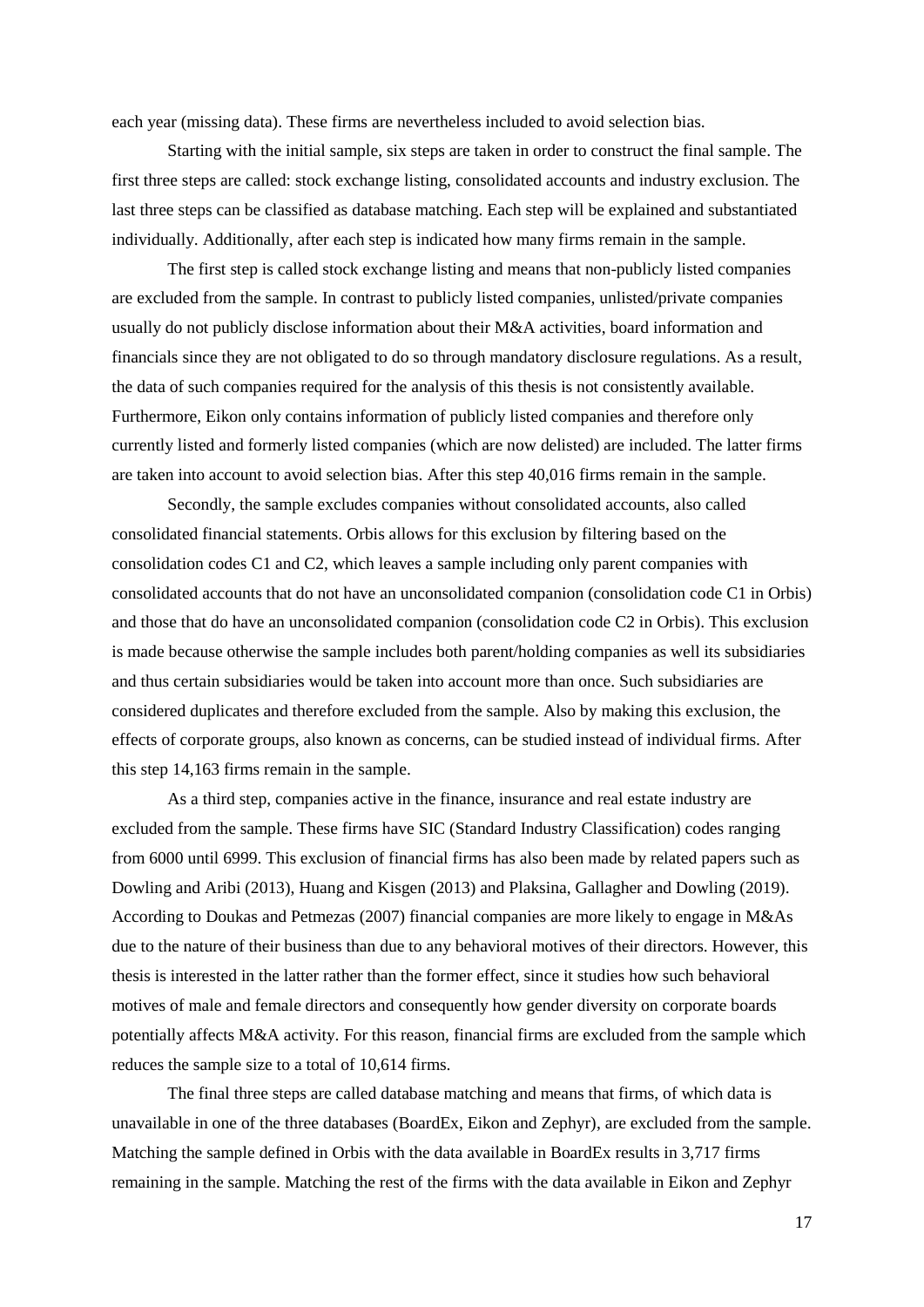each year (missing data). These firms are nevertheless included to avoid selection bias.

Starting with the initial sample, six steps are taken in order to construct the final sample. The first three steps are called: stock exchange listing, consolidated accounts and industry exclusion. The last three steps can be classified as database matching. Each step will be explained and substantiated individually. Additionally, after each step is indicated how many firms remain in the sample.

The first step is called stock exchange listing and means that non-publicly listed companies are excluded from the sample. In contrast to publicly listed companies, unlisted/private companies usually do not publicly disclose information about their M&A activities, board information and financials since they are not obligated to do so through mandatory disclosure regulations. As a result, the data of such companies required for the analysis of this thesis is not consistently available. Furthermore, Eikon only contains information of publicly listed companies and therefore only currently listed and formerly listed companies (which are now delisted) are included. The latter firms are taken into account to avoid selection bias. After this step 40,016 firms remain in the sample.

Secondly, the sample excludes companies without consolidated accounts, also called consolidated financial statements. Orbis allows for this exclusion by filtering based on the consolidation codes C1 and C2, which leaves a sample including only parent companies with consolidated accounts that do not have an unconsolidated companion (consolidation code C1 in Orbis) and those that do have an unconsolidated companion (consolidation code C2 in Orbis). This exclusion is made because otherwise the sample includes both parent/holding companies as well its subsidiaries and thus certain subsidiaries would be taken into account more than once. Such subsidiaries are considered duplicates and therefore excluded from the sample. Also by making this exclusion, the effects of corporate groups, also known as concerns, can be studied instead of individual firms. After this step 14,163 firms remain in the sample.

As a third step, companies active in the finance, insurance and real estate industry are excluded from the sample. These firms have SIC (Standard Industry Classification) codes ranging from 6000 until 6999. This exclusion of financial firms has also been made by related papers such as Dowling and Aribi (2013), Huang and Kisgen (2013) and Plaksina, Gallagher and Dowling (2019). According to Doukas and Petmezas (2007) financial companies are more likely to engage in M&As due to the nature of their business than due to any behavioral motives of their directors. However, this thesis is interested in the latter rather than the former effect, since it studies how such behavioral motives of male and female directors and consequently how gender diversity on corporate boards potentially affects M&A activity. For this reason, financial firms are excluded from the sample which reduces the sample size to a total of 10,614 firms.

The final three steps are called database matching and means that firms, of which data is unavailable in one of the three databases (BoardEx, Eikon and Zephyr), are excluded from the sample. Matching the sample defined in Orbis with the data available in BoardEx results in 3,717 firms remaining in the sample. Matching the rest of the firms with the data available in Eikon and Zephyr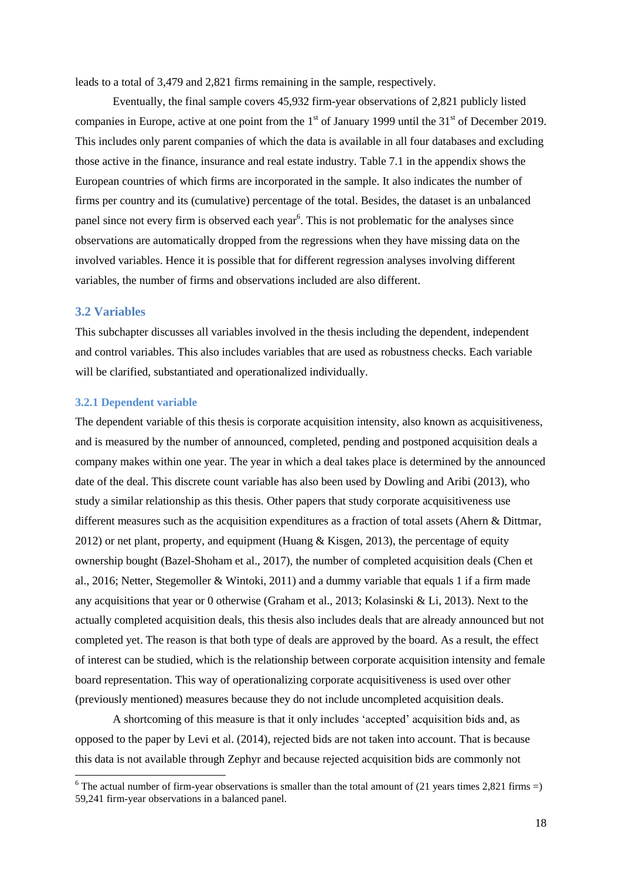leads to a total of 3,479 and 2,821 firms remaining in the sample, respectively.

Eventually, the final sample covers 45,932 firm-year observations of 2,821 publicly listed companies in Europe, active at one point from the 1st of January 1999 until the 31st of December 2019. This includes only parent companies of which the data is available in all four databases and excluding those active in the finance, insurance and real estate industry. Table 7.1 in the appendix shows the European countries of which firms are incorporated in the sample. It also indicates the number of firms per country and its (cumulative) percentage of the total. Besides, the dataset is an unbalanced panel since not every firm is observed each year[6]. This is not problematic for the analyses since observations are automatically dropped from the regressions when they have missing data on the involved variables. Hence it is possible that for different regression analyses involving different variables, the number of firms and observations included are also different.

## 3.2 Variables

This subchapter discusses all variables involved in the thesis including the dependent, independent and control variables. This also includes variables that are used as robustness checks. Each variable will be clarified, substantiated and operationalized individually.

### 3.2.1 Dependent variable

The dependent variable of this thesis is corporate acquisition intensity, also known as acquisitiveness, and is measured by the number of announced, completed, pending and postponed acquisition deals a company makes within one year. The year in which a deal takes place is determined by the announced date of the deal. This discrete count variable has also been used by Dowling and Aribi (2013), who study a similar relationship as this thesis. Other papers that study corporate acquisitiveness use different measures such as the acquisition expenditures as a fraction of total assets (Ahern & Dittmar, 2012) or net plant, property, and equipment (Huang & Kisgen, 2013), the percentage of equity ownership bought (Bazel-Shoham et al., 2017), the number of completed acquisition deals (Chen et al., 2016; Netter, Stegemoller & Wintoki, 2011) and a dummy variable that equals 1 if a firm made any acquisitions that year or 0 otherwise (Graham et al., 2013; Kolasinski & Li, 2013). Next to the actually completed acquisition deals, this thesis also includes deals that are already announced but not completed yet. The reason is that both type of deals are approved by the board. As a result, the effect of interest can be studied, which is the relationship between corporate acquisition intensity and female board representation. This way of operationalizing corporate acquisitiveness is used over other (previously mentioned) measures because they do not include uncompleted acquisition deals.

A shortcoming of this measure is that it only includes 'accepted' acquisition bids and, as opposed to the paper by Levi et al. (2014), rejected bids are not taken into account. That is because this data is not available through Zephyr and because rejected acquisition bids are commonly not

[6] The actual number of firm-year observations is smaller than the total amount of (21 years times 2,821 firms =) 59,241 firm-year observations in a balanced panel.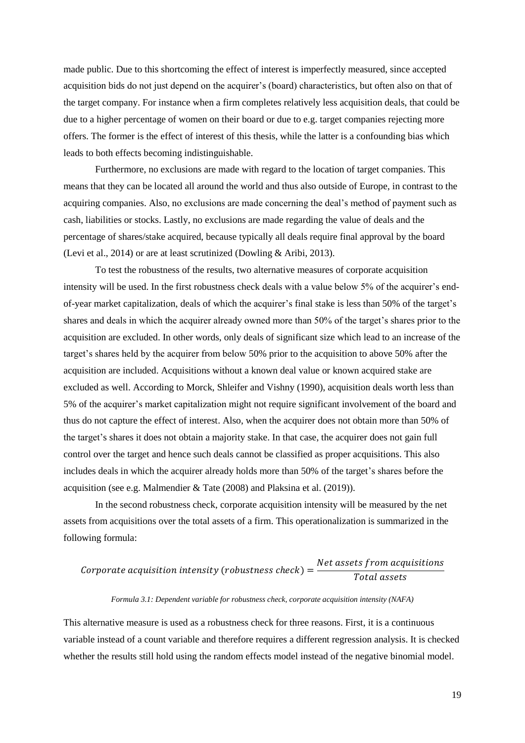made public. Due to this shortcoming the effect of interest is imperfectly measured, since accepted acquisition bids do not just depend on the acquirer's (board) characteristics, but often also on that of the target company. For instance when a firm completes relatively less acquisition deals, that could be due to a higher percentage of women on their board or due to e.g. target companies rejecting more offers. The former is the effect of interest of this thesis, while the latter is a confounding bias which leads to both effects becoming indistinguishable.

Furthermore, no exclusions are made with regard to the location of target companies. This means that they can be located all around the world and thus also outside of Europe, in contrast to the acquiring companies. Also, no exclusions are made concerning the deal's method of payment such as cash, liabilities or stocks. Lastly, no exclusions are made regarding the value of deals and the percentage of shares/stake acquired, because typically all deals require final approval by the board (Levi et al., 2014) or are at least scrutinized (Dowling & Aribi, 2013).

To test the robustness of the results, two alternative measures of corporate acquisition intensity will be used. In the first robustness check deals with a value below 5% of the acquirer's end-of-year market capitalization, deals of which the acquirer's final stake is less than 50% of the target's shares and deals in which the acquirer already owned more than 50% of the target's shares prior to the acquisition are excluded. In other words, only deals of significant size which lead to an increase of the target's shares held by the acquirer from below 50% prior to the acquisition to above 50% after the acquisition are included. Acquisitions without a known deal value or known acquired stake are excluded as well. According to Morck, Shleifer and Vishny (1990), acquisition deals worth less than 5% of the acquirer's market capitalization might not require significant involvement of the board and thus do not capture the effect of interest. Also, when the acquirer does not obtain more than 50% of the target's shares it does not obtain a majority stake. In that case, the acquirer does not gain full control over the target and hence such deals cannot be classified as proper acquisitions. This also includes deals in which the acquirer already holds more than 50% of the target's shares before the acquisition (see e.g. Malmendier & Tate (2008) and Plaksina et al. (2019)).

In the second robustness check, corporate acquisition intensity will be measured by the net assets from acquisitions over the total assets of a firm. This operationalization is summarized in the following formula:

$$Corporate\ acquisition\ intensity\ (robustness\ check) = \frac{Net\ assets\ from\ acquisitions}{Total\ assets}$$

*Formula 3.1: Dependent variable for robustness check, corporate acquisition intensity (NAFA)*

This alternative measure is used as a robustness check for three reasons. First, it is a continuous variable instead of a count variable and therefore requires a different regression analysis. It is checked whether the results still hold using the random effects model instead of the negative binomial model.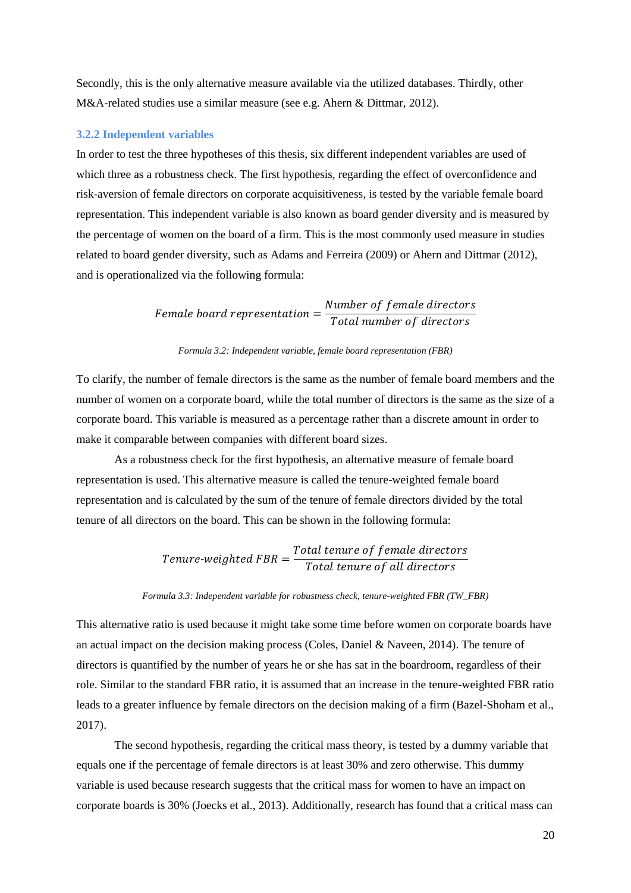Secondly, this is the only alternative measure available via the utilized databases. Thirdly, other M&A-related studies use a similar measure (see e.g. Ahern & Dittmar, 2012).

### 3.2.2 Independent variables

In order to test the three hypotheses of this thesis, six different independent variables are used of which three as a robustness check. The first hypothesis, regarding the effect of overconfidence and risk-aversion of female directors on corporate acquisitiveness, is tested by the variable female board representation. This independent variable is also known as board gender diversity and is measured by the percentage of women on the board of a firm. This is the most commonly used measure in studies related to board gender diversity, such as Adams and Ferreira (2009) or Ahern and Dittmar (2012), and is operationalized via the following formula:

$$Female\ board\ representation = \frac{Number\ of\ female\ directors}{Total\ number\ of\ directors}$$

*Formula 3.2: Independent variable, female board representation (FBR)*

To clarify, the number of female directors is the same as the number of female board members and the number of women on a corporate board, while the total number of directors is the same as the size of a corporate board. This variable is measured as a percentage rather than a discrete amount in order to make it comparable between companies with different board sizes.

As a robustness check for the first hypothesis, an alternative measure of female board representation is used. This alternative measure is called the tenure-weighted female board representation and is calculated by the sum of the tenure of female directors divided by the total tenure of all directors on the board. This can be shown in the following formula:

$$Tenure\text{-}weighted\ FBR = \frac{Total\ tenure\ of\ female\ directors}{Total\ tenure\ of\ all\ directors}$$

*Formula 3.3: Independent variable for robustness check, tenure-weighted FBR (TW_FBR)*

This alternative ratio is used because it might take some time before women on corporate boards have an actual impact on the decision making process (Coles, Daniel & Naveen, 2014). The tenure of directors is quantified by the number of years he or she has sat in the boardroom, regardless of their role. Similar to the standard FBR ratio, it is assumed that an increase in the tenure-weighted FBR ratio leads to a greater influence by female directors on the decision making of a firm (Bazel-Shoham et al., 2017).

The second hypothesis, regarding the critical mass theory, is tested by a dummy variable that equals one if the percentage of female directors is at least 30% and zero otherwise. This dummy variable is used because research suggests that the critical mass for women to have an impact on corporate boards is 30% (Joecks et al., 2013). Additionally, research has found that a critical mass can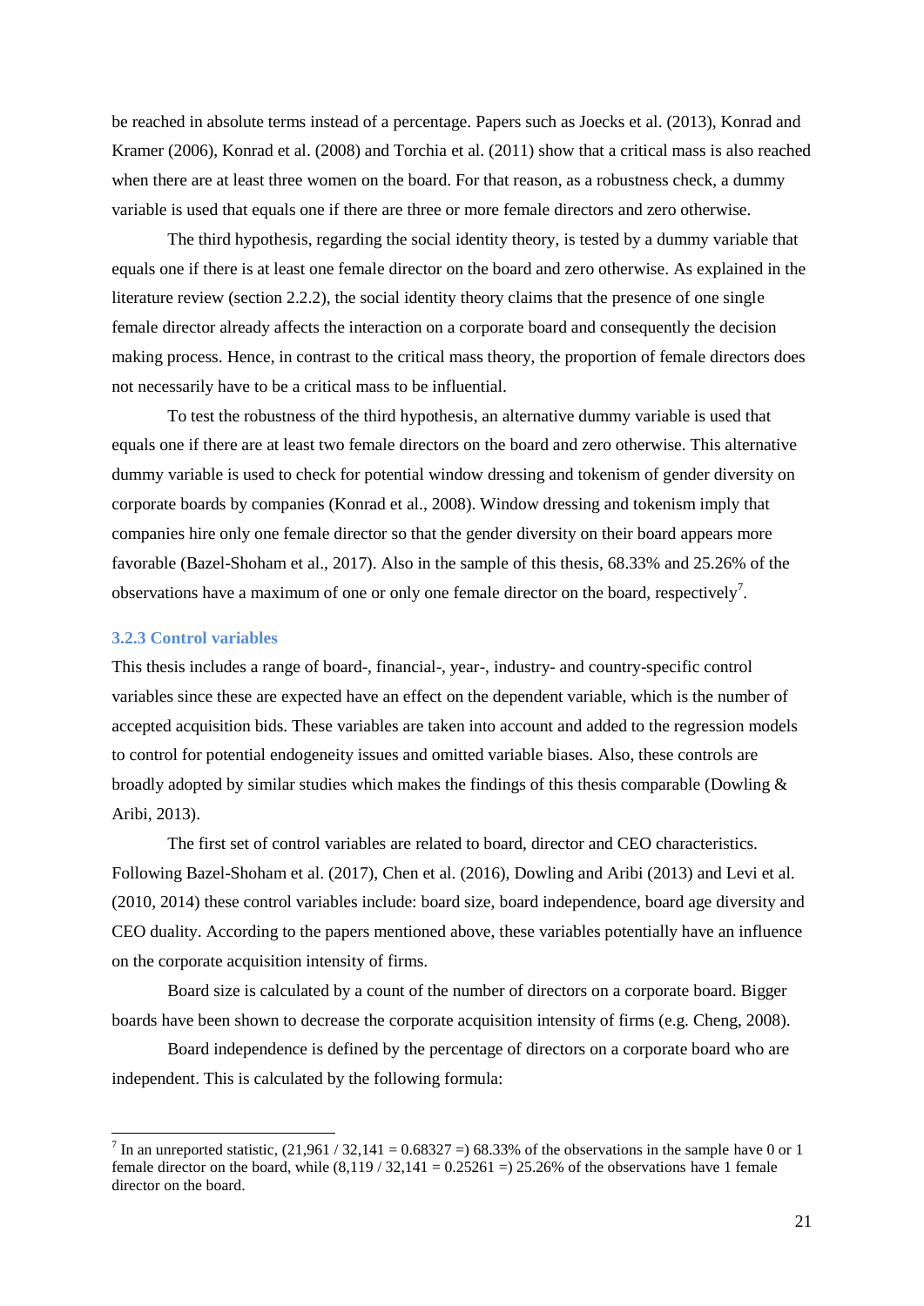be reached in absolute terms instead of a percentage. Papers such as Joecks et al. (2013), Konrad and Kramer (2006), Konrad et al. (2008) and Torchia et al. (2011) show that a critical mass is also reached when there are at least three women on the board. For that reason, as a robustness check, a dummy variable is used that equals one if there are three or more female directors and zero otherwise.

The third hypothesis, regarding the social identity theory, is tested by a dummy variable that equals one if there is at least one female director on the board and zero otherwise. As explained in the literature review (section 2.2.2), the social identity theory claims that the presence of one single female director already affects the interaction on a corporate board and consequently the decision making process. Hence, in contrast to the critical mass theory, the proportion of female directors does not necessarily have to be a critical mass to be influential.

To test the robustness of the third hypothesis, an alternative dummy variable is used that equals one if there are at least two female directors on the board and zero otherwise. This alternative dummy variable is used to check for potential window dressing and tokenism of gender diversity on corporate boards by companies (Konrad et al., 2008). Window dressing and tokenism imply that companies hire only one female director so that the gender diversity on their board appears more favorable (Bazel-Shoham et al., 2017). Also in the sample of this thesis, 68.33% and 25.26% of the observations have a maximum of one or only one female director on the board, respectively[7].

### 3.2.3 Control variables

This thesis includes a range of board-, financial-, year-, industry- and country-specific control variables since these are expected have an effect on the dependent variable, which is the number of accepted acquisition bids. These variables are taken into account and added to the regression models to control for potential endogeneity issues and omitted variable biases. Also, these controls are broadly adopted by similar studies which makes the findings of this thesis comparable (Dowling & Aribi, 2013).

The first set of control variables are related to board, director and CEO characteristics. Following Bazel-Shoham et al. (2017), Chen et al. (2016), Dowling and Aribi (2013) and Levi et al. (2010, 2014) these control variables include: board size, board independence, board age diversity and CEO duality. According to the papers mentioned above, these variables potentially have an influence on the corporate acquisition intensity of firms.

Board size is calculated by a count of the number of directors on a corporate board. Bigger boards have been shown to decrease the corporate acquisition intensity of firms (e.g. Cheng, 2008).

Board independence is defined by the percentage of directors on a corporate board who are independent. This is calculated by the following formula:

---

[7] In an unreported statistic, (21,961 / 32,141 = 0.68327 =) 68.33% of the observations in the sample have 0 or 1 female director on the board, while (8,119 / 32,141 = 0.25261 =) 25.26% of the observations have 1 female director on the board.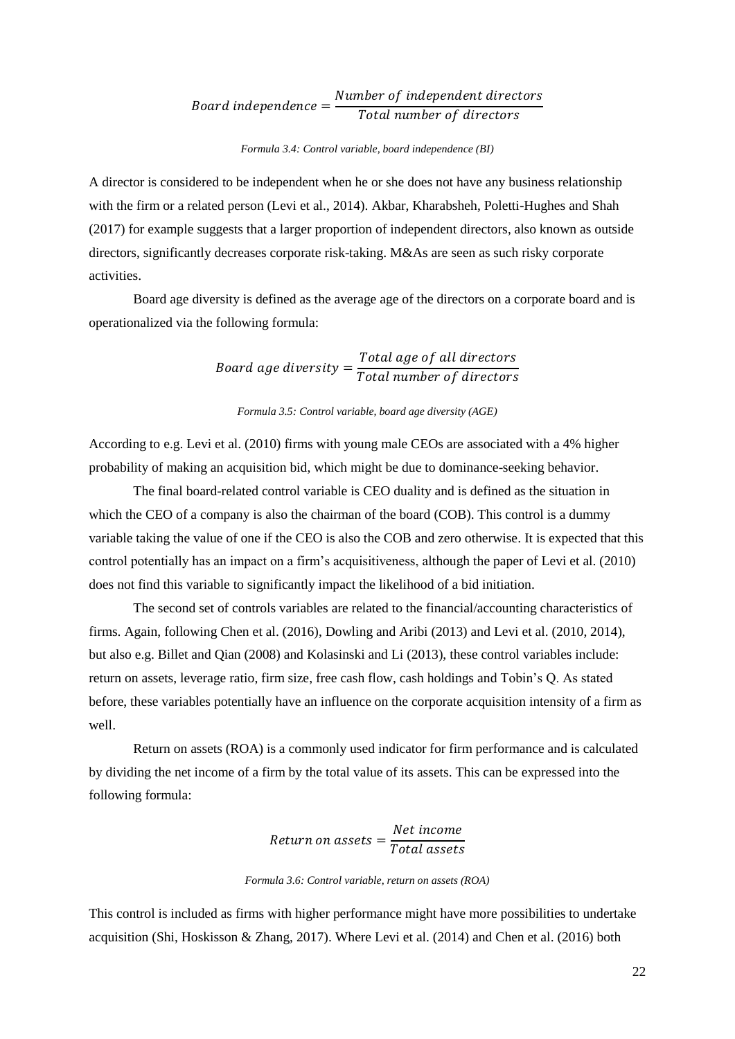$$Board\ independence = \frac{Number\ of\ independent\ directors}{Total\ number\ of\ directors}$$

*Formula 3.4: Control variable, board independence (BI)*

A director is considered to be independent when he or she does not have any business relationship with the firm or a related person (Levi et al., 2014). Akbar, Kharabsheh, Poletti-Hughes and Shah (2017) for example suggests that a larger proportion of independent directors, also known as outside directors, significantly decreases corporate risk-taking. M&As are seen as such risky corporate activities.

Board age diversity is defined as the average age of the directors on a corporate board and is operationalized via the following formula:

$$Board\ age\ diversity = \frac{Total\ age\ of\ all\ directors}{Total\ number\ of\ directors}$$

*Formula 3.5: Control variable, board age diversity (AGE)*

According to e.g. Levi et al. (2010) firms with young male CEOs are associated with a 4% higher probability of making an acquisition bid, which might be due to dominance-seeking behavior.

The final board-related control variable is CEO duality and is defined as the situation in which the CEO of a company is also the chairman of the board (COB). This control is a dummy variable taking the value of one if the CEO is also the COB and zero otherwise. It is expected that this control potentially has an impact on a firm's acquisitiveness, although the paper of Levi et al. (2010) does not find this variable to significantly impact the likelihood of a bid initiation.

The second set of controls variables are related to the financial/accounting characteristics of firms. Again, following Chen et al. (2016), Dowling and Aribi (2013) and Levi et al. (2010, 2014), but also e.g. Billet and Qian (2008) and Kolasinski and Li (2013), these control variables include: return on assets, leverage ratio, firm size, free cash flow, cash holdings and Tobin's Q. As stated before, these variables potentially have an influence on the corporate acquisition intensity of a firm as well.

Return on assets (ROA) is a commonly used indicator for firm performance and is calculated by dividing the net income of a firm by the total value of its assets. This can be expressed into the following formula:

$$Return\ on\ assets = \frac{Net\ income}{Total\ assets}$$

*Formula 3.6: Control variable, return on assets (ROA)*

This control is included as firms with higher performance might have more possibilities to undertake acquisition (Shi, Hoskisson & Zhang, 2017). Where Levi et al. (2014) and Chen et al. (2016) both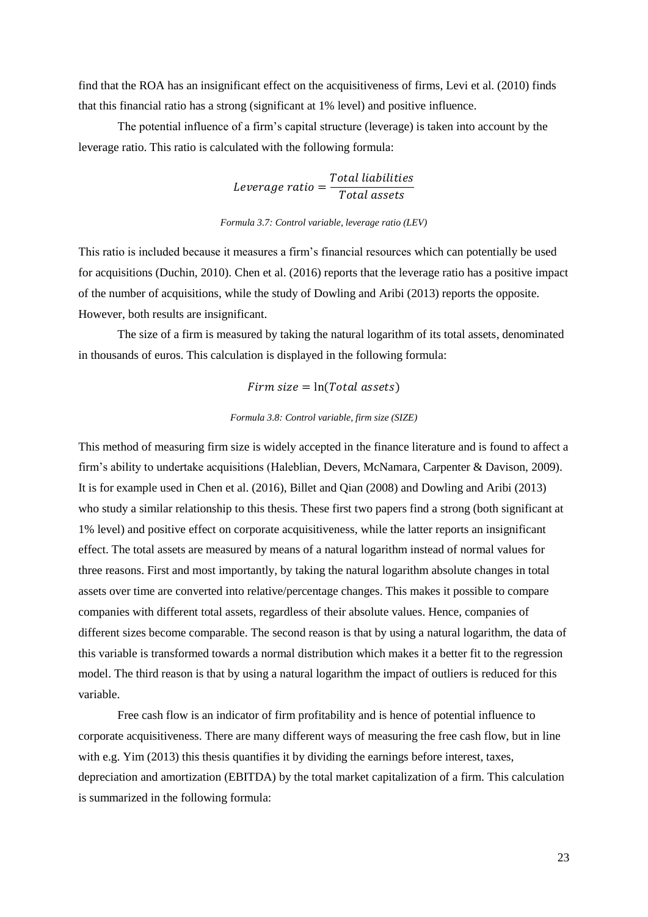find that the ROA has an insignificant effect on the acquisitiveness of firms, Levi et al. (2010) finds that this financial ratio has a strong (significant at 1% level) and positive influence.

The potential influence of a firm's capital structure (leverage) is taken into account by the leverage ratio. This ratio is calculated with the following formula:

$$Leverage\ ratio = \frac{Total\ liabilities}{Total\ assets}$$

*Formula 3.7: Control variable, leverage ratio (LEV)*

This ratio is included because it measures a firm's financial resources which can potentially be used for acquisitions (Duchin, 2010). Chen et al. (2016) reports that the leverage ratio has a positive impact of the number of acquisitions, while the study of Dowling and Aribi (2013) reports the opposite. However, both results are insignificant.

The size of a firm is measured by taking the natural logarithm of its total assets, denominated in thousands of euros. This calculation is displayed in the following formula:

$$Firm\ size = \ln(Total\ assets)$$

*Formula 3.8: Control variable, firm size (SIZE)*

This method of measuring firm size is widely accepted in the finance literature and is found to affect a firm's ability to undertake acquisitions (Haleblian, Devers, McNamara, Carpenter & Davison, 2009). It is for example used in Chen et al. (2016), Billet and Qian (2008) and Dowling and Aribi (2013) who study a similar relationship to this thesis. These first two papers find a strong (both significant at 1% level) and positive effect on corporate acquisitiveness, while the latter reports an insignificant effect. The total assets are measured by means of a natural logarithm instead of normal values for three reasons. First and most importantly, by taking the natural logarithm absolute changes in total assets over time are converted into relative/percentage changes. This makes it possible to compare companies with different total assets, regardless of their absolute values. Hence, companies of different sizes become comparable. The second reason is that by using a natural logarithm, the data of this variable is transformed towards a normal distribution which makes it a better fit to the regression model. The third reason is that by using a natural logarithm the impact of outliers is reduced for this variable.

Free cash flow is an indicator of firm profitability and is hence of potential influence to corporate acquisitiveness. There are many different ways of measuring the free cash flow, but in line with e.g. Yim (2013) this thesis quantifies it by dividing the earnings before interest, taxes, depreciation and amortization (EBITDA) by the total market capitalization of a firm. This calculation is summarized in the following formula: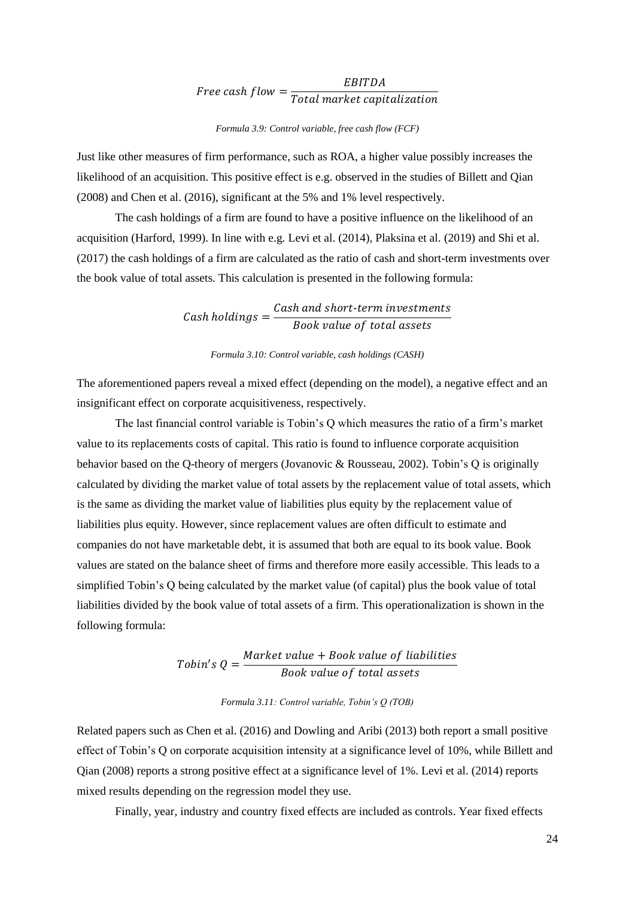$$Free\ cash\ flow = \frac{EBITDA}{Total\ market\ capitalization}$$

*Formula 3.9: Control variable, free cash flow (FCF)*

Just like other measures of firm performance, such as ROA, a higher value possibly increases the likelihood of an acquisition. This positive effect is e.g. observed in the studies of Billett and Qian (2008) and Chen et al. (2016), significant at the 5% and 1% level respectively.

The cash holdings of a firm are found to have a positive influence on the likelihood of an acquisition (Harford, 1999). In line with e.g. Levi et al. (2014), Plaksina et al. (2019) and Shi et al. (2017) the cash holdings of a firm are calculated as the ratio of cash and short-term investments over the book value of total assets. This calculation is presented in the following formula:

$$Cash\ holdings = \frac{Cash\ and\ short\text{-}term\ investments}{Book\ value\ of\ total\ assets}$$

*Formula 3.10: Control variable, cash holdings (CASH)*

The aforementioned papers reveal a mixed effect (depending on the model), a negative effect and an insignificant effect on corporate acquisitiveness, respectively.

The last financial control variable is Tobin's Q which measures the ratio of a firm's market value to its replacements costs of capital. This ratio is found to influence corporate acquisition behavior based on the Q-theory of mergers (Jovanovic & Rousseau, 2002). Tobin's Q is originally calculated by dividing the market value of total assets by the replacement value of total assets, which is the same as dividing the market value of liabilities plus equity by the replacement value of liabilities plus equity. However, since replacement values are often difficult to estimate and companies do not have marketable debt, it is assumed that both are equal to its book value. Book values are stated on the balance sheet of firms and therefore more easily accessible. This leads to a simplified Tobin's Q being calculated by the market value (of capital) plus the book value of total liabilities divided by the book value of total assets of a firm. This operationalization is shown in the following formula:

$$Tobin's\ Q = \frac{Market\ value + Book\ value\ of\ liabilities}{Book\ value\ of\ total\ assets}$$

*Formula 3.11: Control variable, Tobin's Q (TOB)*

Related papers such as Chen et al. (2016) and Dowling and Aribi (2013) both report a small positive effect of Tobin's Q on corporate acquisition intensity at a significance level of 10%, while Billett and Qian (2008) reports a strong positive effect at a significance level of 1%. Levi et al. (2014) reports mixed results depending on the regression model they use.

Finally, year, industry and country fixed effects are included as controls. Year fixed effects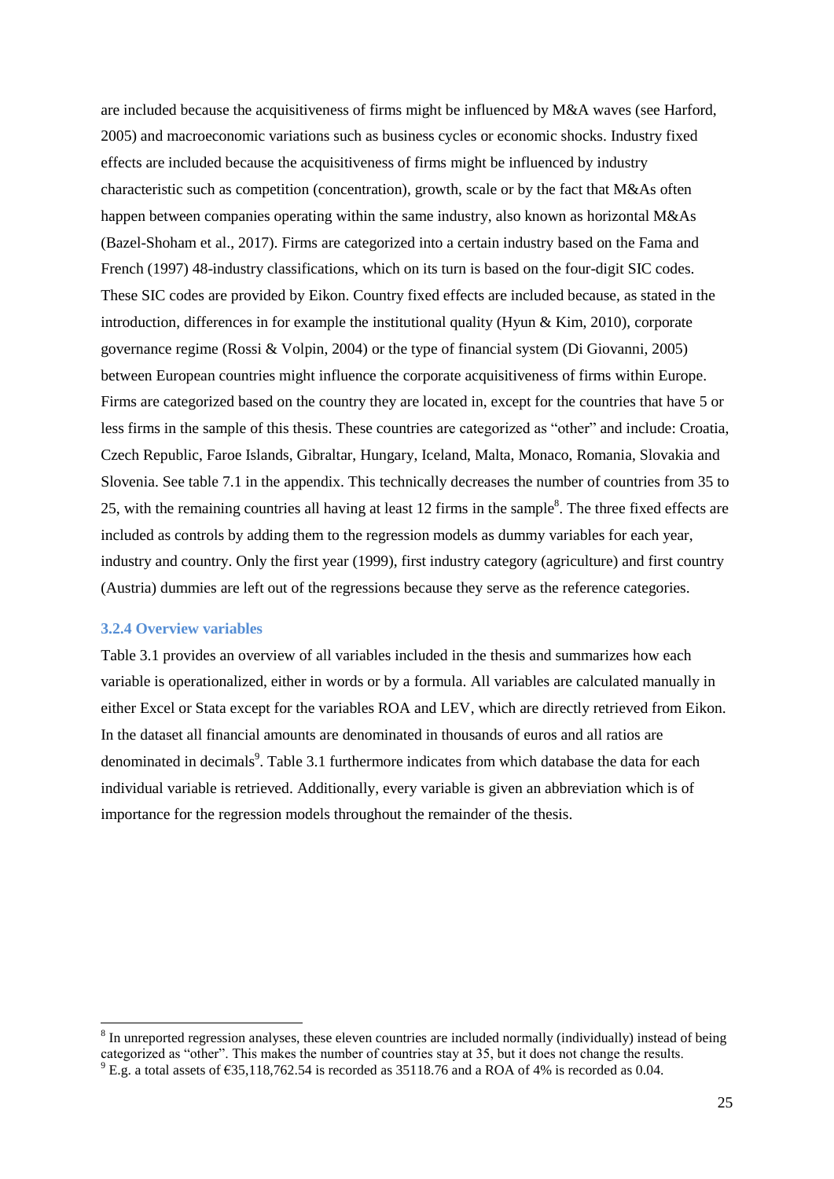are included because the acquisitiveness of firms might be influenced by M&A waves (see Harford, 2005) and macroeconomic variations such as business cycles or economic shocks. Industry fixed effects are included because the acquisitiveness of firms might be influenced by industry characteristic such as competition (concentration), growth, scale or by the fact that M&As often happen between companies operating within the same industry, also known as horizontal M&As (Bazel-Shoham et al., 2017). Firms are categorized into a certain industry based on the Fama and French (1997) 48-industry classifications, which on its turn is based on the four-digit SIC codes. These SIC codes are provided by Eikon. Country fixed effects are included because, as stated in the introduction, differences in for example the institutional quality (Hyun & Kim, 2010), corporate governance regime (Rossi & Volpin, 2004) or the type of financial system (Di Giovanni, 2005) between European countries might influence the corporate acquisitiveness of firms within Europe. Firms are categorized based on the country they are located in, except for the countries that have 5 or less firms in the sample of this thesis. These countries are categorized as "other" and include: Croatia, Czech Republic, Faroe Islands, Gibraltar, Hungary, Iceland, Malta, Monaco, Romania, Slovakia and Slovenia. See table 7.1 in the appendix. This technically decreases the number of countries from 35 to 25, with the remaining countries all having at least 12 firms in the sample[8]. The three fixed effects are included as controls by adding them to the regression models as dummy variables for each year, industry and country. Only the first year (1999), first industry category (agriculture) and first country (Austria) dummies are left out of the regressions because they serve as the reference categories.

### 3.2.4 Overview variables

Table 3.1 provides an overview of all variables included in the thesis and summarizes how each variable is operationalized, either in words or by a formula. All variables are calculated manually in either Excel or Stata except for the variables ROA and LEV, which are directly retrieved from Eikon. In the dataset all financial amounts are denominated in thousands of euros and all ratios are denominated in decimals[9]. Table 3.1 furthermore indicates from which database the data for each individual variable is retrieved. Additionally, every variable is given an abbreviation which is of importance for the regression models throughout the remainder of the thesis.

---

[8] In unreported regression analyses, these eleven countries are included normally (individually) instead of being categorized as "other". This makes the number of countries stay at 35, but it does not change the results.

[9] E.g. a total assets of €35,118,762.54 is recorded as 35118.76 and a ROA of 4% is recorded as 0.04.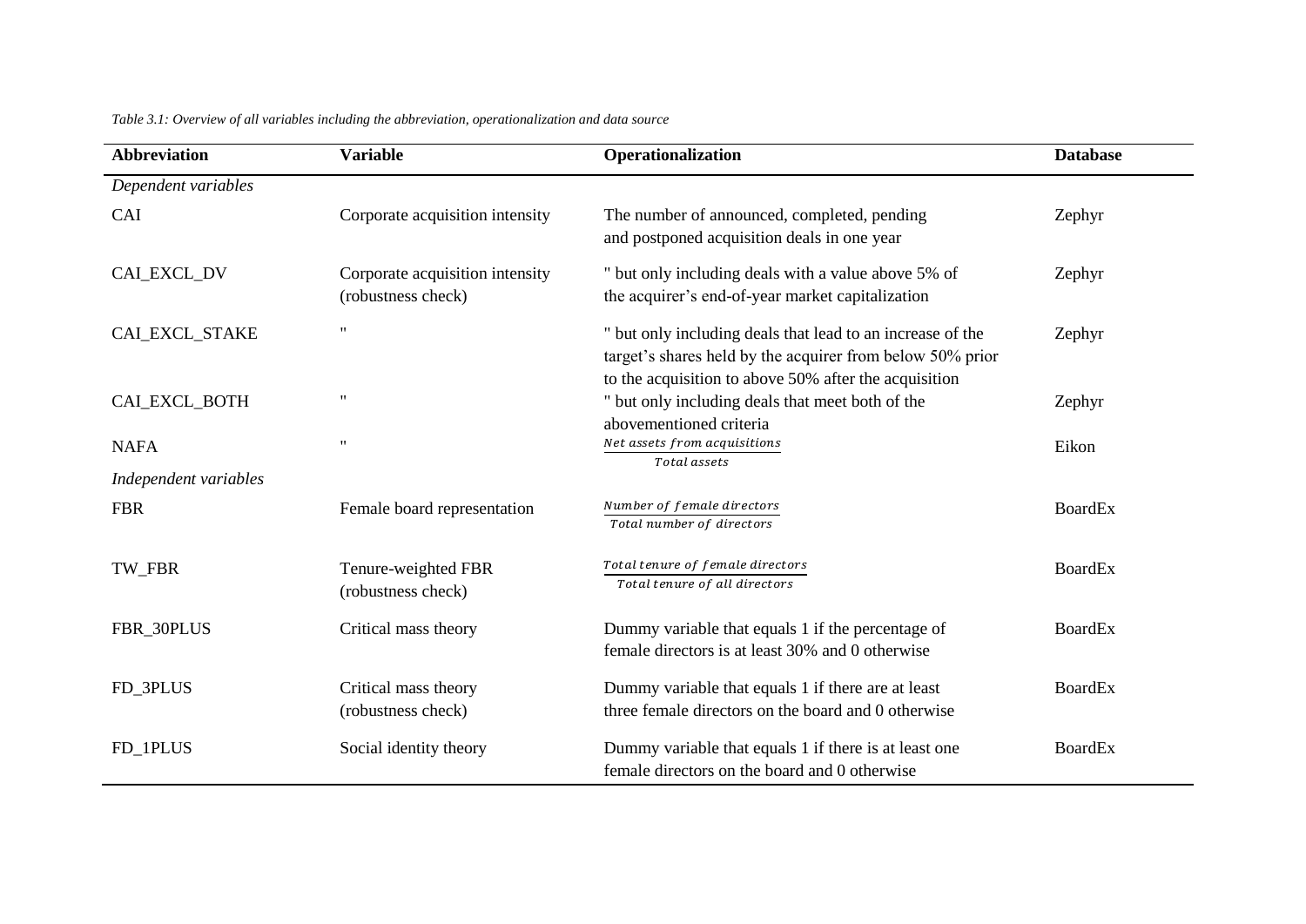*Table 3.1: Overview of all variables including the abbreviation, operationalization and data source*

| Abbreviation | Variable | Operationalization | Database |
|---|---|---|---|
| *Dependent variables* | | | |
| CAI | Corporate acquisition intensity | The number of announced, completed, pending and postponed acquisition deals in one year | Zephyr |
| CAI_EXCL_DV | Corporate acquisition intensity (robustness check) | " but only including deals with a value above 5% of the acquirer's end-of-year market capitalization | Zephyr |
| CAI_EXCL_STAKE | " | " but only including deals that lead to an increase of the target's shares held by the acquirer from below 50% prior to the acquisition to above 50% after the acquisition | Zephyr |
| CAI_EXCL_BOTH | " | " but only including deals that meet both of the abovementioned criteria | Zephyr |
| NAFA | " | $\frac{Net\ assets\ from\ acquisitions}{Total\ assets}$ | Eikon |
| *Independent variables* | | | |
| FBR | Female board representation | $\frac{Number\ of\ female\ directors}{Total\ number\ of\ directors}$ | BoardEx |
| TW_FBR | Tenure-weighted FBR (robustness check) | $\frac{Total\ tenure\ of\ female\ directors}{Total\ tenure\ of\ all\ directors}$ | BoardEx |
| FBR_30PLUS | Critical mass theory | Dummy variable that equals 1 if the percentage of female directors is at least 30% and 0 otherwise | BoardEx |
| FD_3PLUS | Critical mass theory (robustness check) | Dummy variable that equals 1 if there are at least three female directors on the board and 0 otherwise | BoardEx |
| FD_1PLUS | Social identity theory | Dummy variable that equals 1 if there is at least one female directors on the board and 0 otherwise | BoardEx |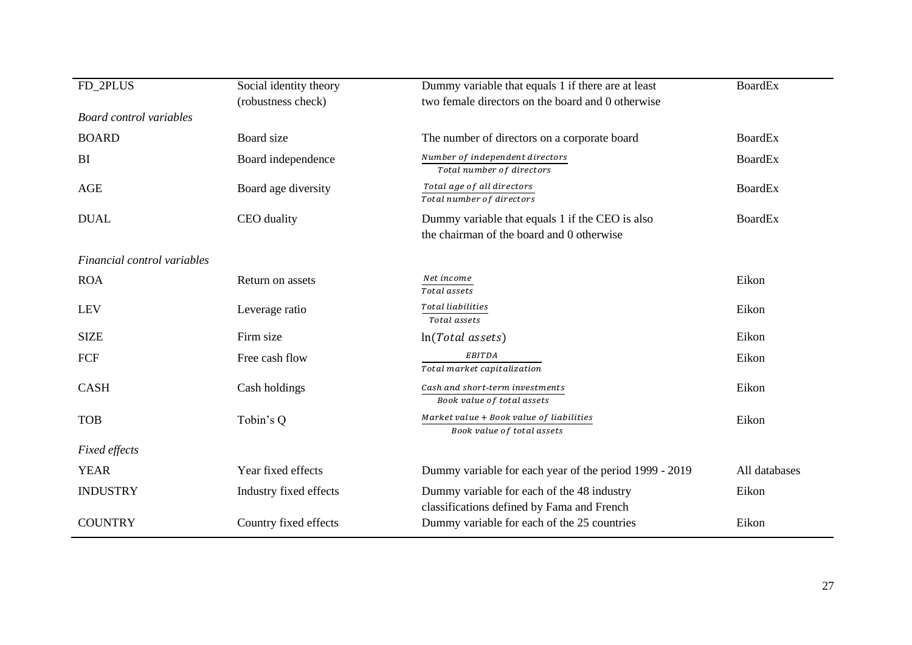| | | | |
|---|---|---|---|
| FD_2PLUS | Social identity theory (robustness check) | Dummy variable that equals 1 if there are at least two female directors on the board and 0 otherwise | BoardEx |
| *Board control variables* | | | |
| BOARD | Board size | The number of directors on a corporate board | BoardEx |
| BI | Board independence | $\frac{Number\ of\ independent\ directors}{Total\ number\ of\ directors}$ | BoardEx |
| AGE | Board age diversity | $\frac{Total\ age\ of\ all\ directors}{Total\ number\ of\ directors}$ | BoardEx |
| DUAL | CEO duality | Dummy variable that equals 1 if the CEO is also the chairman of the board and 0 otherwise | BoardEx |
| *Financial control variables* | | | |
| ROA | Return on assets | $\frac{Net\ income}{Total\ assets}$ | Eikon |
| LEV | Leverage ratio | $\frac{Total\ liabilities}{Total\ assets}$ | Eikon |
| SIZE | Firm size | $\ln(Total\ assets)$ | Eikon |
| FCF | Free cash flow | $\frac{EBITDA}{Total\ market\ capitalization}$ | Eikon |
| CASH | Cash holdings | $\frac{Cash\ and\ short\text{-}term\ investments}{Book\ value\ of\ total\ assets}$ | Eikon |
| TOB | Tobin's Q | $\frac{Market\ value + Book\ value\ of\ liabilities}{Book\ value\ of\ total\ assets}$ | Eikon |
| *Fixed effects* | | | |
| YEAR | Year fixed effects | Dummy variable for each year of the period 1999 - 2019 | All databases |
| INDUSTRY | Industry fixed effects | Dummy variable for each of the 48 industry classifications defined by Fama and French | Eikon |
| COUNTRY | Country fixed effects | Dummy variable for each of the 25 countries | Eikon |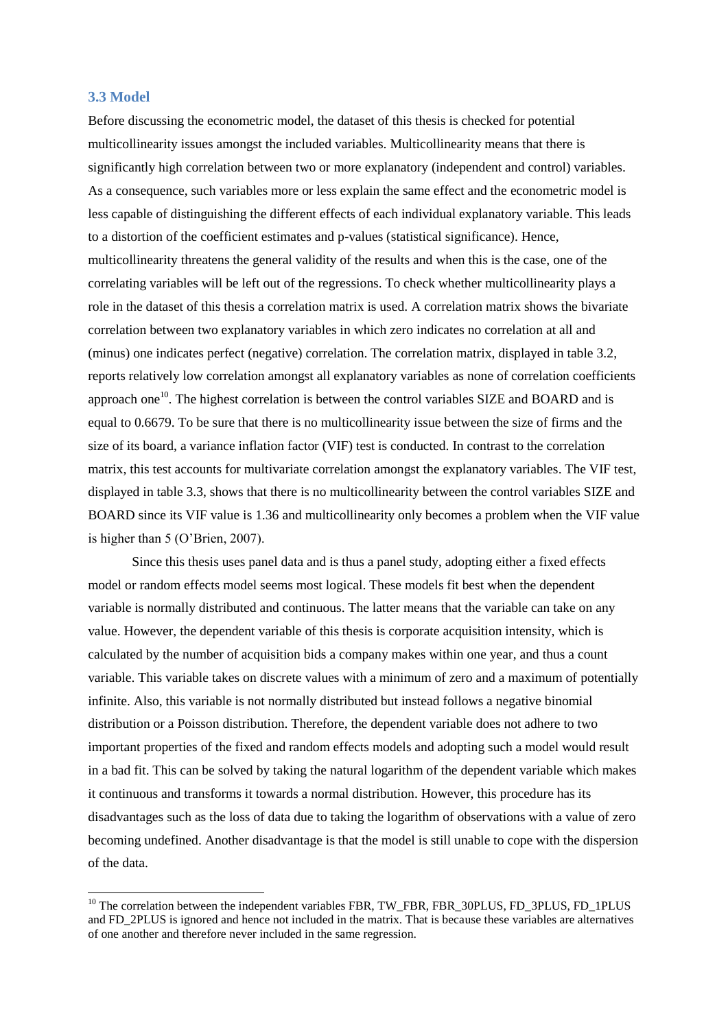### 3.3 Model

Before discussing the econometric model, the dataset of this thesis is checked for potential multicollinearity issues amongst the included variables. Multicollinearity means that there is significantly high correlation between two or more explanatory (independent and control) variables. As a consequence, such variables more or less explain the same effect and the econometric model is less capable of distinguishing the different effects of each individual explanatory variable. This leads to a distortion of the coefficient estimates and p-values (statistical significance). Hence, multicollinearity threatens the general validity of the results and when this is the case, one of the correlating variables will be left out of the regressions. To check whether multicollinearity plays a role in the dataset of this thesis a correlation matrix is used. A correlation matrix shows the bivariate correlation between two explanatory variables in which zero indicates no correlation at all and (minus) one indicates perfect (negative) correlation. The correlation matrix, displayed in table 3.2, reports relatively low correlation amongst all explanatory variables as none of correlation coefficients approach one[10]. The highest correlation is between the control variables SIZE and BOARD and is equal to 0.6679. To be sure that there is no multicollinearity issue between the size of firms and the size of its board, a variance inflation factor (VIF) test is conducted. In contrast to the correlation matrix, this test accounts for multivariate correlation amongst the explanatory variables. The VIF test, displayed in table 3.3, shows that there is no multicollinearity between the control variables SIZE and BOARD since its VIF value is 1.36 and multicollinearity only becomes a problem when the VIF value is higher than 5 (O'Brien, 2007).

Since this thesis uses panel data and is thus a panel study, adopting either a fixed effects model or random effects model seems most logical. These models fit best when the dependent variable is normally distributed and continuous. The latter means that the variable can take on any value. However, the dependent variable of this thesis is corporate acquisition intensity, which is calculated by the number of acquisition bids a company makes within one year, and thus a count variable. This variable takes on discrete values with a minimum of zero and a maximum of potentially infinite. Also, this variable is not normally distributed but instead follows a negative binomial distribution or a Poisson distribution. Therefore, the dependent variable does not adhere to two important properties of the fixed and random effects models and adopting such a model would result in a bad fit. This can be solved by taking the natural logarithm of the dependent variable which makes it continuous and transforms it towards a normal distribution. However, this procedure has its disadvantages such as the loss of data due to taking the logarithm of observations with a value of zero becoming undefined. Another disadvantage is that the model is still unable to cope with the dispersion of the data.

[10] The correlation between the independent variables FBR, TW_FBR, FBR_30PLUS, FD_3PLUS, FD_1PLUS and FD_2PLUS is ignored and hence not included in the matrix. That is because these variables are alternatives of one another and therefore never included in the same regression.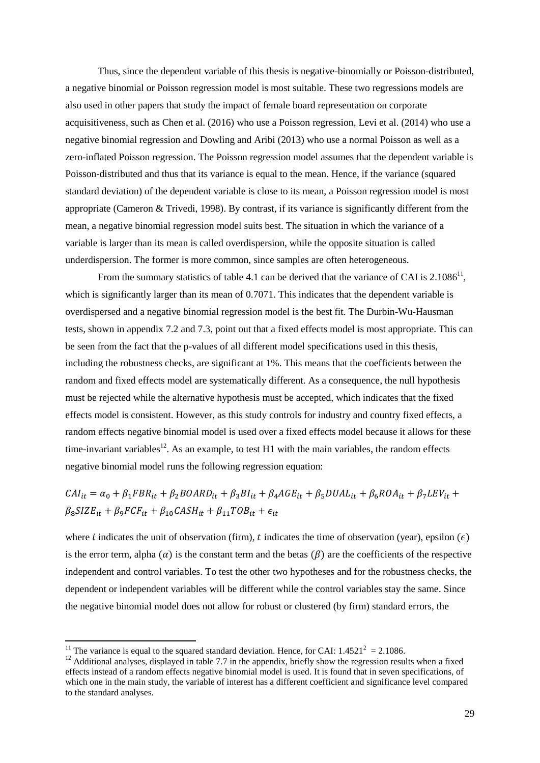Thus, since the dependent variable of this thesis is negative-binomially or Poisson-distributed, a negative binomial or Poisson regression model is most suitable. These two regressions models are also used in other papers that study the impact of female board representation on corporate acquisitiveness, such as Chen et al. (2016) who use a Poisson regression, Levi et al. (2014) who use a negative binomial regression and Dowling and Aribi (2013) who use a normal Poisson as well as a zero-inflated Poisson regression. The Poisson regression model assumes that the dependent variable is Poisson-distributed and thus that its variance is equal to the mean. Hence, if the variance (squared standard deviation) of the dependent variable is close to its mean, a Poisson regression model is most appropriate (Cameron & Trivedi, 1998). By contrast, if its variance is significantly different from the mean, a negative binomial regression model suits best. The situation in which the variance of a variable is larger than its mean is called overdispersion, while the opposite situation is called underdispersion. The former is more common, since samples are often heterogeneous.

From the summary statistics of table 4.1 can be derived that the variance of CAI is 2.1086[11], which is significantly larger than its mean of 0.7071. This indicates that the dependent variable is overdispersed and a negative binomial regression model is the best fit. The Durbin-Wu-Hausman tests, shown in appendix 7.2 and 7.3, point out that a fixed effects model is most appropriate. This can be seen from the fact that the p-values of all different model specifications used in this thesis, including the robustness checks, are significant at 1%. This means that the coefficients between the random and fixed effects model are systematically different. As a consequence, the null hypothesis must be rejected while the alternative hypothesis must be accepted, which indicates that the fixed effects model is consistent. However, as this study controls for industry and country fixed effects, a random effects negative binomial model is used over a fixed effects model because it allows for these time-invariant variables[12]. As an example, to test H1 with the main variables, the random effects negative binomial model runs the following regression equation:

$$CAI_{it} = \alpha_0 + \beta_1 FBR_{it} + \beta_2 BOARD_{it} + \beta_3 BI_{it} + \beta_4 AGE_{it} + \beta_5 DUAL_{it} + \beta_6 ROA_{it} + \beta_7 LEV_{it} + \beta_8 SIZE_{it} + \beta_9 FCF_{it} + \beta_{10} CASH_{it} + \beta_{11} TOB_{it} + \epsilon_{it}$$

where $i$ indicates the unit of observation (firm), $t$ indicates the time of observation (year), epsilon ($\epsilon$) is the error term, alpha ($\alpha$) is the constant term and the betas ($\beta$) are the coefficients of the respective independent and control variables. To test the other two hypotheses and for the robustness checks, the dependent or independent variables will be different while the control variables stay the same. Since the negative binomial model does not allow for robust or clustered (by firm) standard errors, the

[11] The variance is equal to the squared standard deviation. Hence, for CAI: $1.4521^2 = 2.1086$.

[12] Additional analyses, displayed in table 7.7 in the appendix, briefly show the regression results when a fixed effects instead of a random effects negative binomial model is used. It is found that in seven specifications, of which one in the main study, the variable of interest has a different coefficient and significance level compared to the standard analyses.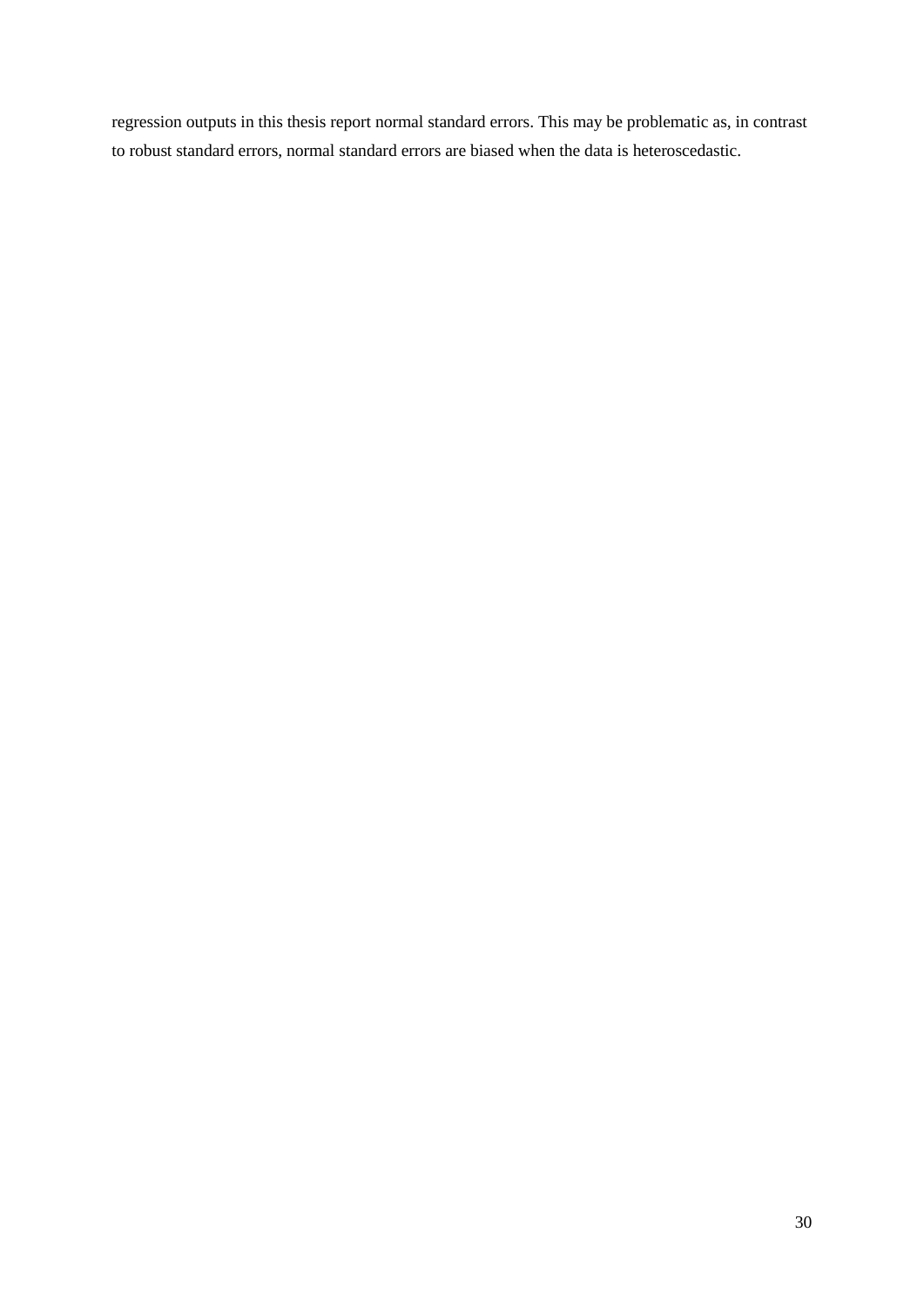regression outputs in this thesis report normal standard errors. This may be problematic as, in contrast to robust standard errors, normal standard errors are biased when the data is heteroscedastic.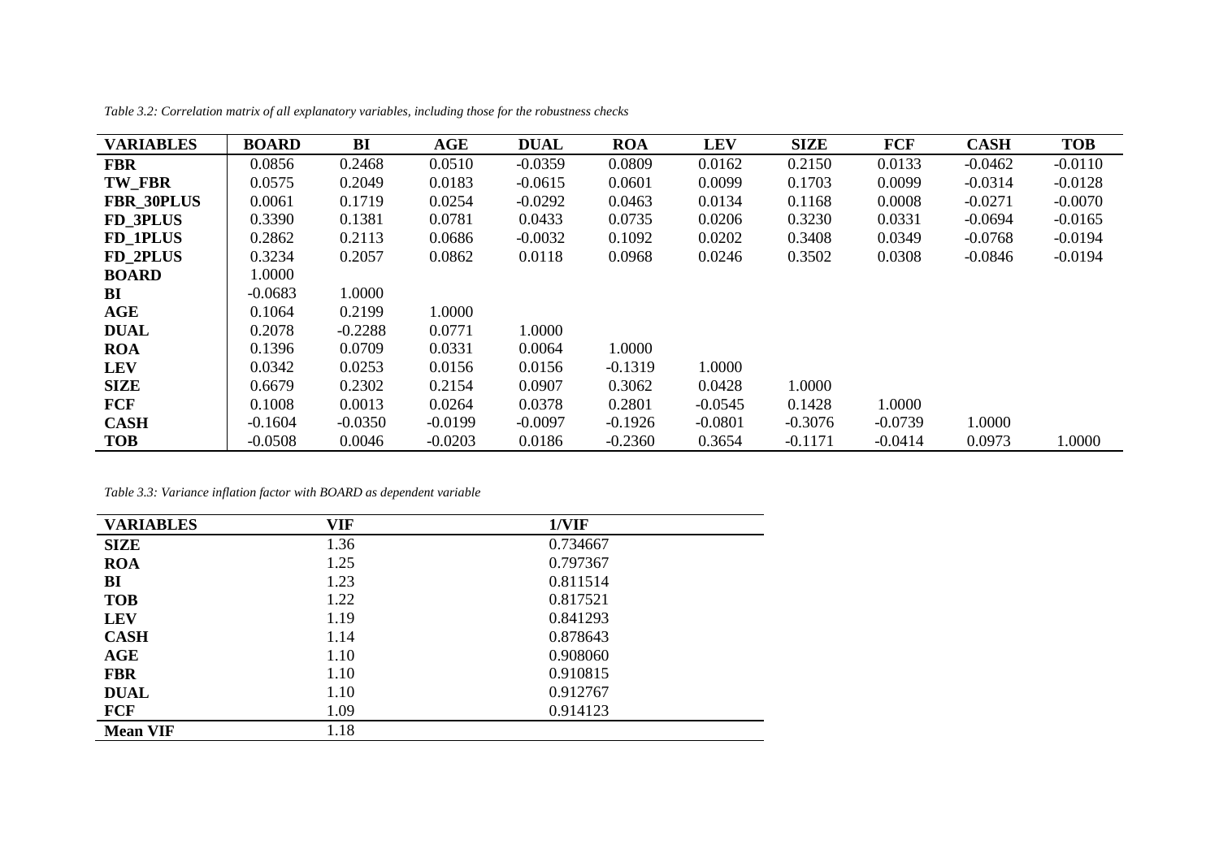*Table 3.2: Correlation matrix of all explanatory variables, including those for the robustness checks*

| **VARIABLES** | **BOARD** | **BI** | **AGE** | **DUAL** | **ROA** | **LEV** | **SIZE** | **FCF** | **CASH** | **TOB** |
|---|---|---|---|---|---|---|---|---|---|---|
| **FBR** | 0.0856 | 0.2468 | 0.0510 | -0.0359 | 0.0809 | 0.0162 | 0.2150 | 0.0133 | -0.0462 | -0.0110 |
| **TW_FBR** | 0.0575 | 0.2049 | 0.0183 | -0.0615 | 0.0601 | 0.0099 | 0.1703 | 0.0099 | -0.0314 | -0.0128 |
| **FBR_30PLUS** | 0.0061 | 0.1719 | 0.0254 | -0.0292 | 0.0463 | 0.0134 | 0.1168 | 0.0008 | -0.0271 | -0.0070 |
| **FD_3PLUS** | 0.3390 | 0.1381 | 0.0781 | 0.0433 | 0.0735 | 0.0206 | 0.3230 | 0.0331 | -0.0694 | -0.0165 |
| **FD_1PLUS** | 0.2862 | 0.2113 | 0.0686 | -0.0032 | 0.1092 | 0.0202 | 0.3408 | 0.0349 | -0.0768 | -0.0194 |
| **FD_2PLUS** | 0.3234 | 0.2057 | 0.0862 | 0.0118 | 0.0968 | 0.0246 | 0.3502 | 0.0308 | -0.0846 | -0.0194 |
| **BOARD** | 1.0000 | | | | | | | | | |
| **BI** | -0.0683 | 1.0000 | | | | | | | | |
| **AGE** | 0.1064 | 0.2199 | 1.0000 | | | | | | | |
| **DUAL** | 0.2078 | -0.2288 | 0.0771 | 1.0000 | | | | | | |
| **ROA** | 0.1396 | 0.0709 | 0.0331 | 0.0064 | 1.0000 | | | | | |
| **LEV** | 0.0342 | 0.0253 | 0.0156 | 0.0156 | -0.1319 | 1.0000 | | | | |
| **SIZE** | 0.6679 | 0.2302 | 0.2154 | 0.0907 | 0.3062 | 0.0428 | 1.0000 | | | |
| **FCF** | 0.1008 | 0.0013 | 0.0264 | 0.0378 | 0.2801 | -0.0545 | 0.1428 | 1.0000 | | |
| **CASH** | -0.1604 | -0.0350 | -0.0199 | -0.0097 | -0.1926 | -0.0801 | -0.3076 | -0.0739 | 1.0000 | |
| **TOB** | -0.0508 | 0.0046 | -0.0203 | 0.0186 | -0.2360 | 0.3654 | -0.1171 | -0.0414 | 0.0973 | 1.0000 |

*Table 3.3: Variance inflation factor with BOARD as dependent variable*

| **VARIABLES** | **VIF** | **1/VIF** |
|---|---|---|
| **SIZE** | 1.36 | 0.734667 |
| **ROA** | 1.25 | 0.797367 |
| **BI** | 1.23 | 0.811514 |
| **TOB** | 1.22 | 0.817521 |
| **LEV** | 1.19 | 0.841293 |
| **CASH** | 1.14 | 0.878643 |
| **AGE** | 1.10 | 0.908060 |
| **FBR** | 1.10 | 0.910815 |
| **DUAL** | 1.10 | 0.912767 |
| **FCF** | 1.09 | 0.914123 |
| **Mean VIF** | 1.18 | |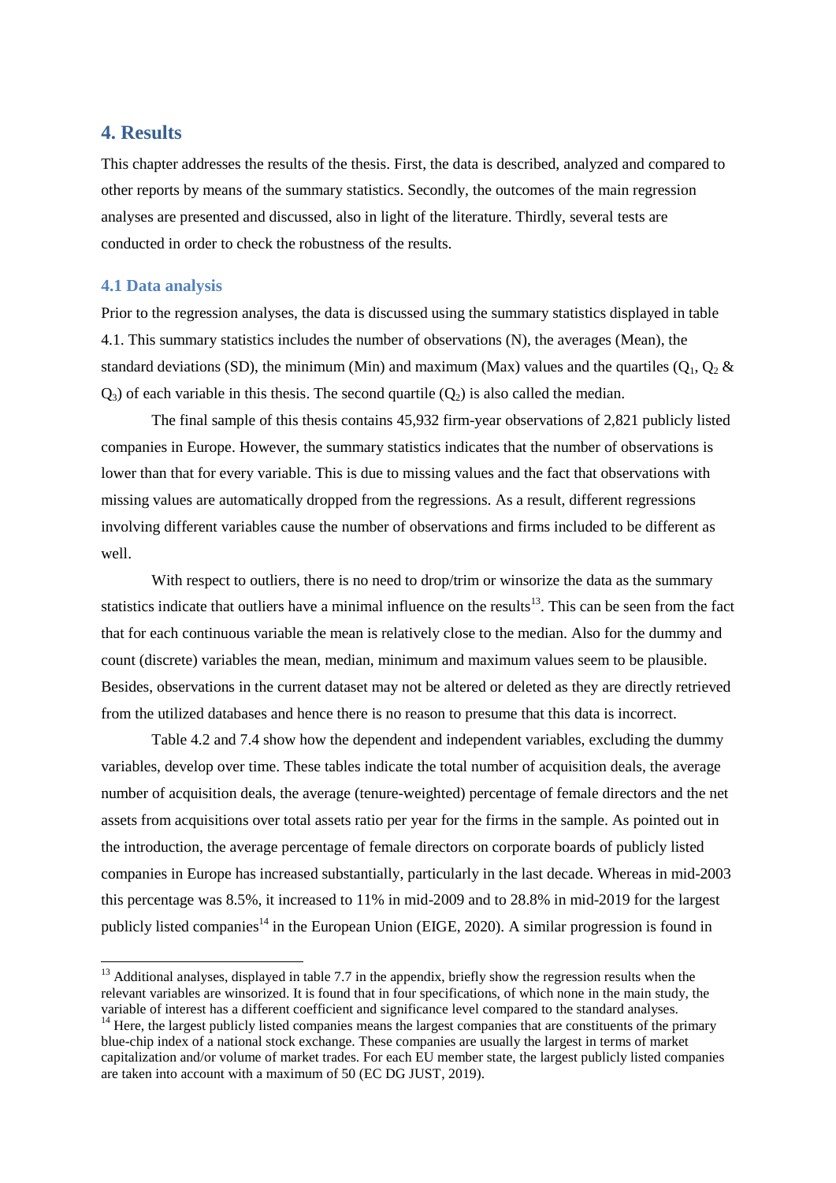## 4. Results

This chapter addresses the results of the thesis. First, the data is described, analyzed and compared to other reports by means of the summary statistics. Secondly, the outcomes of the main regression analyses are presented and discussed, also in light of the literature. Thirdly, several tests are conducted in order to check the robustness of the results.

### 4.1 Data analysis

Prior to the regression analyses, the data is discussed using the summary statistics displayed in table 4.1. This summary statistics includes the number of observations (N), the averages (Mean), the standard deviations (SD), the minimum (Min) and maximum (Max) values and the quartiles ($Q_1$, $Q_2$ & $Q_3$) of each variable in this thesis. The second quartile ($Q_2$) is also called the median.

The final sample of this thesis contains 45,932 firm-year observations of 2,821 publicly listed companies in Europe. However, the summary statistics indicates that the number of observations is lower than that for every variable. This is due to missing values and the fact that observations with missing values are automatically dropped from the regressions. As a result, different regressions involving different variables cause the number of observations and firms included to be different as well.

With respect to outliers, there is no need to drop/trim or winsorize the data as the summary statistics indicate that outliers have a minimal influence on the results[13]. This can be seen from the fact that for each continuous variable the mean is relatively close to the median. Also for the dummy and count (discrete) variables the mean, median, minimum and maximum values seem to be plausible. Besides, observations in the current dataset may not be altered or deleted as they are directly retrieved from the utilized databases and hence there is no reason to presume that this data is incorrect.

Table 4.2 and 7.4 show how the dependent and independent variables, excluding the dummy variables, develop over time. These tables indicate the total number of acquisition deals, the average number of acquisition deals, the average (tenure-weighted) percentage of female directors and the net assets from acquisitions over total assets ratio per year for the firms in the sample. As pointed out in the introduction, the average percentage of female directors on corporate boards of publicly listed companies in Europe has increased substantially, particularly in the last decade. Whereas in mid-2003 this percentage was 8.5%, it increased to 11% in mid-2009 and to 28.8% in mid-2019 for the largest publicly listed companies[14] in the European Union (EIGE, 2020). A similar progression is found in

---

[13] Additional analyses, displayed in table 7.7 in the appendix, briefly show the regression results when the relevant variables are winsorized. It is found that in four specifications, of which none in the main study, the variable of interest has a different coefficient and significance level compared to the standard analyses.

[14] Here, the largest publicly listed companies means the largest companies that are constituents of the primary blue-chip index of a national stock exchange. These companies are usually the largest in terms of market capitalization and/or volume of market trades. For each EU member state, the largest publicly listed companies are taken into account with a maximum of 50 (EC DG JUST, 2019).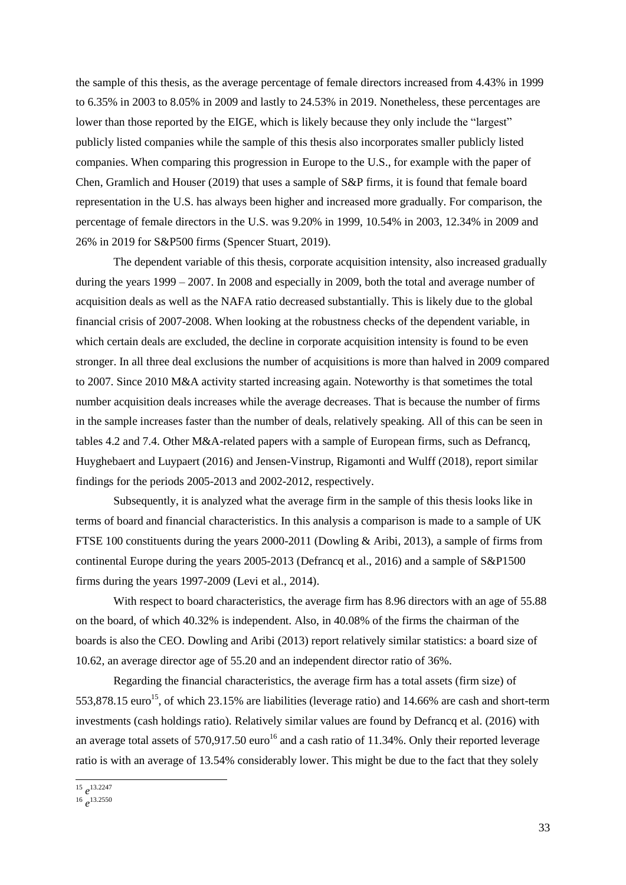the sample of this thesis, as the average percentage of female directors increased from 4.43% in 1999 to 6.35% in 2003 to 8.05% in 2009 and lastly to 24.53% in 2019. Nonetheless, these percentages are lower than those reported by the EIGE, which is likely because they only include the "largest" publicly listed companies while the sample of this thesis also incorporates smaller publicly listed companies. When comparing this progression in Europe to the U.S., for example with the paper of Chen, Gramlich and Houser (2019) that uses a sample of S&P firms, it is found that female board representation in the U.S. has always been higher and increased more gradually. For comparison, the percentage of female directors in the U.S. was 9.20% in 1999, 10.54% in 2003, 12.34% in 2009 and 26% in 2019 for S&P500 firms (Spencer Stuart, 2019).

The dependent variable of this thesis, corporate acquisition intensity, also increased gradually during the years 1999 – 2007. In 2008 and especially in 2009, both the total and average number of acquisition deals as well as the NAFA ratio decreased substantially. This is likely due to the global financial crisis of 2007-2008. When looking at the robustness checks of the dependent variable, in which certain deals are excluded, the decline in corporate acquisition intensity is found to be even stronger. In all three deal exclusions the number of acquisitions is more than halved in 2009 compared to 2007. Since 2010 M&A activity started increasing again. Noteworthy is that sometimes the total number acquisition deals increases while the average decreases. That is because the number of firms in the sample increases faster than the number of deals, relatively speaking. All of this can be seen in tables 4.2 and 7.4. Other M&A-related papers with a sample of European firms, such as Defrancq, Huyghebaert and Luypaert (2016) and Jensen-Vinstrup, Rigamonti and Wulff (2018), report similar findings for the periods 2005-2013 and 2002-2012, respectively.

Subsequently, it is analyzed what the average firm in the sample of this thesis looks like in terms of board and financial characteristics. In this analysis a comparison is made to a sample of UK FTSE 100 constituents during the years 2000-2011 (Dowling & Aribi, 2013), a sample of firms from continental Europe during the years 2005-2013 (Defrancq et al., 2016) and a sample of S&P1500 firms during the years 1997-2009 (Levi et al., 2014).

With respect to board characteristics, the average firm has 8.96 directors with an age of 55.88 on the board, of which 40.32% is independent. Also, in 40.08% of the firms the chairman of the boards is also the CEO. Dowling and Aribi (2013) report relatively similar statistics: a board size of 10.62, an average director age of 55.20 and an independent director ratio of 36%.

Regarding the financial characteristics, the average firm has a total assets (firm size) of 553,878.15 euro[15], of which 23.15% are liabilities (leverage ratio) and 14.66% are cash and short-term investments (cash holdings ratio). Relatively similar values are found by Defrancq et al. (2016) with an average total assets of 570,917.50 euro[16] and a cash ratio of 11.34%. Only their reported leverage ratio is with an average of 13.54% considerably lower. This might be due to the fact that they solely

---

[15] $e^{13.2247}$

[16] $e^{13.2550}$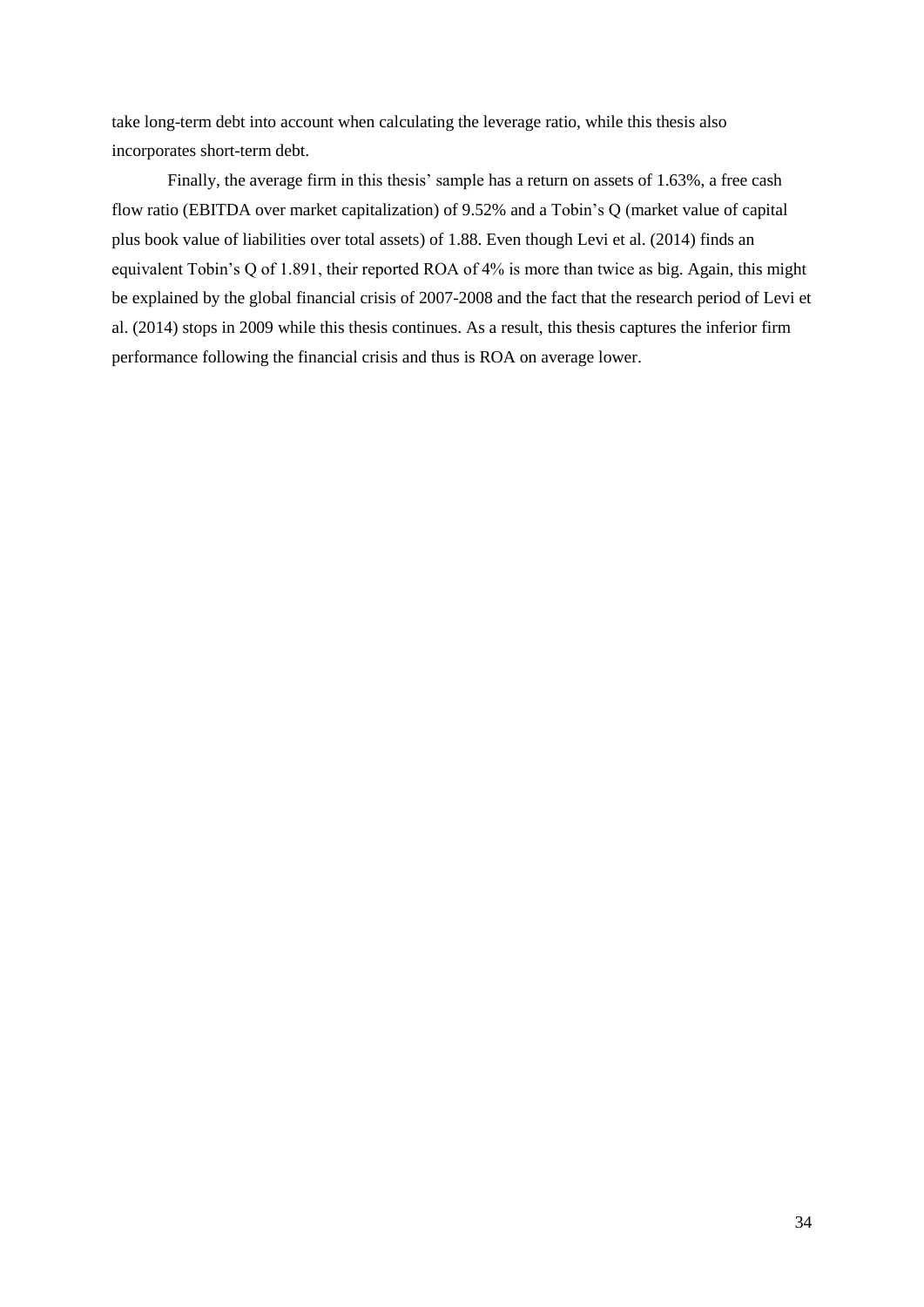take long-term debt into account when calculating the leverage ratio, while this thesis also incorporates short-term debt.

Finally, the average firm in this thesis' sample has a return on assets of 1.63%, a free cash flow ratio (EBITDA over market capitalization) of 9.52% and a Tobin's Q (market value of capital plus book value of liabilities over total assets) of 1.88. Even though Levi et al. (2014) finds an equivalent Tobin's Q of 1.891, their reported ROA of 4% is more than twice as big. Again, this might be explained by the global financial crisis of 2007-2008 and the fact that the research period of Levi et al. (2014) stops in 2009 while this thesis continues. As a result, this thesis captures the inferior firm performance following the financial crisis and thus is ROA on average lower.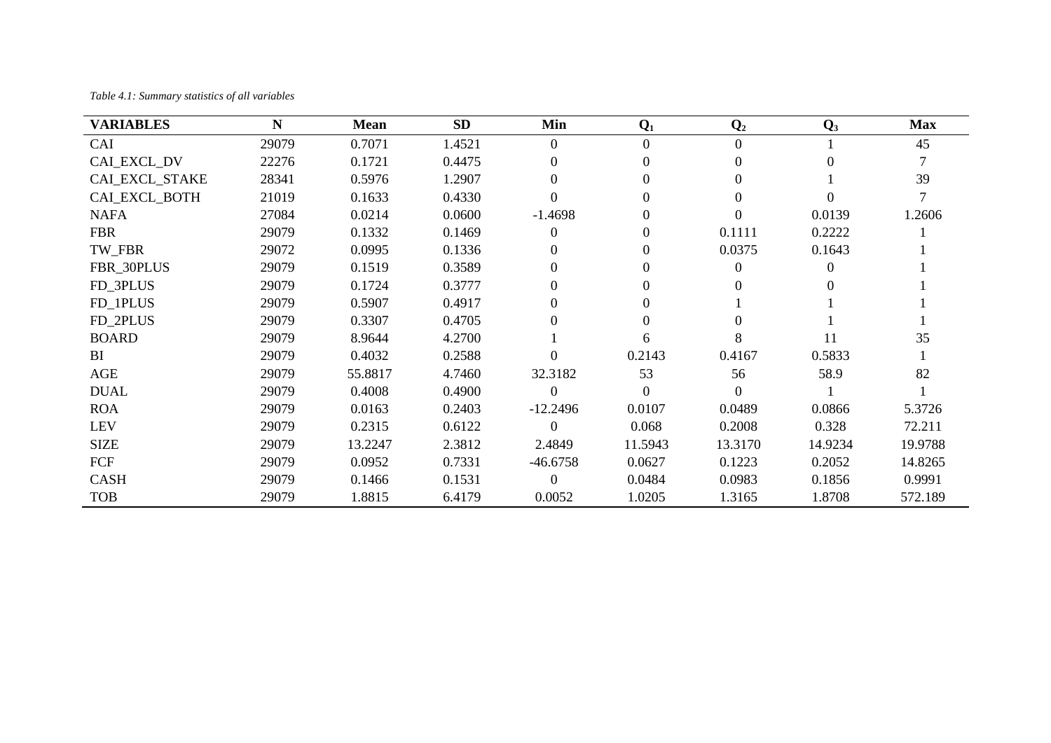*Table 4.1: Summary statistics of all variables*

| VARIABLES | N | Mean | SD | Min | $Q_1$ | $Q_2$ | $Q_3$ | Max |
|---|---|---|---|---|---|---|---|---|
| CAI | 29079 | 0.7071 | 1.4521 | 0 | 0 | 0 | 1 | 45 |
| CAI_EXCL_DV | 22276 | 0.1721 | 0.4475 | 0 | 0 | 0 | 0 | 7 |
| CAI_EXCL_STAKE | 28341 | 0.5976 | 1.2907 | 0 | 0 | 0 | 1 | 39 |
| CAI_EXCL_BOTH | 21019 | 0.1633 | 0.4330 | 0 | 0 | 0 | 0 | 7 |
| NAFA | 27084 | 0.0214 | 0.0600 | -1.4698 | 0 | 0 | 0.0139 | 1.2606 |
| FBR | 29079 | 0.1332 | 0.1469 | 0 | 0 | 0.1111 | 0.2222 | 1 |
| TW_FBR | 29072 | 0.0995 | 0.1336 | 0 | 0 | 0.0375 | 0.1643 | 1 |
| FBR_30PLUS | 29079 | 0.1519 | 0.3589 | 0 | 0 | 0 | 0 | 1 |
| FD_3PLUS | 29079 | 0.1724 | 0.3777 | 0 | 0 | 0 | 0 | 1 |
| FD_1PLUS | 29079 | 0.5907 | 0.4917 | 0 | 0 | 1 | 1 | 1 |
| FD_2PLUS | 29079 | 0.3307 | 0.4705 | 0 | 0 | 0 | 1 | 1 |
| BOARD | 29079 | 8.9644 | 4.2700 | 1 | 6 | 8 | 11 | 35 |
| BI | 29079 | 0.4032 | 0.2588 | 0 | 0.2143 | 0.4167 | 0.5833 | 1 |
| AGE | 29079 | 55.8817 | 4.7460 | 32.3182 | 53 | 56 | 58.9 | 82 |
| DUAL | 29079 | 0.4008 | 0.4900 | 0 | 0 | 0 | 1 | 1 |
| ROA | 29079 | 0.0163 | 0.2403 | -12.2496 | 0.0107 | 0.0489 | 0.0866 | 5.3726 |
| LEV | 29079 | 0.2315 | 0.6122 | 0 | 0.068 | 0.2008 | 0.328 | 72.211 |
| SIZE | 29079 | 13.2247 | 2.3812 | 2.4849 | 11.5943 | 13.3170 | 14.9234 | 19.9788 |
| FCF | 29079 | 0.0952 | 0.7331 | -46.6758 | 0.0627 | 0.1223 | 0.2052 | 14.8265 |
| CASH | 29079 | 0.1466 | 0.1531 | 0 | 0.0484 | 0.0983 | 0.1856 | 0.9991 |
| TOB | 29079 | 1.8815 | 6.4179 | 0.0052 | 1.0205 | 1.3165 | 1.8708 | 572.189 |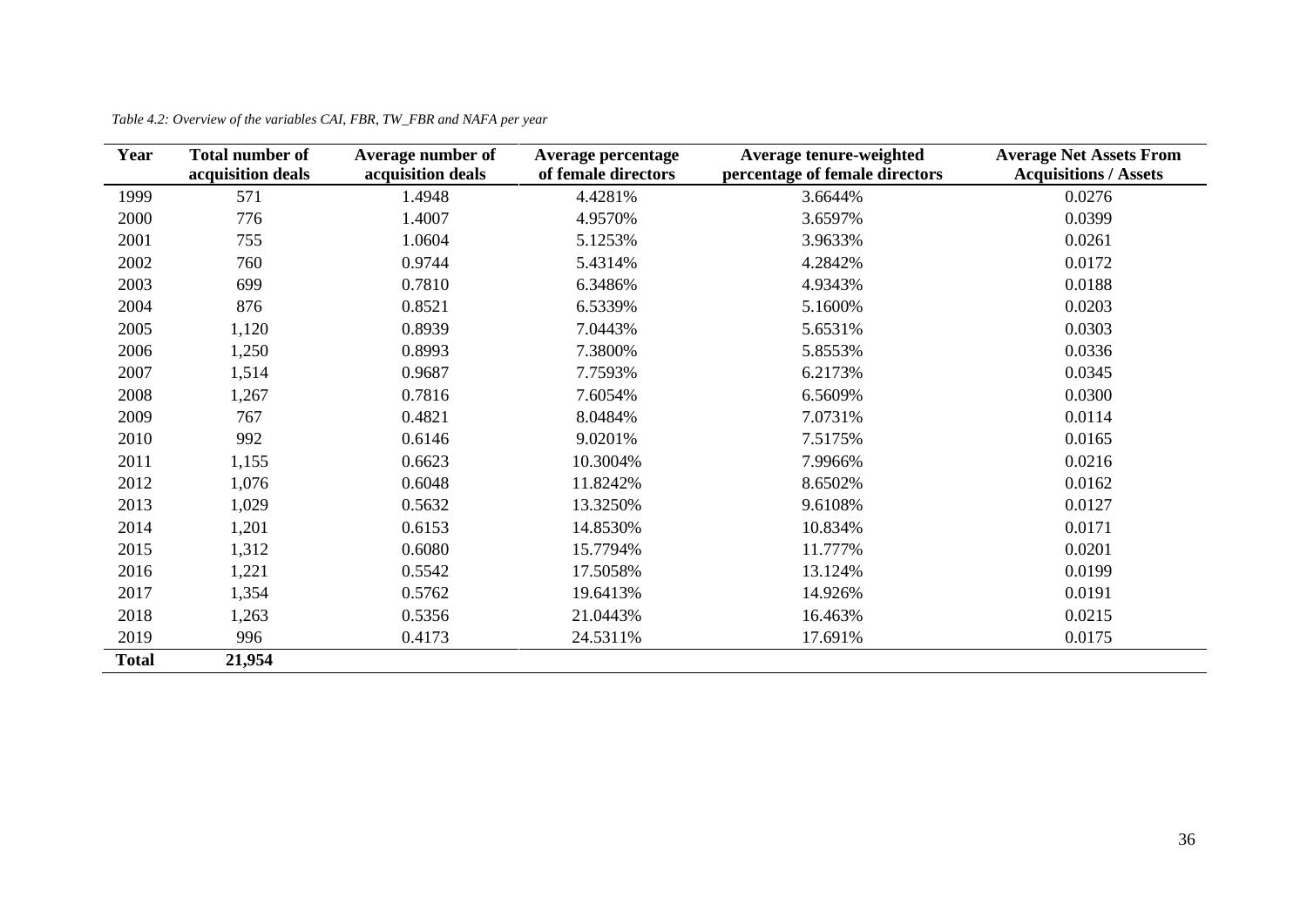*Table 4.2: Overview of the variables CAI, FBR, TW_FBR and NAFA per year*

| Year | Total number of acquisition deals | Average number of acquisition deals | Average percentage of female directors | Average tenure-weighted percentage of female directors | Average Net Assets From Acquisitions / Assets |
|---|---|---|---|---|---|
| 1999 | 571 | 1.4948 | 4.4281% | 3.6644% | 0.0276 |
| 2000 | 776 | 1.4007 | 4.9570% | 3.6597% | 0.0399 |
| 2001 | 755 | 1.0604 | 5.1253% | 3.9633% | 0.0261 |
| 2002 | 760 | 0.9744 | 5.4314% | 4.2842% | 0.0172 |
| 2003 | 699 | 0.7810 | 6.3486% | 4.9343% | 0.0188 |
| 2004 | 876 | 0.8521 | 6.5339% | 5.1600% | 0.0203 |
| 2005 | 1,120 | 0.8939 | 7.0443% | 5.6531% | 0.0303 |
| 2006 | 1,250 | 0.8993 | 7.3800% | 5.8553% | 0.0336 |
| 2007 | 1,514 | 0.9687 | 7.7593% | 6.2173% | 0.0345 |
| 2008 | 1,267 | 0.7816 | 7.6054% | 6.5609% | 0.0300 |
| 2009 | 767 | 0.4821 | 8.0484% | 7.0731% | 0.0114 |
| 2010 | 992 | 0.6146 | 9.0201% | 7.5175% | 0.0165 |
| 2011 | 1,155 | 0.6623 | 10.3004% | 7.9966% | 0.0216 |
| 2012 | 1,076 | 0.6048 | 11.8242% | 8.6502% | 0.0162 |
| 2013 | 1,029 | 0.5632 | 13.3250% | 9.6108% | 0.0127 |
| 2014 | 1,201 | 0.6153 | 14.8530% | 10.834% | 0.0171 |
| 2015 | 1,312 | 0.6080 | 15.7794% | 11.777% | 0.0201 |
| 2016 | 1,221 | 0.5542 | 17.5058% | 13.124% | 0.0199 |
| 2017 | 1,354 | 0.5762 | 19.6413% | 14.926% | 0.0191 |
| 2018 | 1,263 | 0.5356 | 21.0443% | 16.463% | 0.0215 |
| 2019 | 996 | 0.4173 | 24.5311% | 17.691% | 0.0175 |
| **Total** | **21,954** | | | | |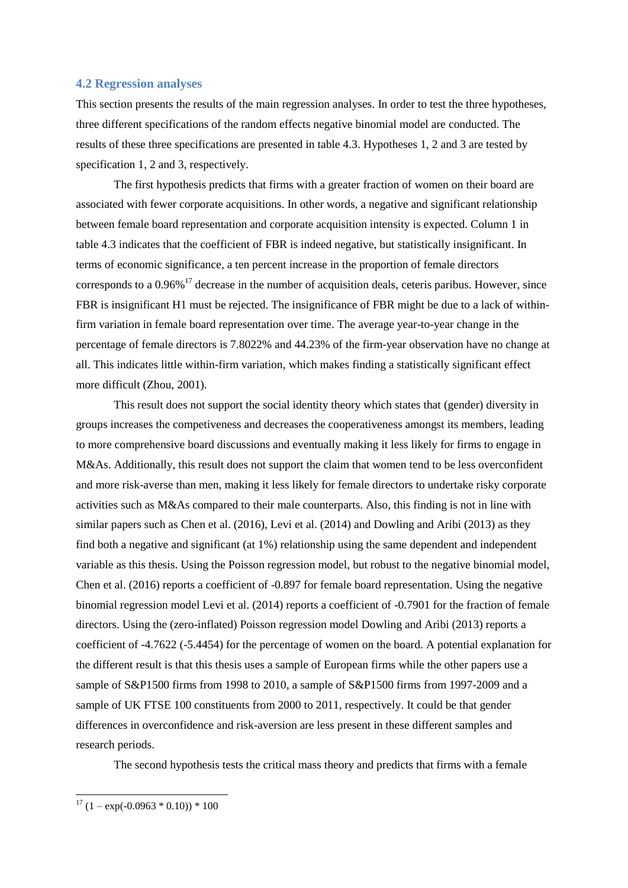### 4.2 Regression analyses

This section presents the results of the main regression analyses. In order to test the three hypotheses, three different specifications of the random effects negative binomial model are conducted. The results of these three specifications are presented in table 4.3. Hypotheses 1, 2 and 3 are tested by specification 1, 2 and 3, respectively.

The first hypothesis predicts that firms with a greater fraction of women on their board are associated with fewer corporate acquisitions. In other words, a negative and significant relationship between female board representation and corporate acquisition intensity is expected. Column 1 in table 4.3 indicates that the coefficient of FBR is indeed negative, but statistically insignificant. In terms of economic significance, a ten percent increase in the proportion of female directors corresponds to a 0.96%[17] decrease in the number of acquisition deals, ceteris paribus. However, since FBR is insignificant H1 must be rejected. The insignificance of FBR might be due to a lack of within-firm variation in female board representation over time. The average year-to-year change in the percentage of female directors is 7.8022% and 44.23% of the firm-year observation have no change at all. This indicates little within-firm variation, which makes finding a statistically significant effect more difficult (Zhou, 2001).

This result does not support the social identity theory which states that (gender) diversity in groups increases the competiveness and decreases the cooperativeness amongst its members, leading to more comprehensive board discussions and eventually making it less likely for firms to engage in M&As. Additionally, this result does not support the claim that women tend to be less overconfident and more risk-averse than men, making it less likely for female directors to undertake risky corporate activities such as M&As compared to their male counterparts. Also, this finding is not in line with similar papers such as Chen et al. (2016), Levi et al. (2014) and Dowling and Aribi (2013) as they find both a negative and significant (at 1%) relationship using the same dependent and independent variable as this thesis. Using the Poisson regression model, but robust to the negative binomial model, Chen et al. (2016) reports a coefficient of -0.897 for female board representation. Using the negative binomial regression model Levi et al. (2014) reports a coefficient of -0.7901 for the fraction of female directors. Using the (zero-inflated) Poisson regression model Dowling and Aribi (2013) reports a coefficient of -4.7622 (-5.4454) for the percentage of women on the board. A potential explanation for the different result is that this thesis uses a sample of European firms while the other papers use a sample of S&P1500 firms from 1998 to 2010, a sample of S&P1500 firms from 1997-2009 and a sample of UK FTSE 100 constituents from 2000 to 2011, respectively. It could be that gender differences in overconfidence and risk-aversion are less present in these different samples and research periods.

The second hypothesis tests the critical mass theory and predicts that firms with a female

---

[17] $(1 - \exp(-0.0963 * 0.10)) * 100$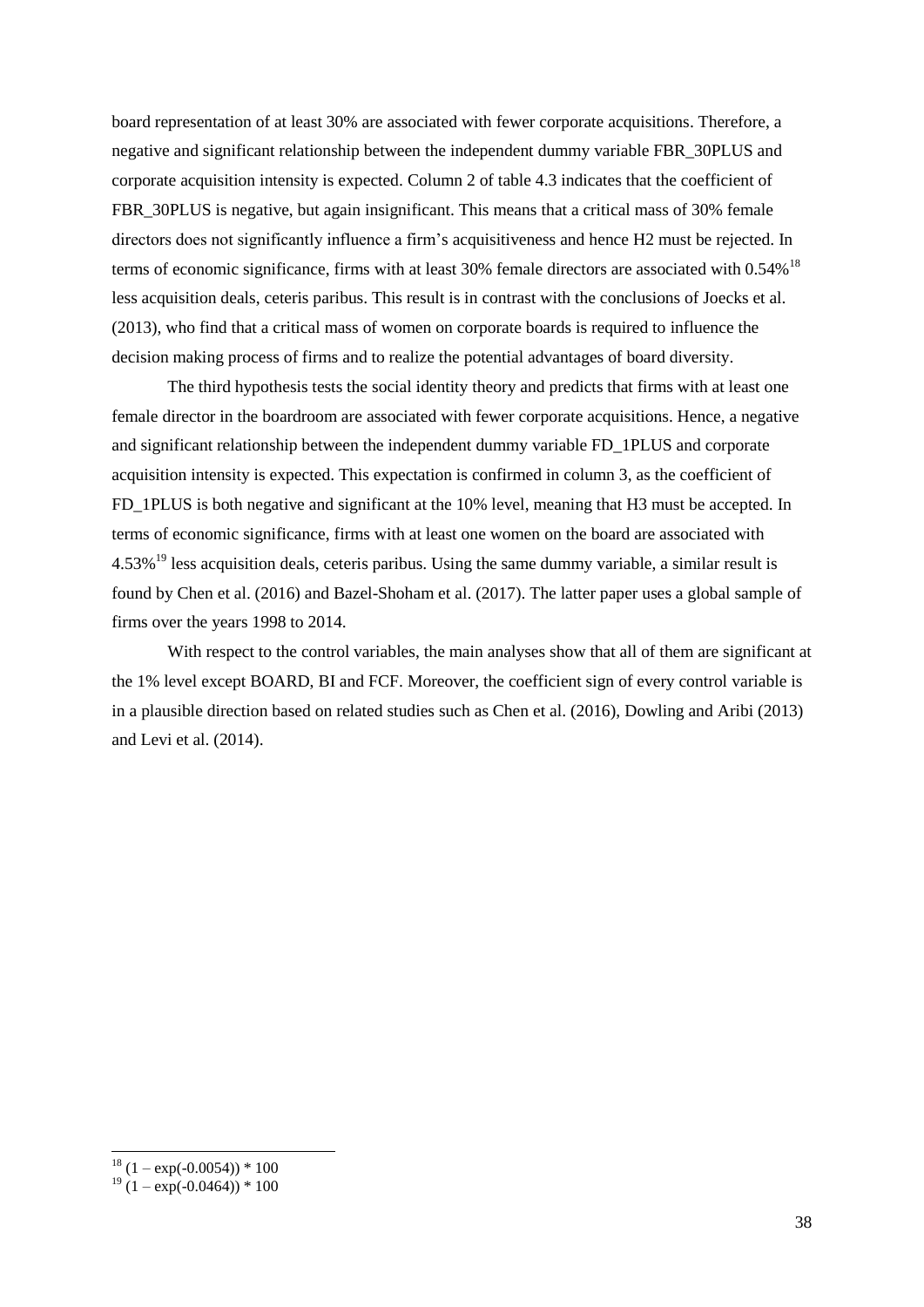board representation of at least 30% are associated with fewer corporate acquisitions. Therefore, a negative and significant relationship between the independent dummy variable FBR_30PLUS and corporate acquisition intensity is expected. Column 2 of table 4.3 indicates that the coefficient of FBR_30PLUS is negative, but again insignificant. This means that a critical mass of 30% female directors does not significantly influence a firm's acquisitiveness and hence H2 must be rejected. In terms of economic significance, firms with at least 30% female directors are associated with 0.54%[18] less acquisition deals, ceteris paribus. This result is in contrast with the conclusions of Joecks et al. (2013), who find that a critical mass of women on corporate boards is required to influence the decision making process of firms and to realize the potential advantages of board diversity.

The third hypothesis tests the social identity theory and predicts that firms with at least one female director in the boardroom are associated with fewer corporate acquisitions. Hence, a negative and significant relationship between the independent dummy variable FD_1PLUS and corporate acquisition intensity is expected. This expectation is confirmed in column 3, as the coefficient of FD_1PLUS is both negative and significant at the 10% level, meaning that H3 must be accepted. In terms of economic significance, firms with at least one women on the board are associated with 4.53%[19] less acquisition deals, ceteris paribus. Using the same dummy variable, a similar result is found by Chen et al. (2016) and Bazel-Shoham et al. (2017). The latter paper uses a global sample of firms over the years 1998 to 2014.

With respect to the control variables, the main analyses show that all of them are significant at the 1% level except BOARD, BI and FCF. Moreover, the coefficient sign of every control variable is in a plausible direction based on related studies such as Chen et al. (2016), Dowling and Aribi (2013) and Levi et al. (2014).

---

[18] $(1 - \exp(-0.0054)) * 100$

[19] $(1 - \exp(-0.0464)) * 100$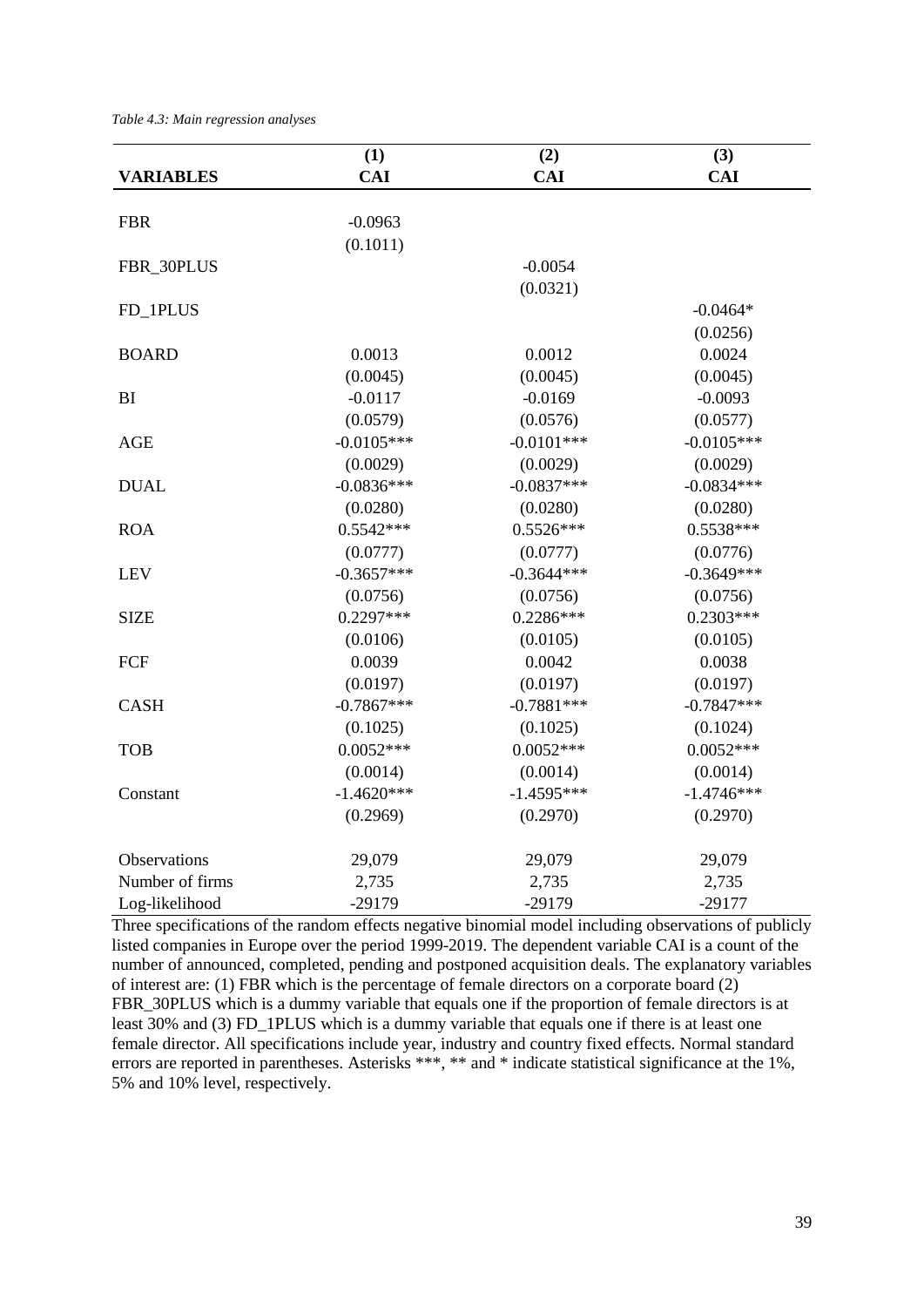*Table 4.3: Main regression analyses*

| VARIABLES | (1) CAI | (2) CAI | (3) CAI |
|---|---|---|---|
| FBR | -0.0963 | | |
| | (0.1011) | | |
| FBR_30PLUS | | -0.0054 | |
| | | (0.0321) | |
| FD_1PLUS | | | -0.0464* |
| | | | (0.0256) |
| BOARD | 0.0013 | 0.0012 | 0.0024 |
| | (0.0045) | (0.0045) | (0.0045) |
| BI | -0.0117 | -0.0169 | -0.0093 |
| | (0.0579) | (0.0576) | (0.0577) |
| AGE | -0.0105*** | -0.0101*** | -0.0105*** |
| | (0.0029) | (0.0029) | (0.0029) |
| DUAL | -0.0836*** | -0.0837*** | -0.0834*** |
| | (0.0280) | (0.0280) | (0.0280) |
| ROA | 0.5542*** | 0.5526*** | 0.5538*** |
| | (0.0777) | (0.0777) | (0.0776) |
| LEV | -0.3657*** | -0.3644*** | -0.3649*** |
| | (0.0756) | (0.0756) | (0.0756) |
| SIZE | 0.2297*** | 0.2286*** | 0.2303*** |
| | (0.0106) | (0.0105) | (0.0105) |
| FCF | 0.0039 | 0.0042 | 0.0038 |
| | (0.0197) | (0.0197) | (0.0197) |
| CASH | -0.7867*** | -0.7881*** | -0.7847*** |
| | (0.1025) | (0.1025) | (0.1024) |
| TOB | 0.0052*** | 0.0052*** | 0.0052*** |
| | (0.0014) | (0.0014) | (0.0014) |
| Constant | -1.4620*** | -1.4595*** | -1.4746*** |
| | (0.2969) | (0.2970) | (0.2970) |
| Observations | 29,079 | 29,079 | 29,079 |
| Number of firms | 2,735 | 2,735 | 2,735 |
| Log-likelihood | -29179 | -29179 | -29177 |

Three specifications of the random effects negative binomial model including observations of publicly listed companies in Europe over the period 1999-2019. The dependent variable CAI is a count of the number of announced, completed, pending and postponed acquisition deals. The explanatory variables of interest are: (1) FBR which is the percentage of female directors on a corporate board (2) FBR_30PLUS which is a dummy variable that equals one if the proportion of female directors is at least 30% and (3) FD_1PLUS which is a dummy variable that equals one if there is at least one female director. All specifications include year, industry and country fixed effects. Normal standard errors are reported in parentheses. Asterisks ***, ** and * indicate statistical significance at the 1%, 5% and 10% level, respectively.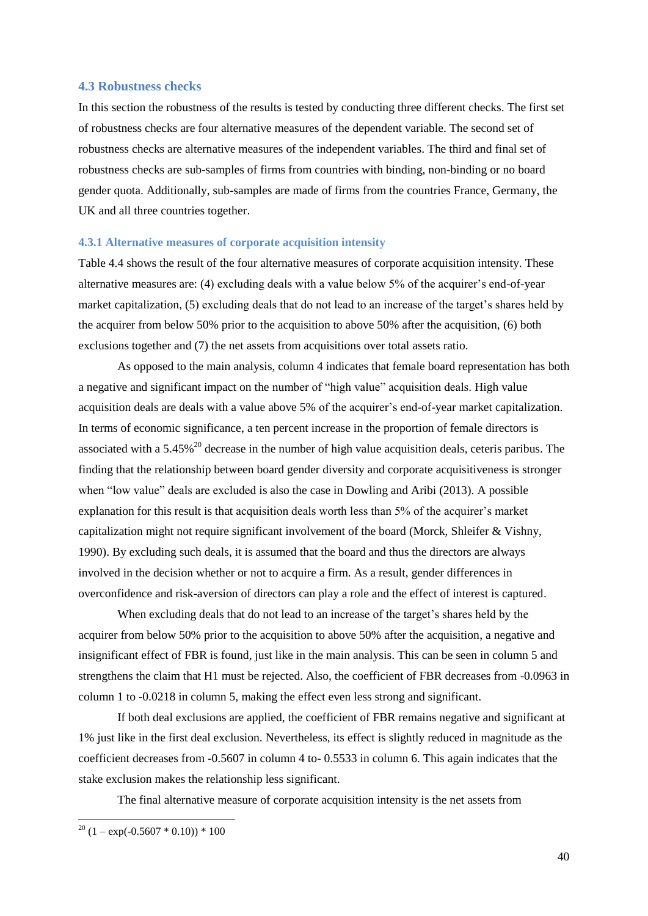### 4.3 Robustness checks

In this section the robustness of the results is tested by conducting three different checks. The first set of robustness checks are four alternative measures of the dependent variable. The second set of robustness checks are alternative measures of the independent variables. The third and final set of robustness checks are sub-samples of firms from countries with binding, non-binding or no board gender quota. Additionally, sub-samples are made of firms from the countries France, Germany, the UK and all three countries together.

#### 4.3.1 Alternative measures of corporate acquisition intensity

Table 4.4 shows the result of the four alternative measures of corporate acquisition intensity. These alternative measures are: (4) excluding deals with a value below 5% of the acquirer's end-of-year market capitalization, (5) excluding deals that do not lead to an increase of the target's shares held by the acquirer from below 50% prior to the acquisition to above 50% after the acquisition, (6) both exclusions together and (7) the net assets from acquisitions over total assets ratio.

As opposed to the main analysis, column 4 indicates that female board representation has both a negative and significant impact on the number of "high value" acquisition deals. High value acquisition deals are deals with a value above 5% of the acquirer's end-of-year market capitalization. In terms of economic significance, a ten percent increase in the proportion of female directors is associated with a 5.45%[20] decrease in the number of high value acquisition deals, ceteris paribus. The finding that the relationship between board gender diversity and corporate acquisitiveness is stronger when "low value" deals are excluded is also the case in Dowling and Aribi (2013). A possible explanation for this result is that acquisition deals worth less than 5% of the acquirer's market capitalization might not require significant involvement of the board (Morck, Shleifer & Vishny, 1990). By excluding such deals, it is assumed that the board and thus the directors are always involved in the decision whether or not to acquire a firm. As a result, gender differences in overconfidence and risk-aversion of directors can play a role and the effect of interest is captured.

When excluding deals that do not lead to an increase of the target's shares held by the acquirer from below 50% prior to the acquisition to above 50% after the acquisition, a negative and insignificant effect of FBR is found, just like in the main analysis. This can be seen in column 5 and strengthens the claim that H1 must be rejected. Also, the coefficient of FBR decreases from -0.0963 in column 1 to -0.0218 in column 5, making the effect even less strong and significant.

If both deal exclusions are applied, the coefficient of FBR remains negative and significant at 1% just like in the first deal exclusion. Nevertheless, its effect is slightly reduced in magnitude as the coefficient decreases from -0.5607 in column 4 to- 0.5533 in column 6. This again indicates that the stake exclusion makes the relationship less significant.

The final alternative measure of corporate acquisition intensity is the net assets from

---

[20] $(1 - \exp(-0.5607 * 0.10)) * 100$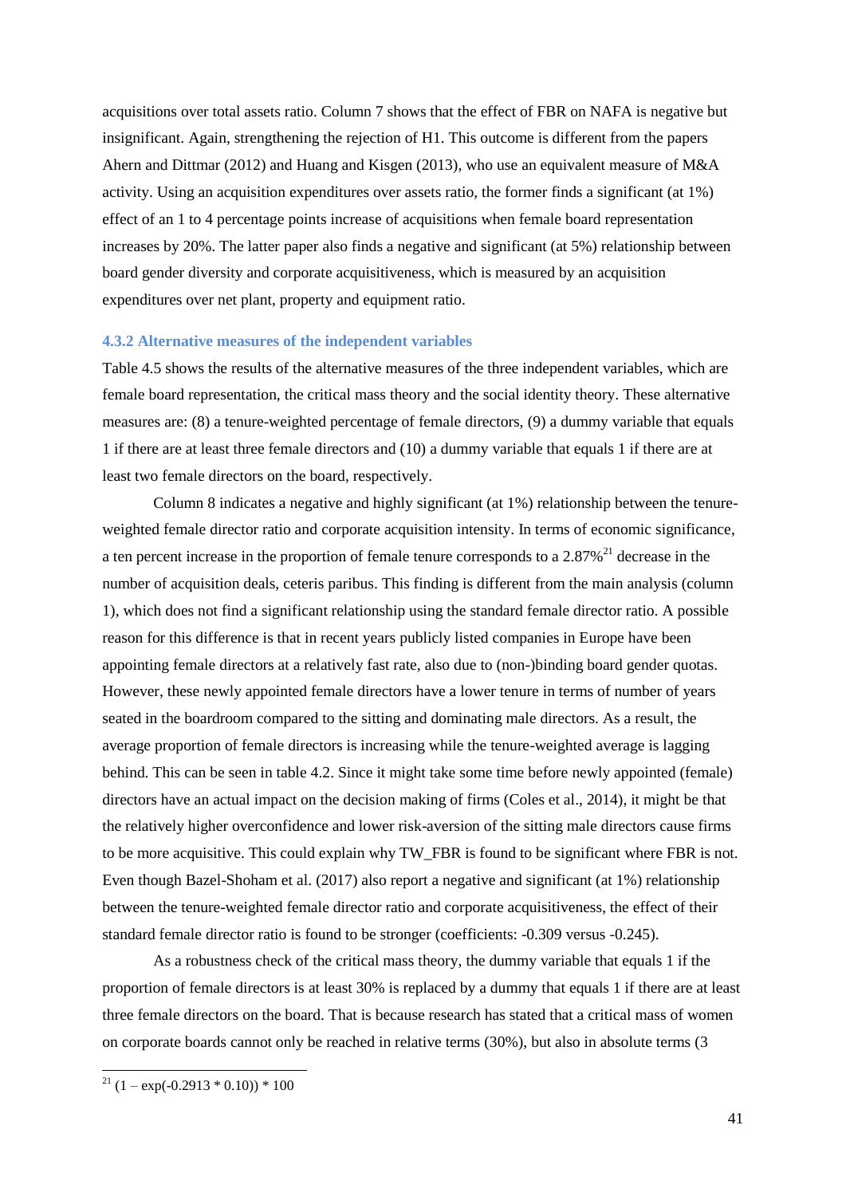acquisitions over total assets ratio. Column 7 shows that the effect of FBR on NAFA is negative but insignificant. Again, strengthening the rejection of H1. This outcome is different from the papers Ahern and Dittmar (2012) and Huang and Kisgen (2013), who use an equivalent measure of M&A activity. Using an acquisition expenditures over assets ratio, the former finds a significant (at 1%) effect of an 1 to 4 percentage points increase of acquisitions when female board representation increases by 20%. The latter paper also finds a negative and significant (at 5%) relationship between board gender diversity and corporate acquisitiveness, which is measured by an acquisition expenditures over net plant, property and equipment ratio.

### 4.3.2 Alternative measures of the independent variables

Table 4.5 shows the results of the alternative measures of the three independent variables, which are female board representation, the critical mass theory and the social identity theory. These alternative measures are: (8) a tenure-weighted percentage of female directors, (9) a dummy variable that equals 1 if there are at least three female directors and (10) a dummy variable that equals 1 if there are at least two female directors on the board, respectively.

Column 8 indicates a negative and highly significant (at 1%) relationship between the tenure-weighted female director ratio and corporate acquisition intensity. In terms of economic significance, a ten percent increase in the proportion of female tenure corresponds to a 2.87%[21] decrease in the number of acquisition deals, ceteris paribus. This finding is different from the main analysis (column 1), which does not find a significant relationship using the standard female director ratio. A possible reason for this difference is that in recent years publicly listed companies in Europe have been appointing female directors at a relatively fast rate, also due to (non-)binding board gender quotas. However, these newly appointed female directors have a lower tenure in terms of number of years seated in the boardroom compared to the sitting and dominating male directors. As a result, the average proportion of female directors is increasing while the tenure-weighted average is lagging behind. This can be seen in table 4.2. Since it might take some time before newly appointed (female) directors have an actual impact on the decision making of firms (Coles et al., 2014), it might be that the relatively higher overconfidence and lower risk-aversion of the sitting male directors cause firms to be more acquisitive. This could explain why TW_FBR is found to be significant where FBR is not. Even though Bazel-Shoham et al. (2017) also report a negative and significant (at 1%) relationship between the tenure-weighted female director ratio and corporate acquisitiveness, the effect of their standard female director ratio is found to be stronger (coefficients: -0.309 versus -0.245).

As a robustness check of the critical mass theory, the dummy variable that equals 1 if the proportion of female directors is at least 30% is replaced by a dummy that equals 1 if there are at least three female directors on the board. That is because research has stated that a critical mass of women on corporate boards cannot only be reached in relative terms (30%), but also in absolute terms (3

---

[21] $(1 - \exp(-0.2913 * 0.10)) * 100$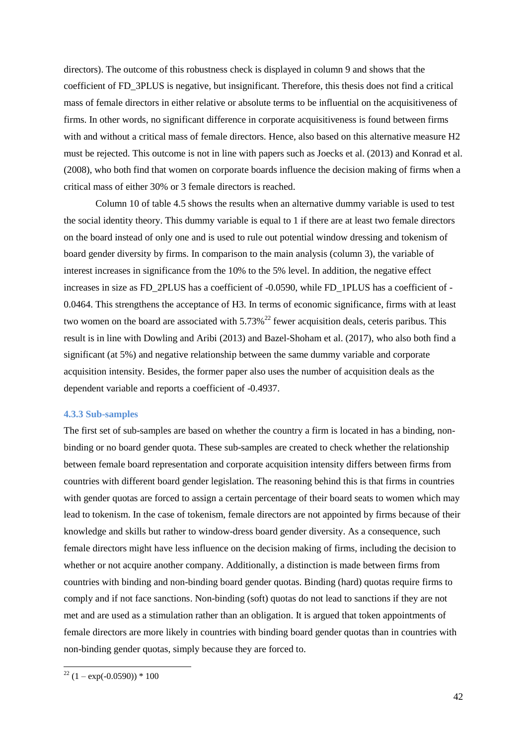directors). The outcome of this robustness check is displayed in column 9 and shows that the coefficient of FD_3PLUS is negative, but insignificant. Therefore, this thesis does not find a critical mass of female directors in either relative or absolute terms to be influential on the acquisitiveness of firms. In other words, no significant difference in corporate acquisitiveness is found between firms with and without a critical mass of female directors. Hence, also based on this alternative measure H2 must be rejected. This outcome is not in line with papers such as Joecks et al. (2013) and Konrad et al. (2008), who both find that women on corporate boards influence the decision making of firms when a critical mass of either 30% or 3 female directors is reached.

Column 10 of table 4.5 shows the results when an alternative dummy variable is used to test the social identity theory. This dummy variable is equal to 1 if there are at least two female directors on the board instead of only one and is used to rule out potential window dressing and tokenism of board gender diversity by firms. In comparison to the main analysis (column 3), the variable of interest increases in significance from the 10% to the 5% level. In addition, the negative effect increases in size as FD_2PLUS has a coefficient of -0.0590, while FD_1PLUS has a coefficient of -0.0464. This strengthens the acceptance of H3. In terms of economic significance, firms with at least two women on the board are associated with 5.73%[22] fewer acquisition deals, ceteris paribus. This result is in line with Dowling and Aribi (2013) and Bazel-Shoham et al. (2017), who also both find a significant (at 5%) and negative relationship between the same dummy variable and corporate acquisition intensity. Besides, the former paper also uses the number of acquisition deals as the dependent variable and reports a coefficient of -0.4937.

### 4.3.3 Sub-samples

The first set of sub-samples are based on whether the country a firm is located in has a binding, non-binding or no board gender quota. These sub-samples are created to check whether the relationship between female board representation and corporate acquisition intensity differs between firms from countries with different board gender legislation. The reasoning behind this is that firms in countries with gender quotas are forced to assign a certain percentage of their board seats to women which may lead to tokenism. In the case of tokenism, female directors are not appointed by firms because of their knowledge and skills but rather to window-dress board gender diversity. As a consequence, such female directors might have less influence on the decision making of firms, including the decision to whether or not acquire another company. Additionally, a distinction is made between firms from countries with binding and non-binding board gender quotas. Binding (hard) quotas require firms to comply and if not face sanctions. Non-binding (soft) quotas do not lead to sanctions if they are not met and are used as a stimulation rather than an obligation. It is argued that token appointments of female directors are more likely in countries with binding board gender quotas than in countries with non-binding gender quotas, simply because they are forced to.

[22] $(1 - \exp(-0.0590)) * 100$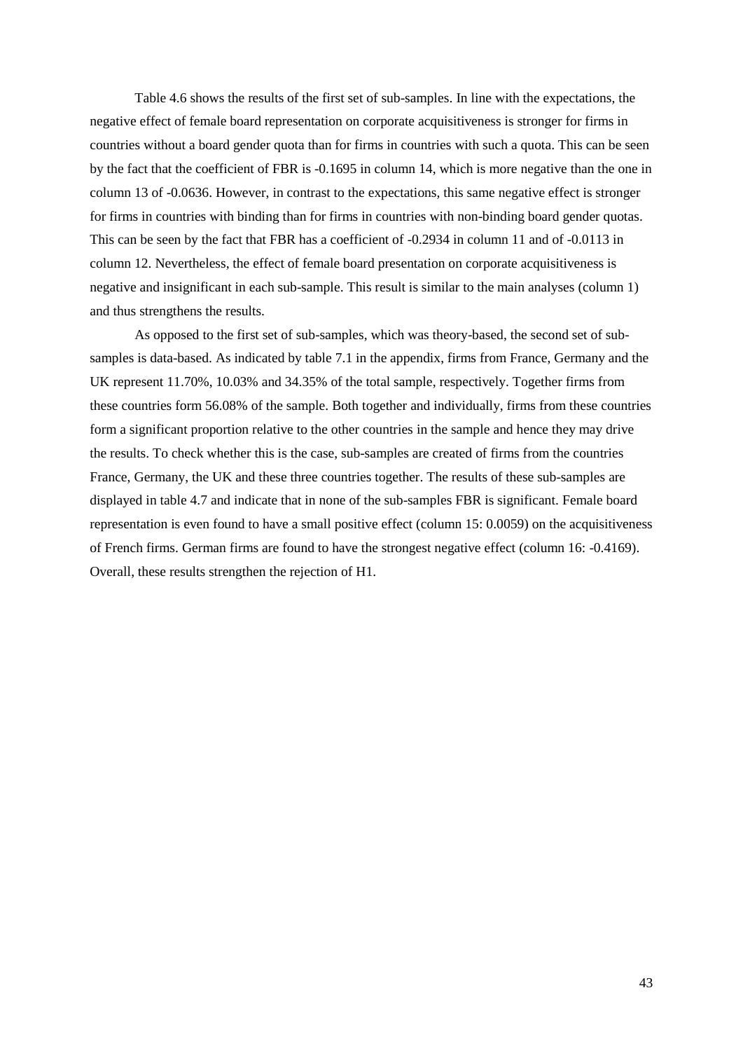Table 4.6 shows the results of the first set of sub-samples. In line with the expectations, the negative effect of female board representation on corporate acquisitiveness is stronger for firms in countries without a board gender quota than for firms in countries with such a quota. This can be seen by the fact that the coefficient of FBR is -0.1695 in column 14, which is more negative than the one in column 13 of -0.0636. However, in contrast to the expectations, this same negative effect is stronger for firms in countries with binding than for firms in countries with non-binding board gender quotas. This can be seen by the fact that FBR has a coefficient of -0.2934 in column 11 and of -0.0113 in column 12. Nevertheless, the effect of female board presentation on corporate acquisitiveness is negative and insignificant in each sub-sample. This result is similar to the main analyses (column 1) and thus strengthens the results.

As opposed to the first set of sub-samples, which was theory-based, the second set of sub-samples is data-based. As indicated by table 7.1 in the appendix, firms from France, Germany and the UK represent 11.70%, 10.03% and 34.35% of the total sample, respectively. Together firms from these countries form 56.08% of the sample. Both together and individually, firms from these countries form a significant proportion relative to the other countries in the sample and hence they may drive the results. To check whether this is the case, sub-samples are created of firms from the countries France, Germany, the UK and these three countries together. The results of these sub-samples are displayed in table 4.7 and indicate that in none of the sub-samples FBR is significant. Female board representation is even found to have a small positive effect (column 15: 0.0059) on the acquisitiveness of French firms. German firms are found to have the strongest negative effect (column 16: -0.4169). Overall, these results strengthen the rejection of H1.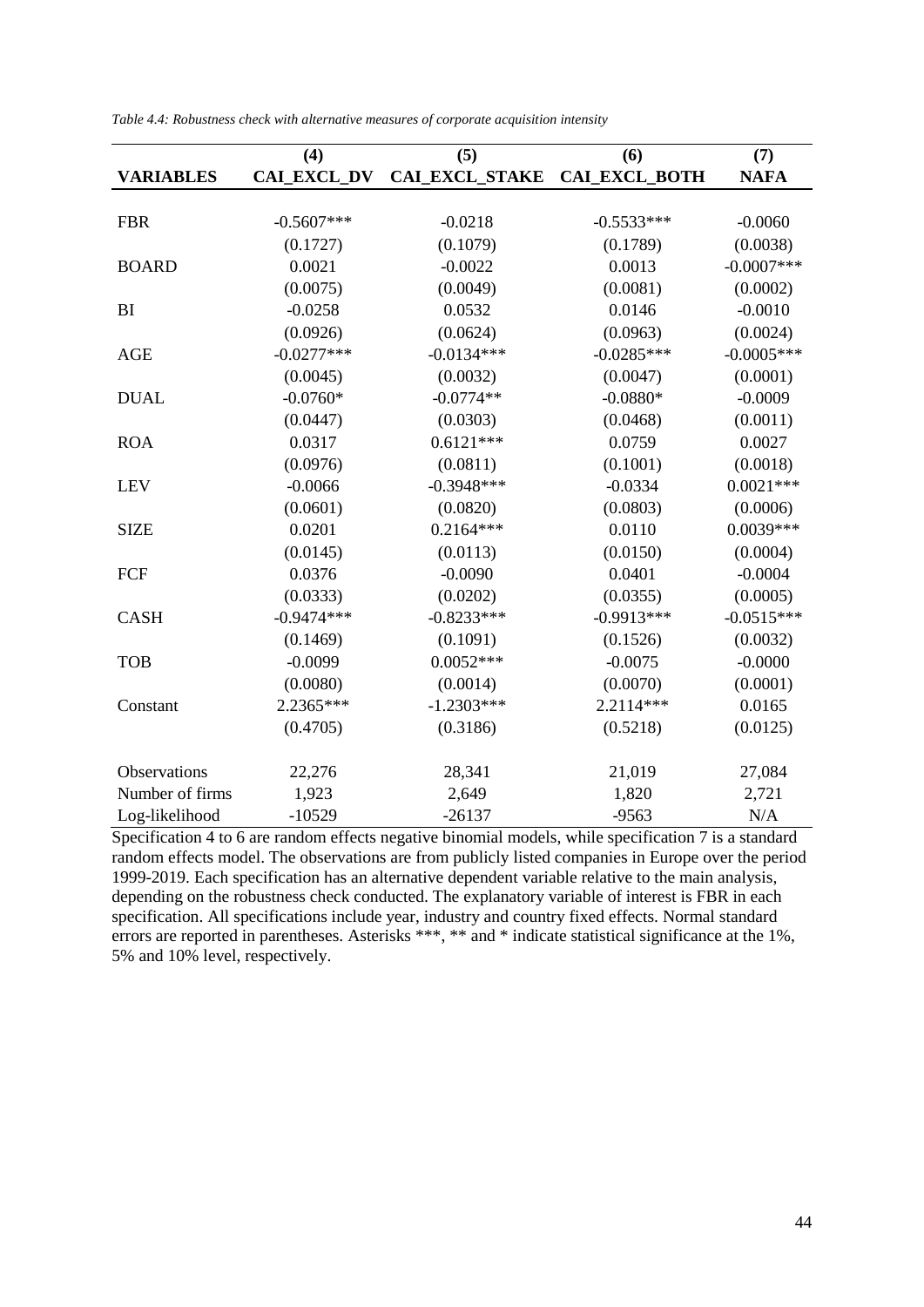*Table 4.4: Robustness check with alternative measures of corporate acquisition intensity*

| | (4) | (5) | (6) | (7) |
|---|---|---|---|---|
| **VARIABLES** | **CAI_EXCL_DV** | **CAI_EXCL_STAKE** | **CAI_EXCL_BOTH** | **NAFA** |
| FBR | -0.5607*** | -0.0218 | -0.5533*** | -0.0060 |
| | (0.1727) | (0.1079) | (0.1789) | (0.0038) |
| BOARD | 0.0021 | -0.0022 | 0.0013 | -0.0007*** |
| | (0.0075) | (0.0049) | (0.0081) | (0.0002) |
| BI | -0.0258 | 0.0532 | 0.0146 | -0.0010 |
| | (0.0926) | (0.0624) | (0.0963) | (0.0024) |
| AGE | -0.0277*** | -0.0134*** | -0.0285*** | -0.0005*** |
| | (0.0045) | (0.0032) | (0.0047) | (0.0001) |
| DUAL | -0.0760* | -0.0774** | -0.0880* | -0.0009 |
| | (0.0447) | (0.0303) | (0.0468) | (0.0011) |
| ROA | 0.0317 | 0.6121*** | 0.0759 | 0.0027 |
| | (0.0976) | (0.0811) | (0.1001) | (0.0018) |
| LEV | -0.0066 | -0.3948*** | -0.0334 | 0.0021*** |
| | (0.0601) | (0.0820) | (0.0803) | (0.0006) |
| SIZE | 0.0201 | 0.2164*** | 0.0110 | 0.0039*** |
| | (0.0145) | (0.0113) | (0.0150) | (0.0004) |
| FCF | 0.0376 | -0.0090 | 0.0401 | -0.0004 |
| | (0.0333) | (0.0202) | (0.0355) | (0.0005) |
| CASH | -0.9474*** | -0.8233*** | -0.9913*** | -0.0515*** |
| | (0.1469) | (0.1091) | (0.1526) | (0.0032) |
| TOB | -0.0099 | 0.0052*** | -0.0075 | -0.0000 |
| | (0.0080) | (0.0014) | (0.0070) | (0.0001) |
| Constant | 2.2365*** | -1.2303*** | 2.2114*** | 0.0165 |
| | (0.4705) | (0.3186) | (0.5218) | (0.0125) |
| Observations | 22,276 | 28,341 | 21,019 | 27,084 |
| Number of firms | 1,923 | 2,649 | 1,820 | 2,721 |
| Log-likelihood | -10529 | -26137 | -9563 | N/A |

Specification 4 to 6 are random effects negative binomial models, while specification 7 is a standard random effects model. The observations are from publicly listed companies in Europe over the period 1999-2019. Each specification has an alternative dependent variable relative to the main analysis, depending on the robustness check conducted. The explanatory variable of interest is FBR in each specification. All specifications include year, industry and country fixed effects. Normal standard errors are reported in parentheses. Asterisks ***, ** and * indicate statistical significance at the 1%, 5% and 10% level, respectively.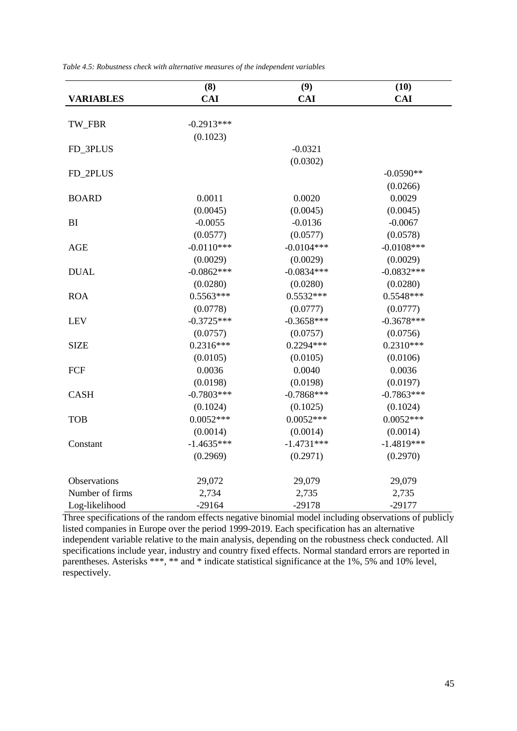*Table 4.5: Robustness check with alternative measures of the independent variables*

| | (8) | (9) | (10) |
|---|---|---|---|
| **VARIABLES** | **CAI** | **CAI** | **CAI** |
| TW_FBR | -0.2913*** | | |
| | (0.1023) | | |
| FD_3PLUS | | -0.0321 | |
| | | (0.0302) | |
| FD_2PLUS | | | -0.0590** |
| | | | (0.0266) |
| BOARD | 0.0011 | 0.0020 | 0.0029 |
| | (0.0045) | (0.0045) | (0.0045) |
| BI | -0.0055 | -0.0136 | -0.0067 |
| | (0.0577) | (0.0577) | (0.0578) |
| AGE | -0.0110*** | -0.0104*** | -0.0108*** |
| | (0.0029) | (0.0029) | (0.0029) |
| DUAL | -0.0862*** | -0.0834*** | -0.0832*** |
| | (0.0280) | (0.0280) | (0.0280) |
| ROA | 0.5563*** | 0.5532*** | 0.5548*** |
| | (0.0778) | (0.0777) | (0.0777) |
| LEV | -0.3725*** | -0.3658*** | -0.3678*** |
| | (0.0757) | (0.0757) | (0.0756) |
| SIZE | 0.2316*** | 0.2294*** | 0.2310*** |
| | (0.0105) | (0.0105) | (0.0106) |
| FCF | 0.0036 | 0.0040 | 0.0036 |
| | (0.0198) | (0.0198) | (0.0197) |
| CASH | -0.7803*** | -0.7868*** | -0.7863*** |
| | (0.1024) | (0.1025) | (0.1024) |
| TOB | 0.0052*** | 0.0052*** | 0.0052*** |
| | (0.0014) | (0.0014) | (0.0014) |
| Constant | -1.4635*** | -1.4731*** | -1.4819*** |
| | (0.2969) | (0.2971) | (0.2970) |
| Observations | 29,072 | 29,079 | 29,079 |
| Number of firms | 2,734 | 2,735 | 2,735 |
| Log-likelihood | -29164 | -29178 | -29177 |

Three specifications of the random effects negative binomial model including observations of publicly listed companies in Europe over the period 1999-2019. Each specification has an alternative independent variable relative to the main analysis, depending on the robustness check conducted. All specifications include year, industry and country fixed effects. Normal standard errors are reported in parentheses. Asterisks ***, ** and * indicate statistical significance at the 1%, 5% and 10% level, respectively.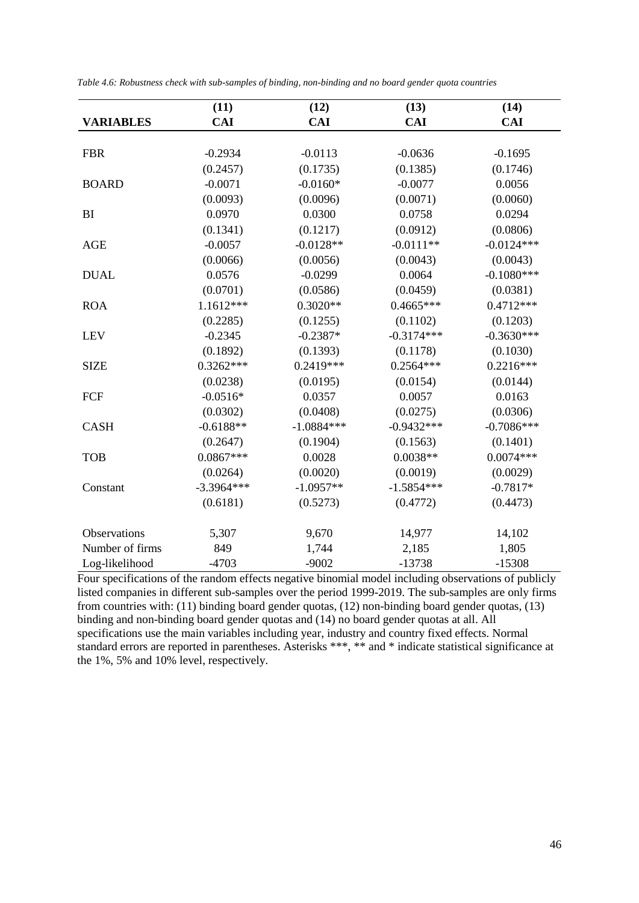*Table 4.6: Robustness check with sub-samples of binding, non-binding and no board gender quota countries*

| | (11) | (12) | (13) | (14) |
|---|---|---|---|---|
| **VARIABLES** | **CAI** | **CAI** | **CAI** | **CAI** |
| FBR | -0.2934 | -0.0113 | -0.0636 | -0.1695 |
| | (0.2457) | (0.1735) | (0.1385) | (0.1746) |
| BOARD | -0.0071 | -0.0160* | -0.0077 | 0.0056 |
| | (0.0093) | (0.0096) | (0.0071) | (0.0060) |
| BI | 0.0970 | 0.0300 | 0.0758 | 0.0294 |
| | (0.1341) | (0.1217) | (0.0912) | (0.0806) |
| AGE | -0.0057 | -0.0128** | -0.0111** | -0.0124*** |
| | (0.0066) | (0.0056) | (0.0043) | (0.0043) |
| DUAL | 0.0576 | -0.0299 | 0.0064 | -0.1080*** |
| | (0.0701) | (0.0586) | (0.0459) | (0.0381) |
| ROA | 1.1612*** | 0.3020** | 0.4665*** | 0.4712*** |
| | (0.2285) | (0.1255) | (0.1102) | (0.1203) |
| LEV | -0.2345 | -0.2387* | -0.3174*** | -0.3630*** |
| | (0.1892) | (0.1393) | (0.1178) | (0.1030) |
| SIZE | 0.3262*** | 0.2419*** | 0.2564*** | 0.2216*** |
| | (0.0238) | (0.0195) | (0.0154) | (0.0144) |
| FCF | -0.0516* | 0.0357 | 0.0057 | 0.0163 |
| | (0.0302) | (0.0408) | (0.0275) | (0.0306) |
| CASH | -0.6188** | -1.0884*** | -0.9432*** | -0.7086*** |
| | (0.2647) | (0.1904) | (0.1563) | (0.1401) |
| TOB | 0.0867*** | 0.0028 | 0.0038** | 0.0074*** |
| | (0.0264) | (0.0020) | (0.0019) | (0.0029) |
| Constant | -3.3964*** | -1.0957** | -1.5854*** | -0.7817* |
| | (0.6181) | (0.5273) | (0.4772) | (0.4473) |
| Observations | 5,307 | 9,670 | 14,977 | 14,102 |
| Number of firms | 849 | 1,744 | 2,185 | 1,805 |
| Log-likelihood | -4703 | -9002 | -13738 | -15308 |

Four specifications of the random effects negative binomial model including observations of publicly listed companies in different sub-samples over the period 1999-2019. The sub-samples are only firms from countries with: (11) binding board gender quotas, (12) non-binding board gender quotas, (13) binding and non-binding board gender quotas and (14) no board gender quotas at all. All specifications use the main variables including year, industry and country fixed effects. Normal standard errors are reported in parentheses. Asterisks ***, ** and * indicate statistical significance at the 1%, 5% and 10% level, respectively.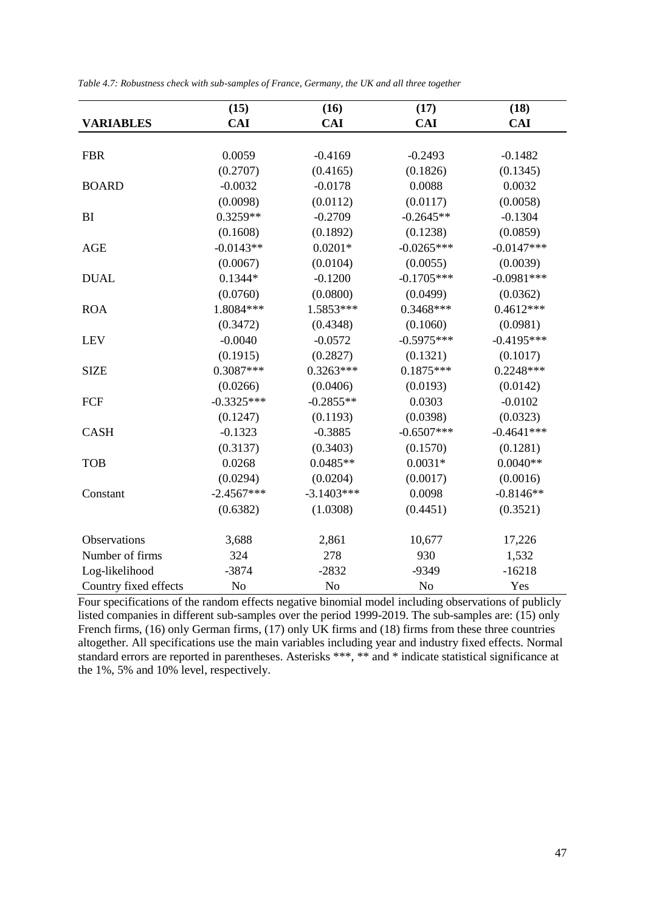*Table 4.7: Robustness check with sub-samples of France, Germany, the UK and all three together*

| VARIABLES | (15)<br>CAI | (16)<br>CAI | (17)<br>CAI | (18)<br>CAI |
|---|---|---|---|---|
| FBR | 0.0059 | -0.4169 | -0.2493 | -0.1482 |
| | (0.2707) | (0.4165) | (0.1826) | (0.1345) |
| BOARD | -0.0032 | -0.0178 | 0.0088 | 0.0032 |
| | (0.0098) | (0.0112) | (0.0117) | (0.0058) |
| BI | 0.3259** | -0.2709 | -0.2645** | -0.1304 |
| | (0.1608) | (0.1892) | (0.1238) | (0.0859) |
| AGE | -0.0143** | 0.0201* | -0.0265*** | -0.0147*** |
| | (0.0067) | (0.0104) | (0.0055) | (0.0039) |
| DUAL | 0.1344* | -0.1200 | -0.1705*** | -0.0981*** |
| | (0.0760) | (0.0800) | (0.0499) | (0.0362) |
| ROA | 1.8084*** | 1.5853*** | 0.3468*** | 0.4612*** |
| | (0.3472) | (0.4348) | (0.1060) | (0.0981) |
| LEV | -0.0040 | -0.0572 | -0.5975*** | -0.4195*** |
| | (0.1915) | (0.2827) | (0.1321) | (0.1017) |
| SIZE | 0.3087*** | 0.3263*** | 0.1875*** | 0.2248*** |
| | (0.0266) | (0.0406) | (0.0193) | (0.0142) |
| FCF | -0.3325*** | -0.2855** | 0.0303 | -0.0102 |
| | (0.1247) | (0.1193) | (0.0398) | (0.0323) |
| CASH | -0.1323 | -0.3885 | -0.6507*** | -0.4641*** |
| | (0.3137) | (0.3403) | (0.1570) | (0.1281) |
| TOB | 0.0268 | 0.0485** | 0.0031* | 0.0040** |
| | (0.0294) | (0.0204) | (0.0017) | (0.0016) |
| Constant | -2.4567*** | -3.1403*** | 0.0098 | -0.8146** |
| | (0.6382) | (1.0308) | (0.4451) | (0.3521) |
| Observations | 3,688 | 2,861 | 10,677 | 17,226 |
| Number of firms | 324 | 278 | 930 | 1,532 |
| Log-likelihood | -3874 | -2832 | -9349 | -16218 |
| Country fixed effects | No | No | No | Yes |

Four specifications of the random effects negative binomial model including observations of publicly listed companies in different sub-samples over the period 1999-2019. The sub-samples are: (15) only French firms, (16) only German firms, (17) only UK firms and (18) firms from these three countries altogether. All specifications use the main variables including year and industry fixed effects. Normal standard errors are reported in parentheses. Asterisks ***, ** and * indicate statistical significance at the 1%, 5% and 10% level, respectively.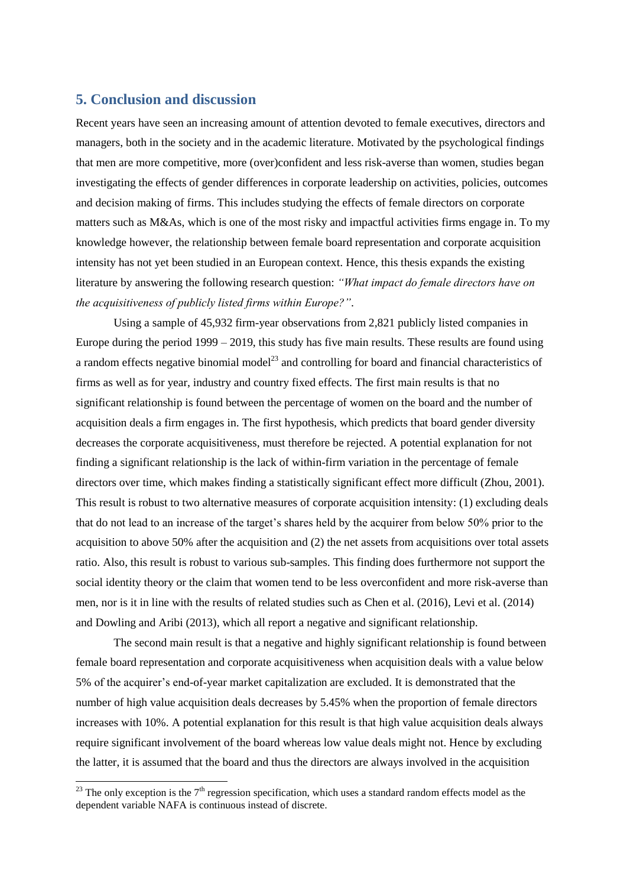## 5. Conclusion and discussion

Recent years have seen an increasing amount of attention devoted to female executives, directors and managers, both in the society and in the academic literature. Motivated by the psychological findings that men are more competitive, more (over)confident and less risk-averse than women, studies began investigating the effects of gender differences in corporate leadership on activities, policies, outcomes and decision making of firms. This includes studying the effects of female directors on corporate matters such as M&As, which is one of the most risky and impactful activities firms engage in. To my knowledge however, the relationship between female board representation and corporate acquisition intensity has not yet been studied in an European context. Hence, this thesis expands the existing literature by answering the following research question: *"What impact do female directors have on the acquisitiveness of publicly listed firms within Europe?"*.

Using a sample of 45,932 firm-year observations from 2,821 publicly listed companies in Europe during the period 1999 – 2019, this study has five main results. These results are found using a random effects negative binomial model[23] and controlling for board and financial characteristics of firms as well as for year, industry and country fixed effects. The first main results is that no significant relationship is found between the percentage of women on the board and the number of acquisition deals a firm engages in. The first hypothesis, which predicts that board gender diversity decreases the corporate acquisitiveness, must therefore be rejected. A potential explanation for not finding a significant relationship is the lack of within-firm variation in the percentage of female directors over time, which makes finding a statistically significant effect more difficult (Zhou, 2001). This result is robust to two alternative measures of corporate acquisition intensity: (1) excluding deals that do not lead to an increase of the target's shares held by the acquirer from below 50% prior to the acquisition to above 50% after the acquisition and (2) the net assets from acquisitions over total assets ratio. Also, this result is robust to various sub-samples. This finding does furthermore not support the social identity theory or the claim that women tend to be less overconfident and more risk-averse than men, nor is it in line with the results of related studies such as Chen et al. (2016), Levi et al. (2014) and Dowling and Aribi (2013), which all report a negative and significant relationship.

The second main result is that a negative and highly significant relationship is found between female board representation and corporate acquisitiveness when acquisition deals with a value below 5% of the acquirer's end-of-year market capitalization are excluded. It is demonstrated that the number of high value acquisition deals decreases by 5.45% when the proportion of female directors increases with 10%. A potential explanation for this result is that high value acquisition deals always require significant involvement of the board whereas low value deals might not. Hence by excluding the latter, it is assumed that the board and thus the directors are always involved in the acquisition

[23] The only exception is the 7th regression specification, which uses a standard random effects model as the dependent variable NAFA is continuous instead of discrete.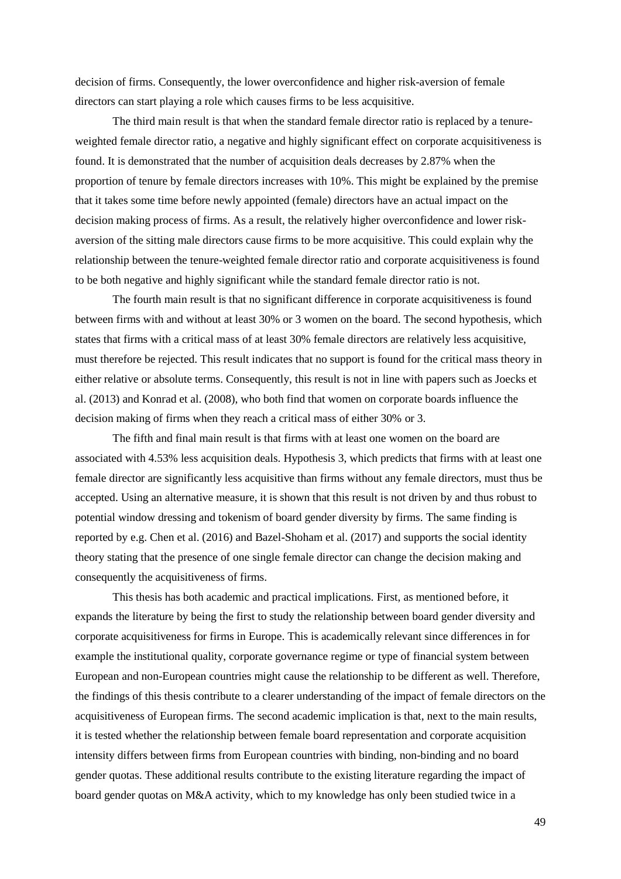decision of firms. Consequently, the lower overconfidence and higher risk-aversion of female directors can start playing a role which causes firms to be less acquisitive.

The third main result is that when the standard female director ratio is replaced by a tenure-weighted female director ratio, a negative and highly significant effect on corporate acquisitiveness is found. It is demonstrated that the number of acquisition deals decreases by 2.87% when the proportion of tenure by female directors increases with 10%. This might be explained by the premise that it takes some time before newly appointed (female) directors have an actual impact on the decision making process of firms. As a result, the relatively higher overconfidence and lower risk-aversion of the sitting male directors cause firms to be more acquisitive. This could explain why the relationship between the tenure-weighted female director ratio and corporate acquisitiveness is found to be both negative and highly significant while the standard female director ratio is not.

The fourth main result is that no significant difference in corporate acquisitiveness is found between firms with and without at least 30% or 3 women on the board. The second hypothesis, which states that firms with a critical mass of at least 30% female directors are relatively less acquisitive, must therefore be rejected. This result indicates that no support is found for the critical mass theory in either relative or absolute terms. Consequently, this result is not in line with papers such as Joecks et al. (2013) and Konrad et al. (2008), who both find that women on corporate boards influence the decision making of firms when they reach a critical mass of either 30% or 3.

The fifth and final main result is that firms with at least one women on the board are associated with 4.53% less acquisition deals. Hypothesis 3, which predicts that firms with at least one female director are significantly less acquisitive than firms without any female directors, must thus be accepted. Using an alternative measure, it is shown that this result is not driven by and thus robust to potential window dressing and tokenism of board gender diversity by firms. The same finding is reported by e.g. Chen et al. (2016) and Bazel-Shoham et al. (2017) and supports the social identity theory stating that the presence of one single female director can change the decision making and consequently the acquisitiveness of firms.

This thesis has both academic and practical implications. First, as mentioned before, it expands the literature by being the first to study the relationship between board gender diversity and corporate acquisitiveness for firms in Europe. This is academically relevant since differences in for example the institutional quality, corporate governance regime or type of financial system between European and non-European countries might cause the relationship to be different as well. Therefore, the findings of this thesis contribute to a clearer understanding of the impact of female directors on the acquisitiveness of European firms. The second academic implication is that, next to the main results, it is tested whether the relationship between female board representation and corporate acquisition intensity differs between firms from European countries with binding, non-binding and no board gender quotas. These additional results contribute to the existing literature regarding the impact of board gender quotas on M&A activity, which to my knowledge has only been studied twice in a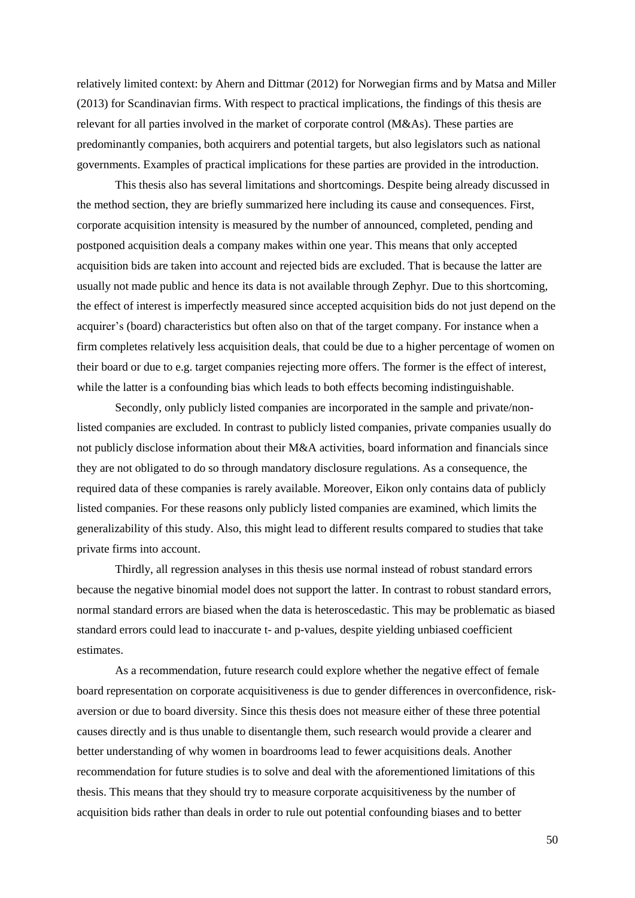relatively limited context: by Ahern and Dittmar (2012) for Norwegian firms and by Matsa and Miller (2013) for Scandinavian firms. With respect to practical implications, the findings of this thesis are relevant for all parties involved in the market of corporate control (M&As). These parties are predominantly companies, both acquirers and potential targets, but also legislators such as national governments. Examples of practical implications for these parties are provided in the introduction.

This thesis also has several limitations and shortcomings. Despite being already discussed in the method section, they are briefly summarized here including its cause and consequences. First, corporate acquisition intensity is measured by the number of announced, completed, pending and postponed acquisition deals a company makes within one year. This means that only accepted acquisition bids are taken into account and rejected bids are excluded. That is because the latter are usually not made public and hence its data is not available through Zephyr. Due to this shortcoming, the effect of interest is imperfectly measured since accepted acquisition bids do not just depend on the acquirer's (board) characteristics but often also on that of the target company. For instance when a firm completes relatively less acquisition deals, that could be due to a higher percentage of women on their board or due to e.g. target companies rejecting more offers. The former is the effect of interest, while the latter is a confounding bias which leads to both effects becoming indistinguishable.

Secondly, only publicly listed companies are incorporated in the sample and private/non-listed companies are excluded. In contrast to publicly listed companies, private companies usually do not publicly disclose information about their M&A activities, board information and financials since they are not obligated to do so through mandatory disclosure regulations. As a consequence, the required data of these companies is rarely available. Moreover, Eikon only contains data of publicly listed companies. For these reasons only publicly listed companies are examined, which limits the generalizability of this study. Also, this might lead to different results compared to studies that take private firms into account.

Thirdly, all regression analyses in this thesis use normal instead of robust standard errors because the negative binomial model does not support the latter. In contrast to robust standard errors, normal standard errors are biased when the data is heteroscedastic. This may be problematic as biased standard errors could lead to inaccurate t- and p-values, despite yielding unbiased coefficient estimates.

As a recommendation, future research could explore whether the negative effect of female board representation on corporate acquisitiveness is due to gender differences in overconfidence, risk-aversion or due to board diversity. Since this thesis does not measure either of these three potential causes directly and is thus unable to disentangle them, such research would provide a clearer and better understanding of why women in boardrooms lead to fewer acquisitions deals. Another recommendation for future studies is to solve and deal with the aforementioned limitations of this thesis. This means that they should try to measure corporate acquisitiveness by the number of acquisition bids rather than deals in order to rule out potential confounding biases and to better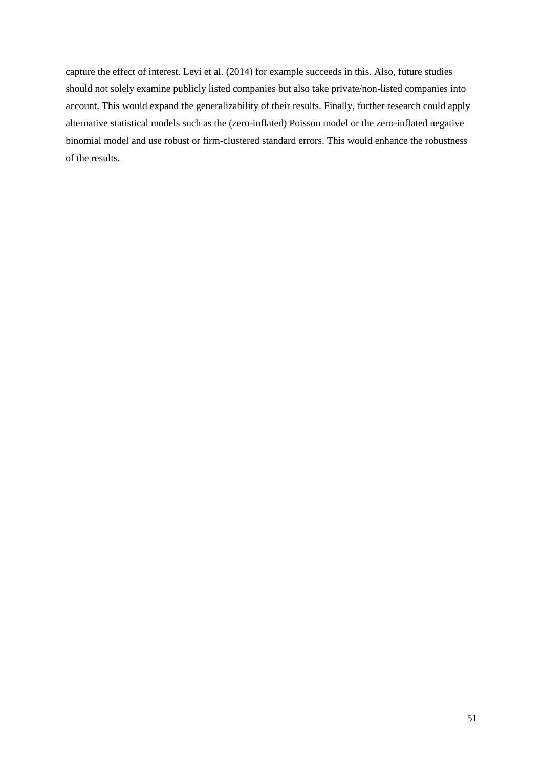capture the effect of interest. Levi et al. (2014) for example succeeds in this. Also, future studies should not solely examine publicly listed companies but also take private/non-listed companies into account. This would expand the generalizability of their results. Finally, further research could apply alternative statistical models such as the (zero-inflated) Poisson model or the zero-inflated negative binomial model and use robust or firm-clustered standard errors. This would enhance the robustness of the results.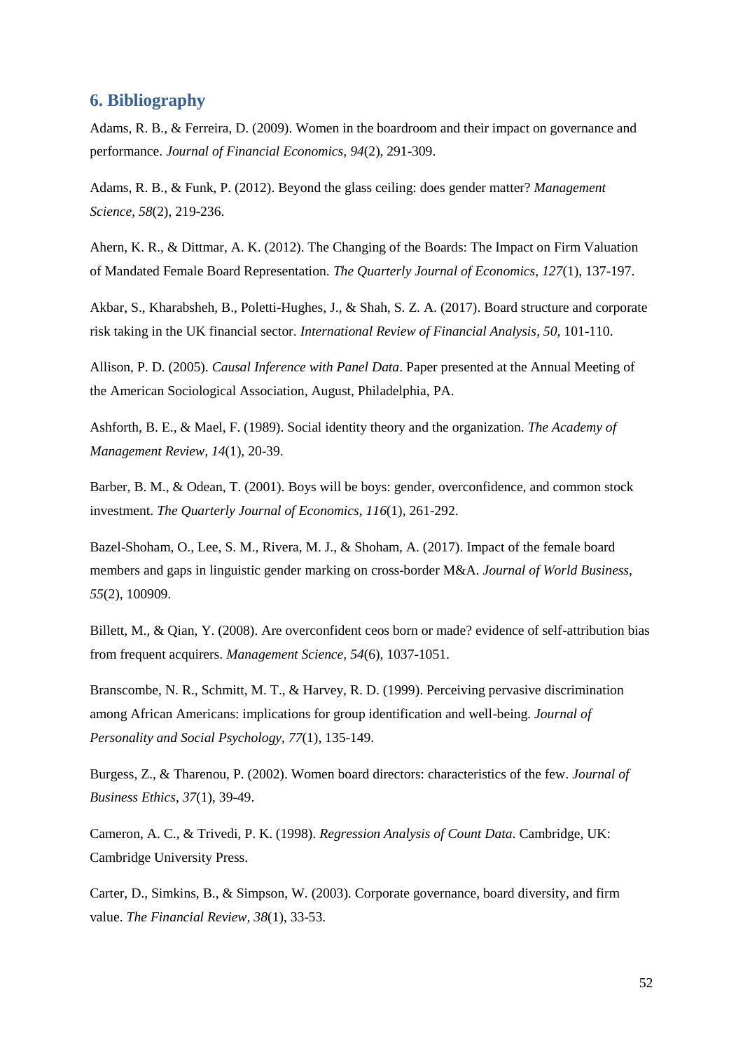## 6. Bibliography

Adams, R. B., & Ferreira, D. (2009). Women in the boardroom and their impact on governance and performance. *Journal of Financial Economics*, *94*(2), 291-309.

Adams, R. B., & Funk, P. (2012). Beyond the glass ceiling: does gender matter? *Management Science*, *58*(2), 219-236.

Ahern, K. R., & Dittmar, A. K. (2012). The Changing of the Boards: The Impact on Firm Valuation of Mandated Female Board Representation. *The Quarterly Journal of Economics*, *127*(1), 137-197.

Akbar, S., Kharabsheh, B., Poletti-Hughes, J., & Shah, S. Z. A. (2017). Board structure and corporate risk taking in the UK financial sector. *International Review of Financial Analysis*, *50*, 101-110.

Allison, P. D. (2005). *Causal Inference with Panel Data*. Paper presented at the Annual Meeting of the American Sociological Association, August, Philadelphia, PA.

Ashforth, B. E., & Mael, F. (1989). Social identity theory and the organization. *The Academy of Management Review*, *14*(1), 20-39.

Barber, B. M., & Odean, T. (2001). Boys will be boys: gender, overconfidence, and common stock investment. *The Quarterly Journal of Economics*, *116*(1), 261-292.

Bazel-Shoham, O., Lee, S. M., Rivera, M. J., & Shoham, A. (2017). Impact of the female board members and gaps in linguistic gender marking on cross-border M&A. *Journal of World Business*, *55*(2), 100909.

Billett, M., & Qian, Y. (2008). Are overconfident ceos born or made? evidence of self-attribution bias from frequent acquirers. *Management Science*, *54*(6), 1037-1051.

Branscombe, N. R., Schmitt, M. T., & Harvey, R. D. (1999). Perceiving pervasive discrimination among African Americans: implications for group identification and well-being. *Journal of Personality and Social Psychology*, *77*(1), 135-149.

Burgess, Z., & Tharenou, P. (2002). Women board directors: characteristics of the few. *Journal of Business Ethics*, *37*(1), 39-49.

Cameron, A. C., & Trivedi, P. K. (1998). *Regression Analysis of Count Data*. Cambridge, UK: Cambridge University Press.

Carter, D., Simkins, B., & Simpson, W. (2003). Corporate governance, board diversity, and firm value. *The Financial Review*, *38*(1), 33-53.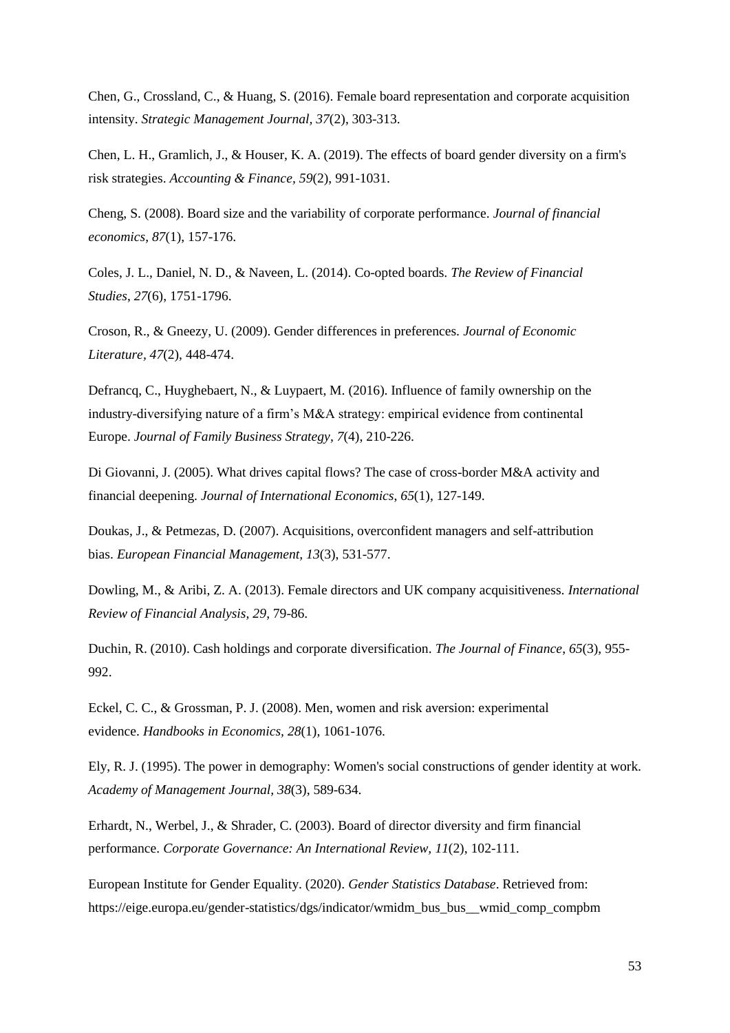Chen, G., Crossland, C., & Huang, S. (2016). Female board representation and corporate acquisition intensity. *Strategic Management Journal, 37*(2), 303-313.

Chen, L. H., Gramlich, J., & Houser, K. A. (2019). The effects of board gender diversity on a firm's risk strategies. *Accounting & Finance, 59*(2), 991-1031.

Cheng, S. (2008). Board size and the variability of corporate performance. *Journal of financial economics*, *87*(1), 157-176.

Coles, J. L., Daniel, N. D., & Naveen, L. (2014). Co-opted boards. *The Review of Financial Studies*, *27*(6), 1751-1796.

Croson, R., & Gneezy, U. (2009). Gender differences in preferences. *Journal of Economic Literature, 47*(2), 448-474.

Defrancq, C., Huyghebaert, N., & Luypaert, M. (2016). Influence of family ownership on the industry-diversifying nature of a firm's M&A strategy: empirical evidence from continental Europe. *Journal of Family Business Strategy, 7*(4), 210-226.

Di Giovanni, J. (2005). What drives capital flows? The case of cross-border M&A activity and financial deepening. *Journal of International Economics*, *65*(1), 127-149.

Doukas, J., & Petmezas, D. (2007). Acquisitions, overconfident managers and self-attribution bias. *European Financial Management, 13*(3), 531-577.

Dowling, M., & Aribi, Z. A. (2013). Female directors and UK company acquisitiveness. *International Review of Financial Analysis, 29*, 79-86.

Duchin, R. (2010). Cash holdings and corporate diversification. *The Journal of Finance*, *65*(3), 955-992.

Eckel, C. C., & Grossman, P. J. (2008). Men, women and risk aversion: experimental evidence. *Handbooks in Economics, 28*(1), 1061-1076.

Ely, R. J. (1995). The power in demography: Women's social constructions of gender identity at work. *Academy of Management Journal, 38*(3), 589-634.

Erhardt, N., Werbel, J., & Shrader, C. (2003). Board of director diversity and firm financial performance. *Corporate Governance: An International Review, 11*(2), 102-111.

European Institute for Gender Equality. (2020). *Gender Statistics Database*. Retrieved from: https://eige.europa.eu/gender-statistics/dgs/indicator/wmidm_bus_bus__wmid_comp_compbm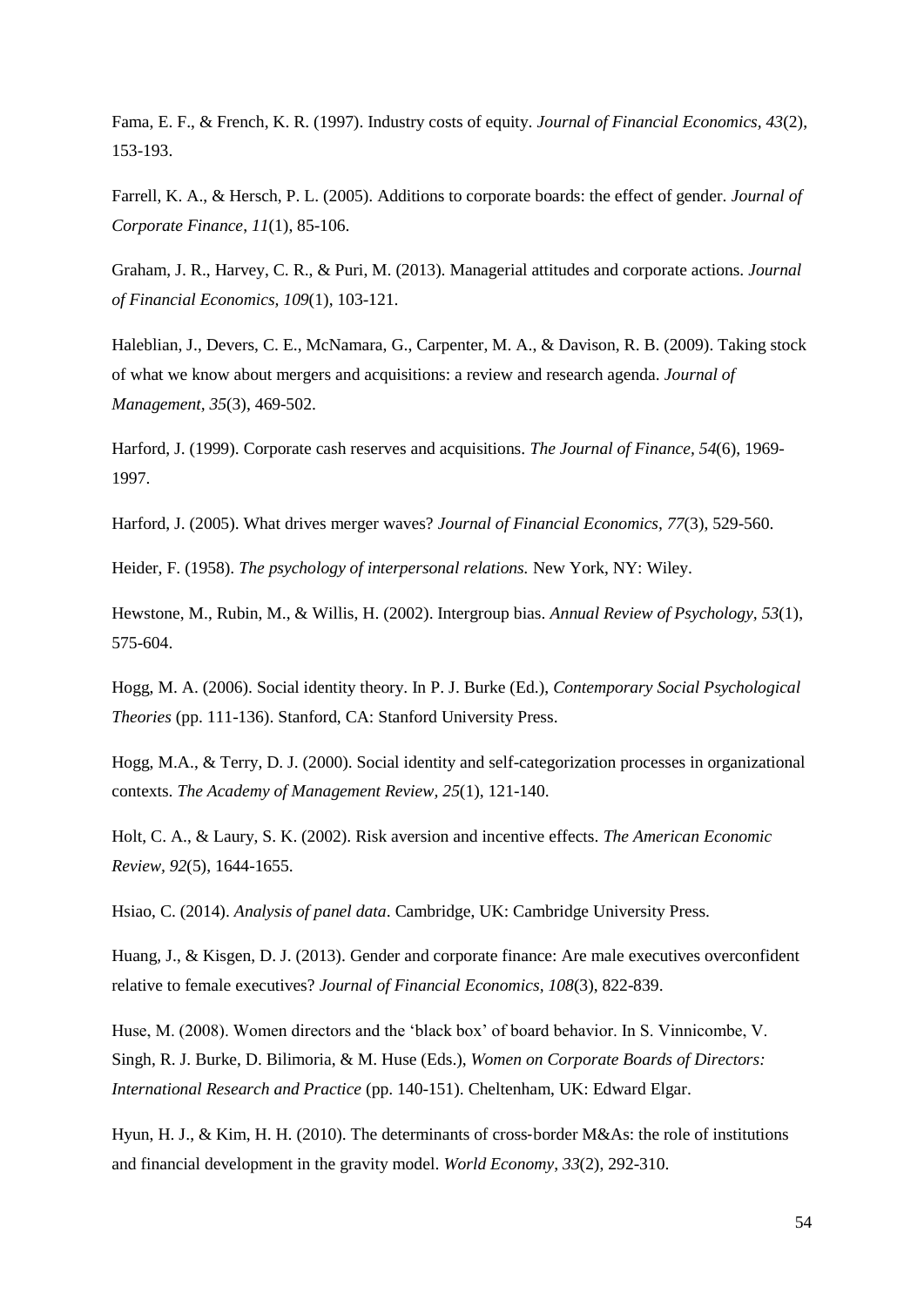Fama, E. F., & French, K. R. (1997). Industry costs of equity. *Journal of Financial Economics*, *43*(2), 153-193.

Farrell, K. A., & Hersch, P. L. (2005). Additions to corporate boards: the effect of gender. *Journal of Corporate Finance*, *11*(1), 85-106.

Graham, J. R., Harvey, C. R., & Puri, M. (2013). Managerial attitudes and corporate actions. *Journal of Financial Economics, 109*(1), 103-121.

Haleblian, J., Devers, C. E., McNamara, G., Carpenter, M. A., & Davison, R. B. (2009). Taking stock of what we know about mergers and acquisitions: a review and research agenda. *Journal of Management*, *35*(3), 469-502.

Harford, J. (1999). Corporate cash reserves and acquisitions. *The Journal of Finance*, *54*(6), 1969-1997.

Harford, J. (2005). What drives merger waves? *Journal of Financial Economics*, *77*(3), 529-560.

Heider, F. (1958). *The psychology of interpersonal relations.* New York, NY: Wiley.

Hewstone, M., Rubin, M., & Willis, H. (2002). Intergroup bias. *Annual Review of Psychology*, *53*(1), 575-604.

Hogg, M. A. (2006). Social identity theory. In P. J. Burke (Ed.), *Contemporary Social Psychological Theories* (pp. 111-136). Stanford, CA: Stanford University Press.

Hogg, M.A., & Terry, D. J. (2000). Social identity and self-categorization processes in organizational contexts. *The Academy of Management Review*, *25*(1), 121-140.

Holt, C. A., & Laury, S. K. (2002). Risk aversion and incentive effects. *The American Economic Review, 92*(5), 1644-1655.

Hsiao, C. (2014). *Analysis of panel data*. Cambridge, UK: Cambridge University Press.

Huang, J., & Kisgen, D. J. (2013). Gender and corporate finance: Are male executives overconfident relative to female executives? *Journal of Financial Economics*, *108*(3), 822-839.

Huse, M. (2008). Women directors and the 'black box' of board behavior. In S. Vinnicombe, V. Singh, R. J. Burke, D. Bilimoria, & M. Huse (Eds.), *Women on Corporate Boards of Directors: International Research and Practice* (pp. 140-151). Cheltenham, UK: Edward Elgar.

Hyun, H. J., & Kim, H. H. (2010). The determinants of cross‐border M&As: the role of institutions and financial development in the gravity model. *World Economy*, *33*(2), 292-310.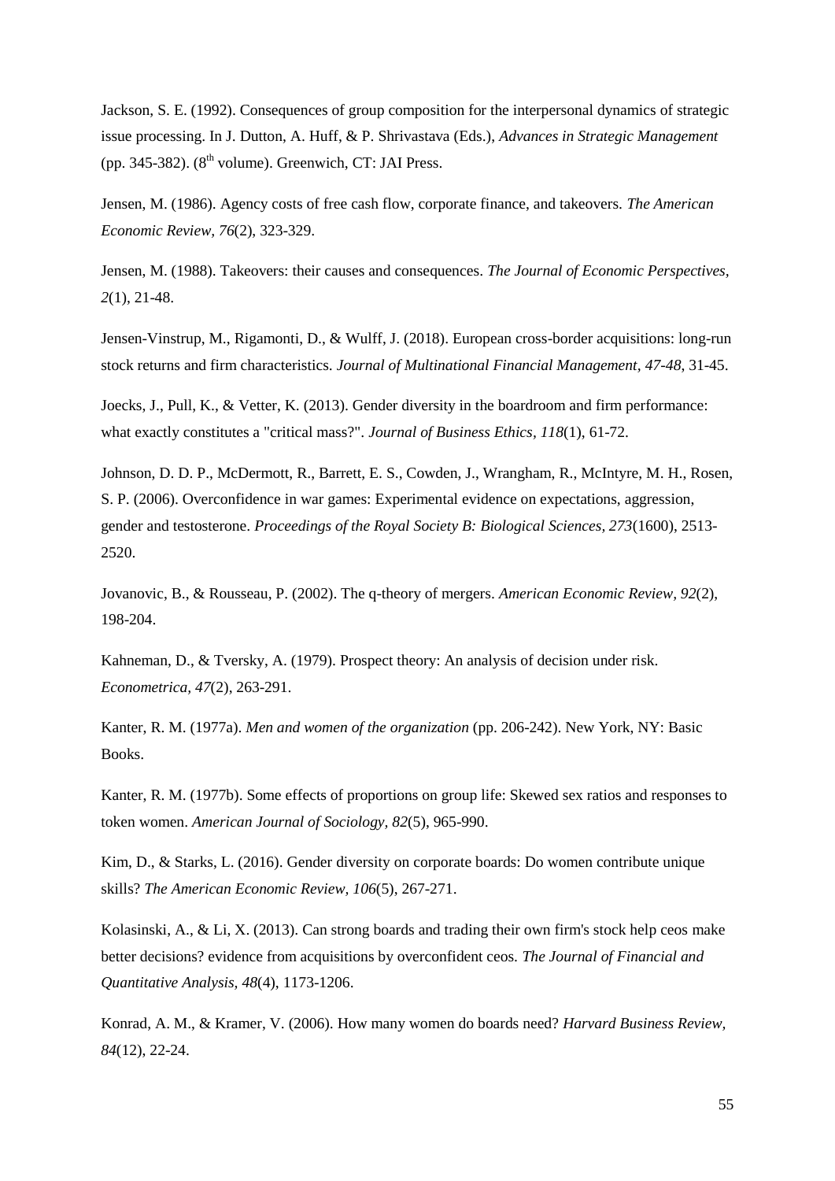Jackson, S. E. (1992). Consequences of group composition for the interpersonal dynamics of strategic issue processing. In J. Dutton, A. Huff, & P. Shrivastava (Eds.), *Advances in Strategic Management* (pp. 345-382). (8th volume). Greenwich, CT: JAI Press.

Jensen, M. (1986). Agency costs of free cash flow, corporate finance, and takeovers. *The American Economic Review, 76*(2), 323-329.

Jensen, M. (1988). Takeovers: their causes and consequences. *The Journal of Economic Perspectives, 2*(1), 21-48.

Jensen-Vinstrup, M., Rigamonti, D., & Wulff, J. (2018). European cross-border acquisitions: long-run stock returns and firm characteristics. *Journal of Multinational Financial Management, 47-48*, 31-45.

Joecks, J., Pull, K., & Vetter, K. (2013). Gender diversity in the boardroom and firm performance: what exactly constitutes a "critical mass?". *Journal of Business Ethics, 118*(1), 61-72.

Johnson, D. D. P., McDermott, R., Barrett, E. S., Cowden, J., Wrangham, R., McIntyre, M. H., Rosen, S. P. (2006). Overconfidence in war games: Experimental evidence on expectations, aggression, gender and testosterone. *Proceedings of the Royal Society B: Biological Sciences, 273*(1600), 2513-2520.

Jovanovic, B., & Rousseau, P. (2002). The q-theory of mergers. *American Economic Review, 92*(2), 198-204.

Kahneman, D., & Tversky, A. (1979). Prospect theory: An analysis of decision under risk. *Econometrica, 47*(2), 263-291.

Kanter, R. M. (1977a). *Men and women of the organization* (pp. 206-242). New York, NY: Basic Books.

Kanter, R. M. (1977b). Some effects of proportions on group life: Skewed sex ratios and responses to token women. *American Journal of Sociology, 82*(5), 965-990.

Kim, D., & Starks, L. (2016). Gender diversity on corporate boards: Do women contribute unique skills? *The American Economic Review, 106*(5), 267-271.

Kolasinski, A., & Li, X. (2013). Can strong boards and trading their own firm's stock help ceos make better decisions? evidence from acquisitions by overconfident ceos. *The Journal of Financial and Quantitative Analysis, 48*(4), 1173-1206.

Konrad, A. M., & Kramer, V. (2006). How many women do boards need? *Harvard Business Review, 84*(12), 22-24.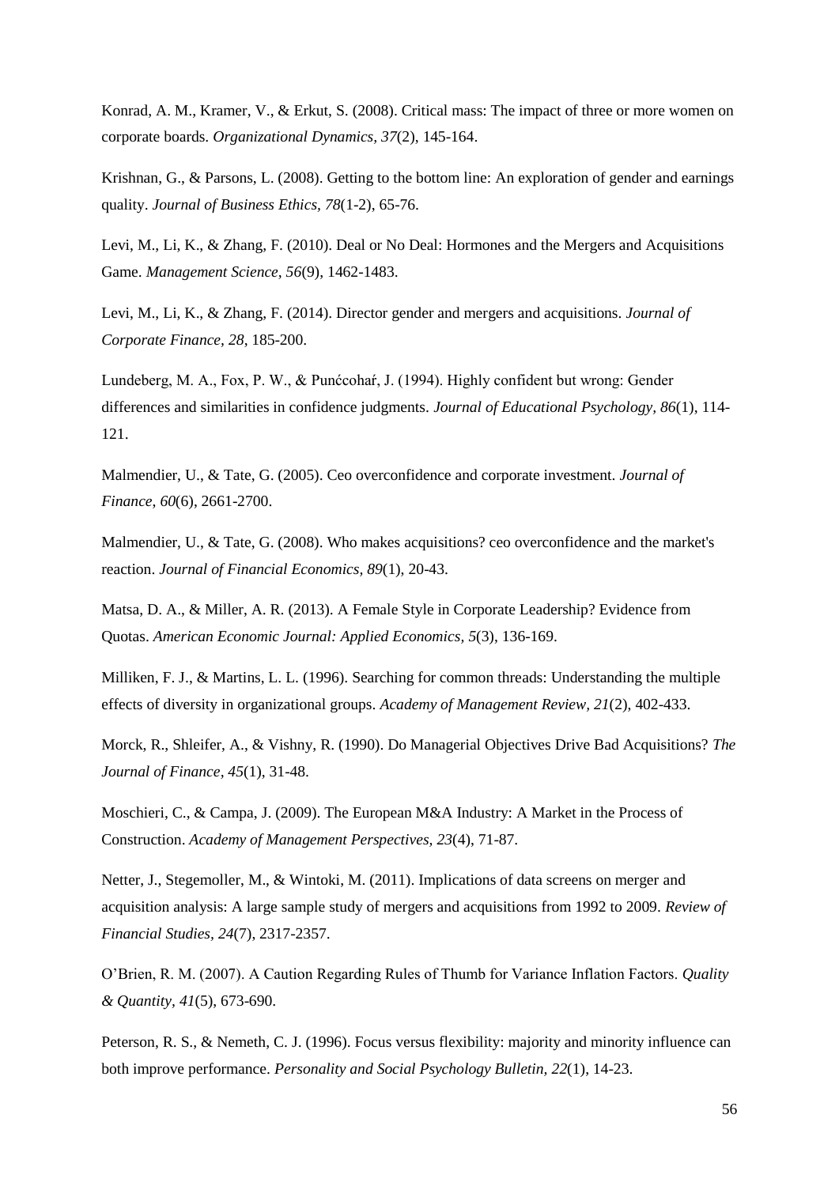Konrad, A. M., Kramer, V., & Erkut, S. (2008). Critical mass: The impact of three or more women on corporate boards. *Organizational Dynamics*, *37*(2), 145-164.

Krishnan, G., & Parsons, L. (2008). Getting to the bottom line: An exploration of gender and earnings quality. *Journal of Business Ethics*, *78*(1-2), 65-76.

Levi, M., Li, K., & Zhang, F. (2010). Deal or No Deal: Hormones and the Mergers and Acquisitions Game. *Management Science*, *56*(9), 1462-1483.

Levi, M., Li, K., & Zhang, F. (2014). Director gender and mergers and acquisitions. *Journal of Corporate Finance*, *28*, 185-200.

Lundeberg, M. A., Fox, P. W., & Punćcohaŕ, J. (1994). Highly confident but wrong: Gender differences and similarities in confidence judgments. *Journal of Educational Psychology, 86*(1), 114-121.

Malmendier, U., & Tate, G. (2005). Ceo overconfidence and corporate investment. *Journal of Finance*, *60*(6), 2661-2700.

Malmendier, U., & Tate, G. (2008). Who makes acquisitions? ceo overconfidence and the market's reaction. *Journal of Financial Economics*, *89*(1), 20-43.

Matsa, D. A., & Miller, A. R. (2013). A Female Style in Corporate Leadership? Evidence from Quotas. *American Economic Journal: Applied Economics, 5*(3), 136-169.

Milliken, F. J., & Martins, L. L. (1996). Searching for common threads: Understanding the multiple effects of diversity in organizational groups. *Academy of Management Review, 21*(2), 402-433.

Morck, R., Shleifer, A., & Vishny, R. (1990). Do Managerial Objectives Drive Bad Acquisitions? *The Journal of Finance, 45*(1), 31-48.

Moschieri, C., & Campa, J. (2009). The European M&A Industry: A Market in the Process of Construction. *Academy of Management Perspectives, 23*(4), 71-87.

Netter, J., Stegemoller, M., & Wintoki, M. (2011). Implications of data screens on merger and acquisition analysis: A large sample study of mergers and acquisitions from 1992 to 2009. *Review of Financial Studies, 24*(7), 2317-2357.

O'Brien, R. M. (2007). A Caution Regarding Rules of Thumb for Variance Inflation Factors. *Quality & Quantity, 41*(5), 673-690.

Peterson, R. S., & Nemeth, C. J. (1996). Focus versus flexibility: majority and minority influence can both improve performance. *Personality and Social Psychology Bulletin, 22*(1), 14-23.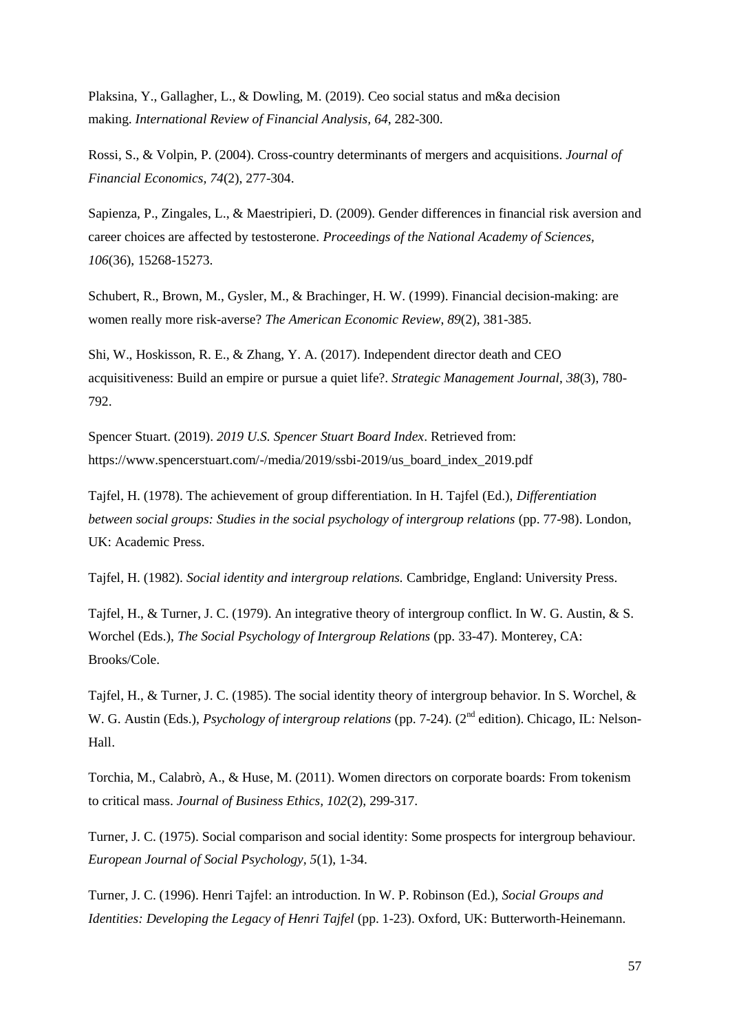Plaksina, Y., Gallagher, L., & Dowling, M. (2019). Ceo social status and m&a decision making. *International Review of Financial Analysis*, *64*, 282-300.

Rossi, S., & Volpin, P. (2004). Cross-country determinants of mergers and acquisitions. *Journal of Financial Economics*, *74*(2), 277-304.

Sapienza, P., Zingales, L., & Maestripieri, D. (2009). Gender differences in financial risk aversion and career choices are affected by testosterone. *Proceedings of the National Academy of Sciences, 106*(36), 15268-15273.

Schubert, R., Brown, M., Gysler, M., & Brachinger, H. W. (1999). Financial decision-making: are women really more risk-averse? *The American Economic Review*, *89*(2), 381-385.

Shi, W., Hoskisson, R. E., & Zhang, Y. A. (2017). Independent director death and CEO acquisitiveness: Build an empire or pursue a quiet life?. *Strategic Management Journal*, *38*(3), 780-792.

Spencer Stuart. (2019). *2019 U.S. Spencer Stuart Board Index*. Retrieved from: https://www.spencerstuart.com/-/media/2019/ssbi-2019/us_board_index_2019.pdf

Tajfel, H. (1978). The achievement of group differentiation. In H. Tajfel (Ed.), *Differentiation between social groups: Studies in the social psychology of intergroup relations* (pp. 77-98). London, UK: Academic Press.

Tajfel, H. (1982). *Social identity and intergroup relations.* Cambridge, England: University Press.

Tajfel, H., & Turner, J. C. (1979). An integrative theory of intergroup conflict. In W. G. Austin, & S. Worchel (Eds.), *The Social Psychology of Intergroup Relations* (pp. 33-47). Monterey, CA: Brooks/Cole.

Tajfel, H., & Turner, J. C. (1985). The social identity theory of intergroup behavior. In S. Worchel, & W. G. Austin (Eds.), *Psychology of intergroup relations* (pp. 7-24). (2nd edition). Chicago, IL: Nelson-Hall.

Torchia, M., Calabrò, A., & Huse, M. (2011). Women directors on corporate boards: From tokenism to critical mass. *Journal of Business Ethics, 102*(2), 299-317.

Turner, J. C. (1975). Social comparison and social identity: Some prospects for intergroup behaviour. *European Journal of Social Psychology, 5*(1), 1-34.

Turner, J. C. (1996). Henri Tajfel: an introduction. In W. P. Robinson (Ed.), *Social Groups and Identities: Developing the Legacy of Henri Tajfel* (pp. 1-23). Oxford, UK: Butterworth-Heinemann.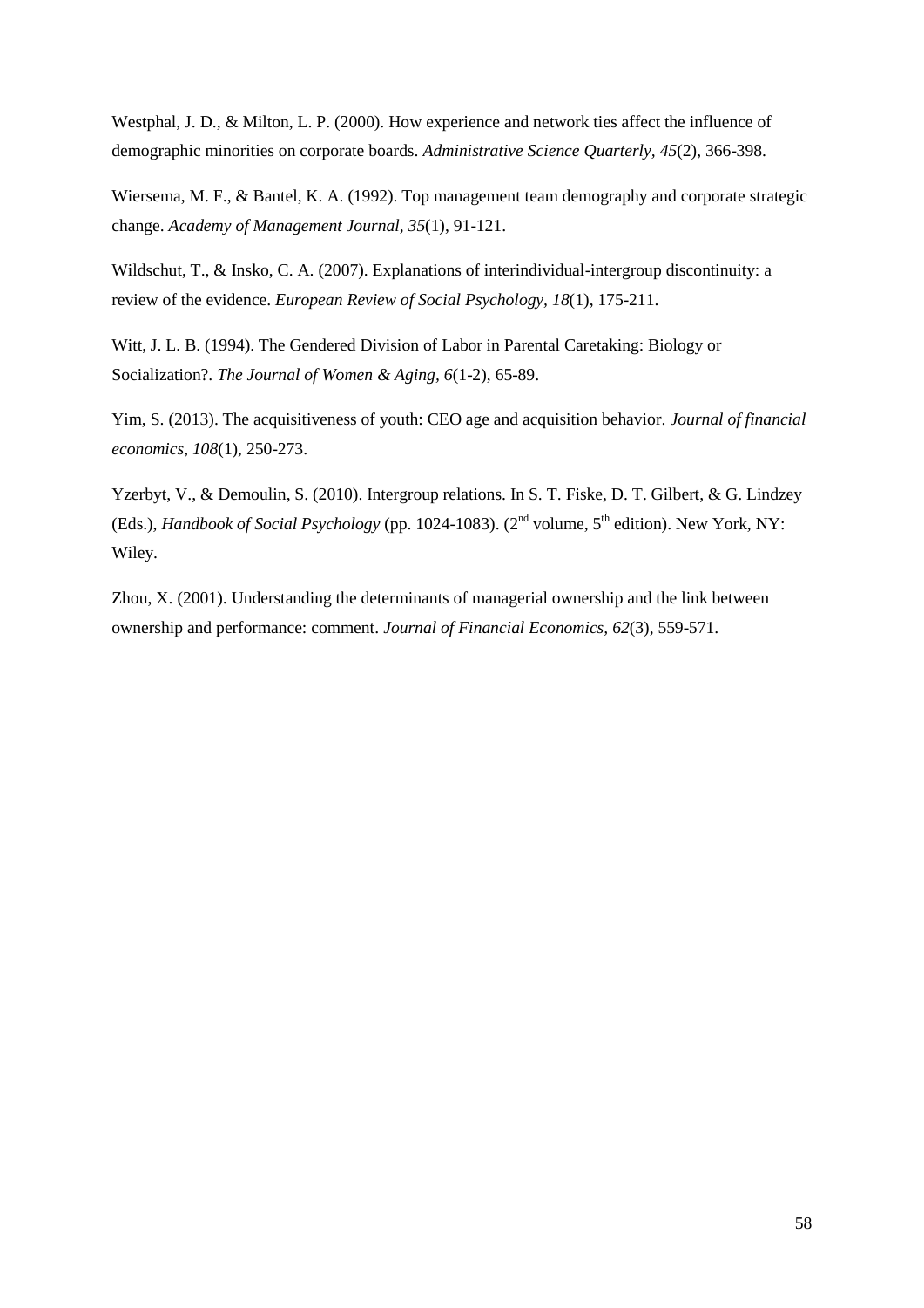Westphal, J. D., & Milton, L. P. (2000). How experience and network ties affect the influence of demographic minorities on corporate boards. *Administrative Science Quarterly*, *45*(2), 366-398.

Wiersema, M. F., & Bantel, K. A. (1992). Top management team demography and corporate strategic change. *Academy of Management Journal*, *35*(1), 91-121.

Wildschut, T., & Insko, C. A. (2007). Explanations of interindividual-intergroup discontinuity: a review of the evidence. *European Review of Social Psychology*, *18*(1), 175-211.

Witt, J. L. B. (1994). The Gendered Division of Labor in Parental Caretaking: Biology or Socialization?. *The Journal of Women & Aging*, *6*(1-2), 65-89.

Yim, S. (2013). The acquisitiveness of youth: CEO age and acquisition behavior. *Journal of financial economics*, *108*(1), 250-273.

Yzerbyt, V., & Demoulin, S. (2010). Intergroup relations. In S. T. Fiske, D. T. Gilbert, & G. Lindzey (Eds.), *Handbook of Social Psychology* (pp. 1024-1083). (2nd volume, 5th edition). New York, NY: Wiley.

Zhou, X. (2001). Understanding the determinants of managerial ownership and the link between ownership and performance: comment. *Journal of Financial Economics*, *62*(3), 559-571.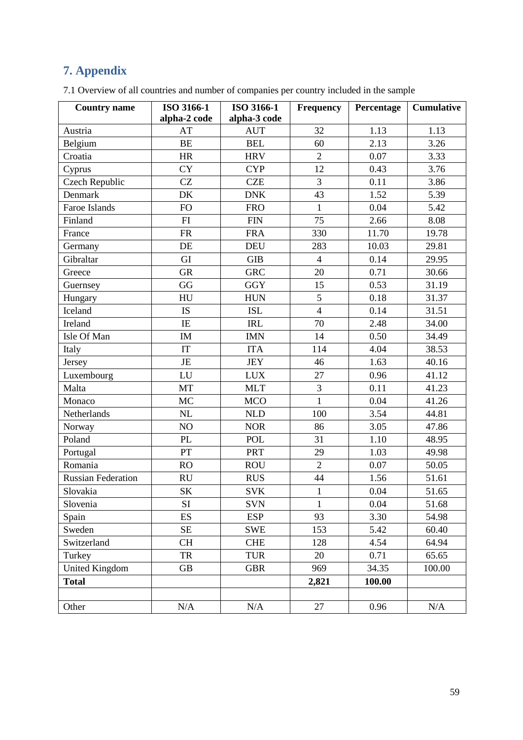# 7. Appendix

7.1 Overview of all countries and number of companies per country included in the sample

| Country name | ISO 3166-1 alpha-2 code | ISO 3166-1 alpha-3 code | Frequency | Percentage | Cumulative |
|---|---|---|---|---|---|
| Austria | AT | AUT | 32 | 1.13 | 1.13 |
| Belgium | BE | BEL | 60 | 2.13 | 3.26 |
| Croatia | HR | HRV | 2 | 0.07 | 3.33 |
| Cyprus | CY | CYP | 12 | 0.43 | 3.76 |
| Czech Republic | CZ | CZE | 3 | 0.11 | 3.86 |
| Denmark | DK | DNK | 43 | 1.52 | 5.39 |
| Faroe Islands | FO | FRO | 1 | 0.04 | 5.42 |
| Finland | FI | FIN | 75 | 2.66 | 8.08 |
| France | FR | FRA | 330 | 11.70 | 19.78 |
| Germany | DE | DEU | 283 | 10.03 | 29.81 |
| Gibraltar | GI | GIB | 4 | 0.14 | 29.95 |
| Greece | GR | GRC | 20 | 0.71 | 30.66 |
| Guernsey | GG | GGY | 15 | 0.53 | 31.19 |
| Hungary | HU | HUN | 5 | 0.18 | 31.37 |
| Iceland | IS | ISL | 4 | 0.14 | 31.51 |
| Ireland | IE | IRL | 70 | 2.48 | 34.00 |
| Isle Of Man | IM | IMN | 14 | 0.50 | 34.49 |
| Italy | IT | ITA | 114 | 4.04 | 38.53 |
| Jersey | JE | JEY | 46 | 1.63 | 40.16 |
| Luxembourg | LU | LUX | 27 | 0.96 | 41.12 |
| Malta | MT | MLT | 3 | 0.11 | 41.23 |
| Monaco | MC | MCO | 1 | 0.04 | 41.26 |
| Netherlands | NL | NLD | 100 | 3.54 | 44.81 |
| Norway | NO | NOR | 86 | 3.05 | 47.86 |
| Poland | PL | POL | 31 | 1.10 | 48.95 |
| Portugal | PT | PRT | 29 | 1.03 | 49.98 |
| Romania | RO | ROU | 2 | 0.07 | 50.05 |
| Russian Federation | RU | RUS | 44 | 1.56 | 51.61 |
| Slovakia | SK | SVK | 1 | 0.04 | 51.65 |
| Slovenia | SI | SVN | 1 | 0.04 | 51.68 |
| Spain | ES | ESP | 93 | 3.30 | 54.98 |
| Sweden | SE | SWE | 153 | 5.42 | 60.40 |
| Switzerland | CH | CHE | 128 | 4.54 | 64.94 |
| Turkey | TR | TUR | 20 | 0.71 | 65.65 |
| United Kingdom | GB | GBR | 969 | 34.35 | 100.00 |
| **Total** | | | **2,821** | **100.00** | |
| | | | | | |
| Other | N/A | N/A | 27 | 0.96 | N/A |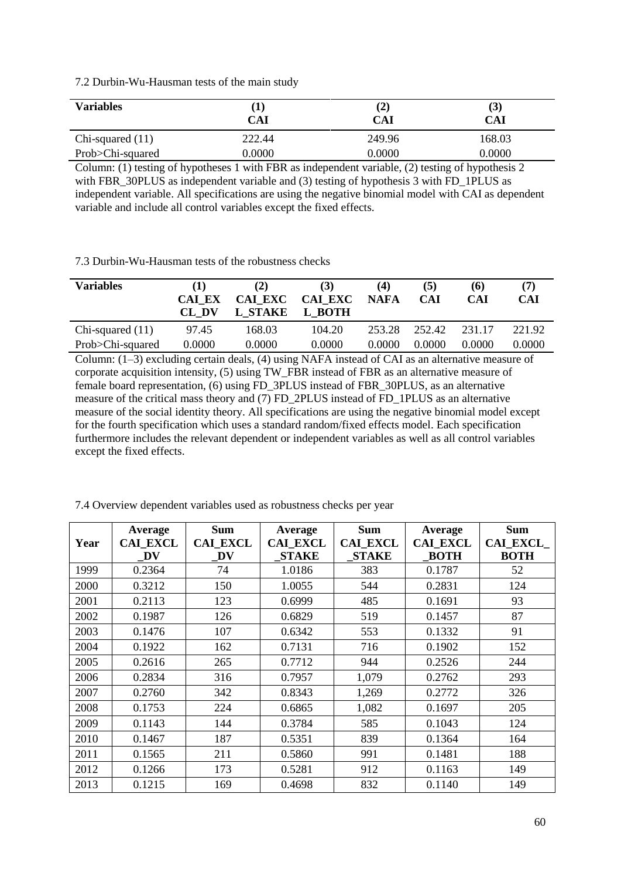7.2 Durbin-Wu-Hausman tests of the main study

| Variables | (1)<br>CAI | (2)<br>CAI | (3)<br>CAI |
|---|---|---|---|
| Chi-squared (11) | 222.44 | 249.96 | 168.03 |
| Prob>Chi-squared | 0.0000 | 0.0000 | 0.0000 |

Column: (1) testing of hypotheses 1 with FBR as independent variable, (2) testing of hypothesis 2 with FBR_30PLUS as independent variable and (3) testing of hypothesis 3 with FD_1PLUS as independent variable. All specifications are using the negative binomial model with CAI as dependent variable and include all control variables except the fixed effects.

7.3 Durbin-Wu-Hausman tests of the robustness checks

| Variables | (1)<br>CAI_EXCL_DV | (2)<br>CAI_EXCL_STAKE | (3)<br>CAI_EXCL_BOTH | (4)<br>NAFA | (5)<br>CAI | (6)<br>CAI | (7)<br>CAI |
|---|---|---|---|---|---|---|---|
| Chi-squared (11) | 97.45 | 168.03 | 104.20 | 253.28 | 252.42 | 231.17 | 221.92 |
| Prob>Chi-squared | 0.0000 | 0.0000 | 0.0000 | 0.0000 | 0.0000 | 0.0000 | 0.0000 |

Column: (1–3) excluding certain deals, (4) using NAFA instead of CAI as an alternative measure of corporate acquisition intensity, (5) using TW_FBR instead of FBR as an alternative measure of female board representation, (6) using FD_3PLUS instead of FBR_30PLUS, as an alternative measure of the critical mass theory and (7) FD_2PLUS instead of FD_1PLUS as an alternative measure of the social identity theory. All specifications are using the negative binomial model except for the fourth specification which uses a standard random/fixed effects model. Each specification furthermore includes the relevant dependent or independent variables as well as all control variables except the fixed effects.

7.4 Overview dependent variables used as robustness checks per year

| Year | Average CAI_EXCL_DV | Sum CAI_EXCL_DV | Average CAI_EXCL_STAKE | Sum CAI_EXCL_STAKE | Average CAI_EXCL_BOTH | Sum CAI_EXCL_BOTH |
|---|---|---|---|---|---|---|
| 1999 | 0.2364 | 74 | 1.0186 | 383 | 0.1787 | 52 |
| 2000 | 0.3212 | 150 | 1.0055 | 544 | 0.2831 | 124 |
| 2001 | 0.2113 | 123 | 0.6999 | 485 | 0.1691 | 93 |
| 2002 | 0.1987 | 126 | 0.6829 | 519 | 0.1457 | 87 |
| 2003 | 0.1476 | 107 | 0.6342 | 553 | 0.1332 | 91 |
| 2004 | 0.1922 | 162 | 0.7131 | 716 | 0.1902 | 152 |
| 2005 | 0.2616 | 265 | 0.7712 | 944 | 0.2526 | 244 |
| 2006 | 0.2834 | 316 | 0.7957 | 1,079 | 0.2762 | 293 |
| 2007 | 0.2760 | 342 | 0.8343 | 1,269 | 0.2772 | 326 |
| 2008 | 0.1753 | 224 | 0.6865 | 1,082 | 0.1697 | 205 |
| 2009 | 0.1143 | 144 | 0.3784 | 585 | 0.1043 | 124 |
| 2010 | 0.1467 | 187 | 0.5351 | 839 | 0.1364 | 164 |
| 2011 | 0.1565 | 211 | 0.5860 | 991 | 0.1481 | 188 |
| 2012 | 0.1266 | 173 | 0.5281 | 912 | 0.1163 | 149 |
| 2013 | 0.1215 | 169 | 0.4698 | 832 | 0.1140 | 149 |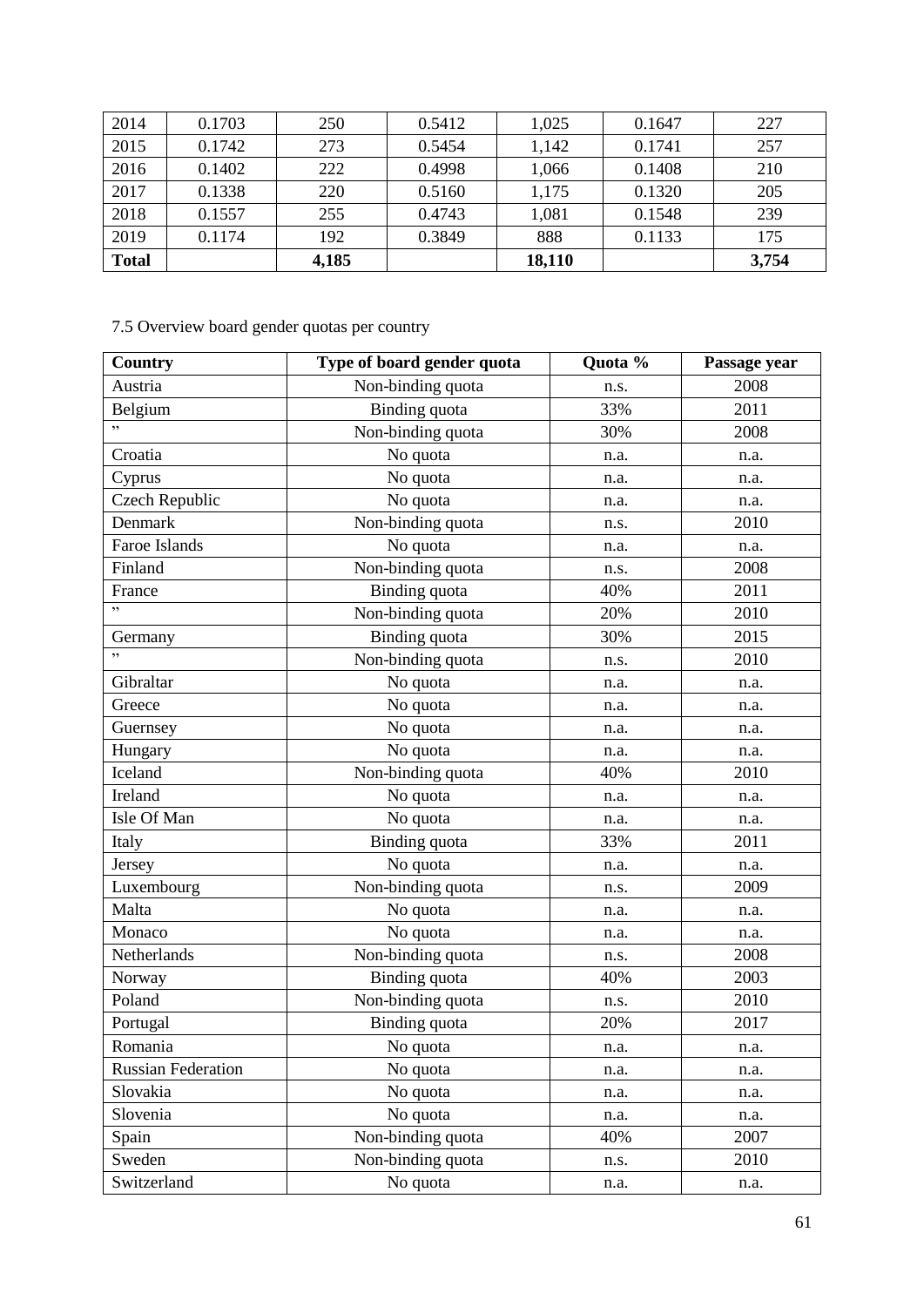| 2014 | 0.1703 | 250 | 0.5412 | 1,025 | 0.1647 | 227 |
|---|---|---|---|---|---|---|
| 2015 | 0.1742 | 273 | 0.5454 | 1,142 | 0.1741 | 257 |
| 2016 | 0.1402 | 222 | 0.4998 | 1,066 | 0.1408 | 210 |
| 2017 | 0.1338 | 220 | 0.5160 | 1,175 | 0.1320 | 205 |
| 2018 | 0.1557 | 255 | 0.4743 | 1,081 | 0.1548 | 239 |
| 2019 | 0.1174 | 192 | 0.3849 | 888 | 0.1133 | 175 |
| **Total** | | **4,185** | | **18,110** | | **3,754** |

7.5 Overview board gender quotas per country

| **Country** | **Type of board gender quota** | **Quota %** | **Passage year** |
|---|---|---|---|
| Austria | Non-binding quota | n.s. | 2008 |
| Belgium | Binding quota | 33% | 2011 |
| ” | Non-binding quota | 30% | 2008 |
| Croatia | No quota | n.a. | n.a. |
| Cyprus | No quota | n.a. | n.a. |
| Czech Republic | No quota | n.a. | n.a. |
| Denmark | Non-binding quota | n.s. | 2010 |
| Faroe Islands | No quota | n.a. | n.a. |
| Finland | Non-binding quota | n.s. | 2008 |
| France | Binding quota | 40% | 2011 |
| ” | Non-binding quota | 20% | 2010 |
| Germany | Binding quota | 30% | 2015 |
| ” | Non-binding quota | n.s. | 2010 |
| Gibraltar | No quota | n.a. | n.a. |
| Greece | No quota | n.a. | n.a. |
| Guernsey | No quota | n.a. | n.a. |
| Hungary | No quota | n.a. | n.a. |
| Iceland | Non-binding quota | 40% | 2010 |
| Ireland | No quota | n.a. | n.a. |
| Isle Of Man | No quota | n.a. | n.a. |
| Italy | Binding quota | 33% | 2011 |
| Jersey | No quota | n.a. | n.a. |
| Luxembourg | Non-binding quota | n.s. | 2009 |
| Malta | No quota | n.a. | n.a. |
| Monaco | No quota | n.a. | n.a. |
| Netherlands | Non-binding quota | n.s. | 2008 |
| Norway | Binding quota | 40% | 2003 |
| Poland | Non-binding quota | n.s. | 2010 |
| Portugal | Binding quota | 20% | 2017 |
| Romania | No quota | n.a. | n.a. |
| Russian Federation | No quota | n.a. | n.a. |
| Slovakia | No quota | n.a. | n.a. |
| Slovenia | No quota | n.a. | n.a. |
| Spain | Non-binding quota | 40% | 2007 |
| Sweden | Non-binding quota | n.s. | 2010 |
| Switzerland | No quota | n.a. | n.a. |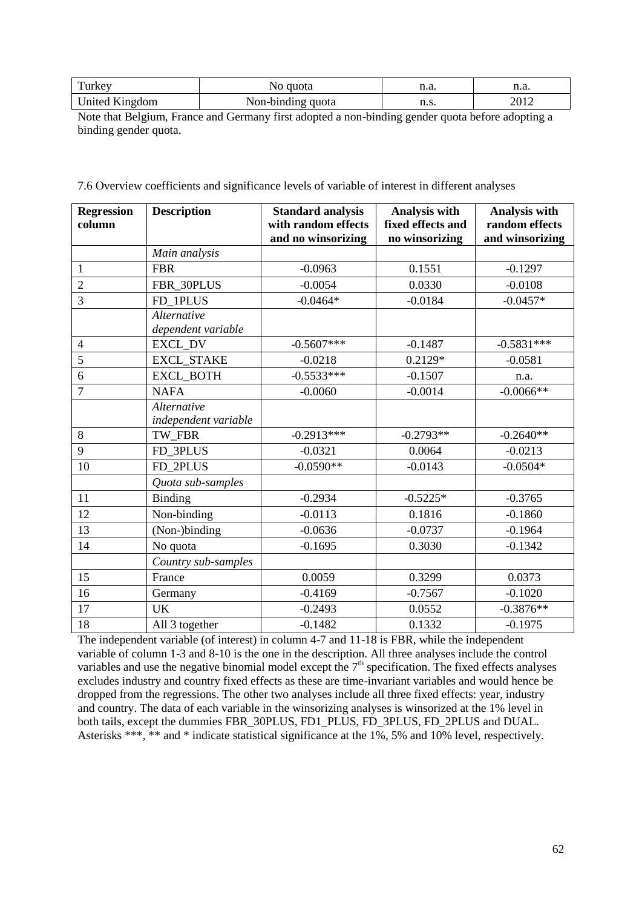| | | | |
|---|---|---|---|
| Turkey | No quota | n.a. | n.a. |
| United Kingdom | Non-binding quota | n.s. | 2012 |

Note that Belgium, France and Germany first adopted a non-binding gender quota before adopting a binding gender quota.

7.6 Overview coefficients and significance levels of variable of interest in different analyses

| Regression column | Description | Standard analysis with random effects and no winsorizing | Analysis with fixed effects and no winsorizing | Analysis with random effects and winsorizing |
|---|---|---|---|---|
| | *Main analysis* | | | |
| 1 | FBR | -0.0963 | 0.1551 | -0.1297 |
| 2 | FBR_30PLUS | -0.0054 | 0.0330 | -0.0108 |
| 3 | FD_1PLUS | -0.0464* | -0.0184 | -0.0457* |
| | *Alternative dependent variable* | | | |
| 4 | EXCL_DV | -0.5607*** | -0.1487 | -0.5831*** |
| 5 | EXCL_STAKE | -0.0218 | 0.2129* | -0.0581 |
| 6 | EXCL_BOTH | -0.5533*** | -0.1507 | n.a. |
| 7 | NAFA | -0.0060 | -0.0014 | -0.0066** |
| | *Alternative independent variable* | | | |
| 8 | TW_FBR | -0.2913*** | -0.2793** | -0.2640** |
| 9 | FD_3PLUS | -0.0321 | 0.0064 | -0.0213 |
| 10 | FD_2PLUS | -0.0590** | -0.0143 | -0.0504* |
| | *Quota sub-samples* | | | |
| 11 | Binding | -0.2934 | -0.5225* | -0.3765 |
| 12 | Non-binding | -0.0113 | 0.1816 | -0.1860 |
| 13 | (Non-)binding | -0.0636 | -0.0737 | -0.1964 |
| 14 | No quota | -0.1695 | 0.3030 | -0.1342 |
| | *Country sub-samples* | | | |
| 15 | France | 0.0059 | 0.3299 | 0.0373 |
| 16 | Germany | -0.4169 | -0.7567 | -0.1020 |
| 17 | UK | -0.2493 | 0.0552 | -0.3876** |
| 18 | All 3 together | -0.1482 | 0.1332 | -0.1975 |

The independent variable (of interest) in column 4-7 and 11-18 is FBR, while the independent variable of column 1-3 and 8-10 is the one in the description. All three analyses include the control variables and use the negative binomial model except the 7th specification. The fixed effects analyses excludes industry and country fixed effects as these are time-invariant variables and would hence be dropped from the regressions. The other two analyses include all three fixed effects: year, industry and country. The data of each variable in the winsorizing analyses is winsorized at the 1% level in both tails, except the dummies FBR_30PLUS, FD1_PLUS, FD_3PLUS, FD_2PLUS and DUAL. Asterisks ***, ** and * indicate statistical significance at the 1%, 5% and 10% level, respectively.